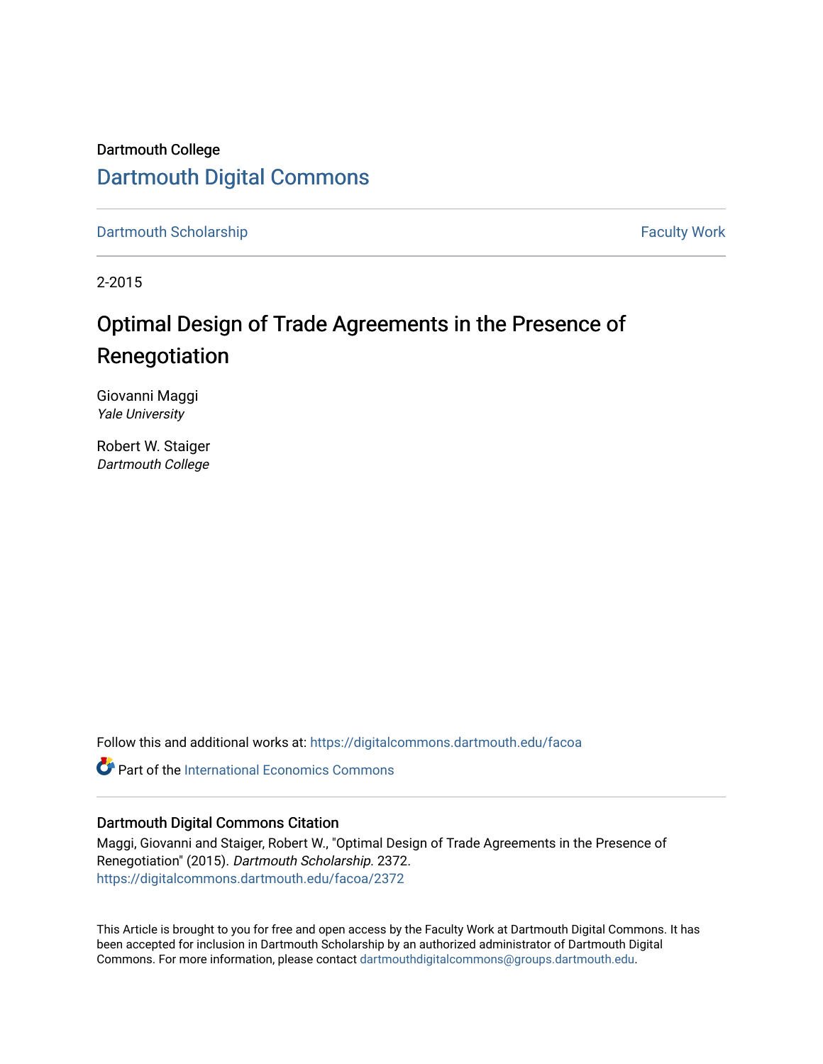Dartmouth College

# Dartmouth Digital Commons

Dartmouth Scholarship | Faculty Work

2-2015

## Optimal Design of Trade Agreements in the Presence of Renegotiation

Giovanni Maggi
*Yale University*

Robert W. Staiger
*Dartmouth College*

Follow this and additional works at: https://digitalcommons.dartmouth.edu/facoa

Part of the International Economics Commons

### Dartmouth Digital Commons Citation

Maggi, Giovanni and Staiger, Robert W., "Optimal Design of Trade Agreements in the Presence of Renegotiation" (2015). *Dartmouth Scholarship*. 2372.
https://digitalcommons.dartmouth.edu/facoa/2372

This Article is brought to you for free and open access by the Faculty Work at Dartmouth Digital Commons. It has been accepted for inclusion in Dartmouth Scholarship by an authorized administrator of Dartmouth Digital Commons. For more information, please contact dartmouthdigitalcommons@groups.dartmouth.edu.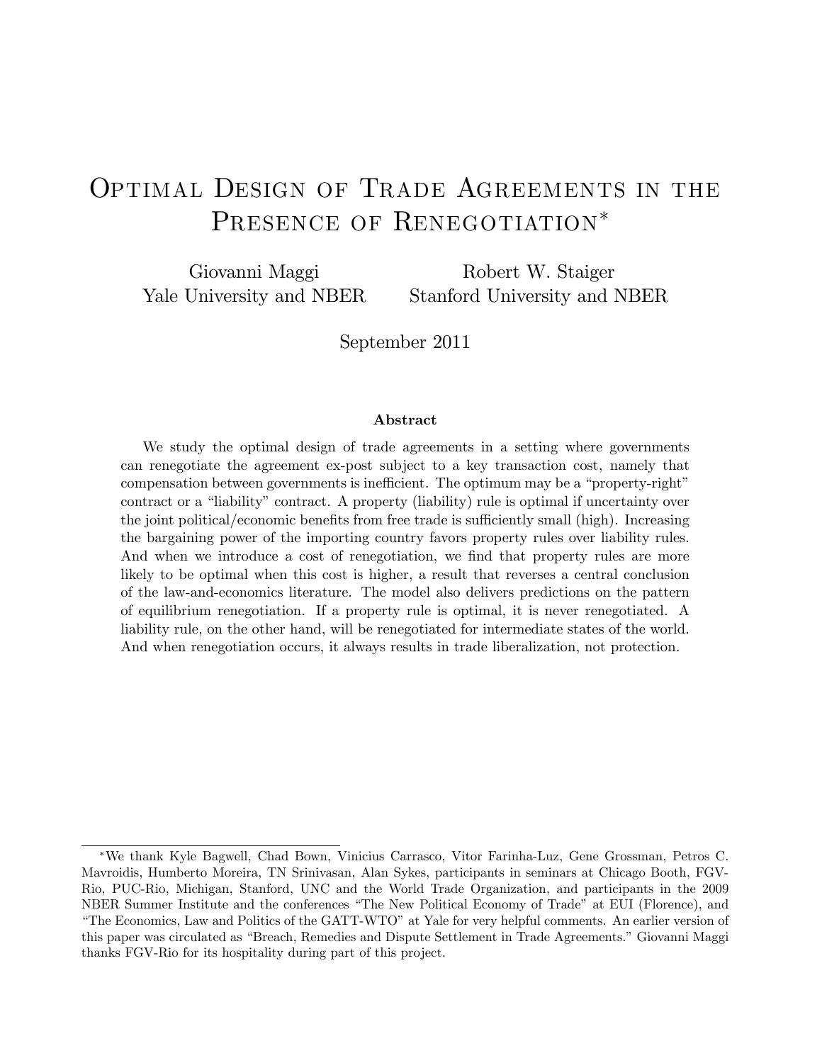# Optimal Design of Trade Agreements in the Presence of Renegotiation*

Giovanni Maggi
Yale University and NBER

Robert W. Staiger
Stanford University and NBER

September 2011

### Abstract

We study the optimal design of trade agreements in a setting where governments can renegotiate the agreement ex-post subject to a key transaction cost, namely that compensation between governments is inefficient. The optimum may be a "property-right" contract or a "liability" contract. A property (liability) rule is optimal if uncertainty over the joint political/economic benefits from free trade is sufficiently small (high). Increasing the bargaining power of the importing country favors property rules over liability rules. And when we introduce a cost of renegotiation, we find that property rules are more likely to be optimal when this cost is higher, a result that reverses a central conclusion of the law-and-economics literature. The model also delivers predictions on the pattern of equilibrium renegotiation. If a property rule is optimal, it is never renegotiated. A liability rule, on the other hand, will be renegotiated for intermediate states of the world. And when renegotiation occurs, it always results in trade liberalization, not protection.

*We thank Kyle Bagwell, Chad Bown, Vinicius Carrasco, Vitor Farinha-Luz, Gene Grossman, Petros C. Mavroidis, Humberto Moreira, TN Srinivasan, Alan Sykes, participants in seminars at Chicago Booth, FGV-Rio, PUC-Rio, Michigan, Stanford, UNC and the World Trade Organization, and participants in the 2009 NBER Summer Institute and the conferences "The New Political Economy of Trade" at EUI (Florence), and "The Economics, Law and Politics of the GATT-WTO" at Yale for very helpful comments. An earlier version of this paper was circulated as "Breach, Remedies and Dispute Settlement in Trade Agreements." Giovanni Maggi thanks FGV-Rio for its hospitality during part of this project.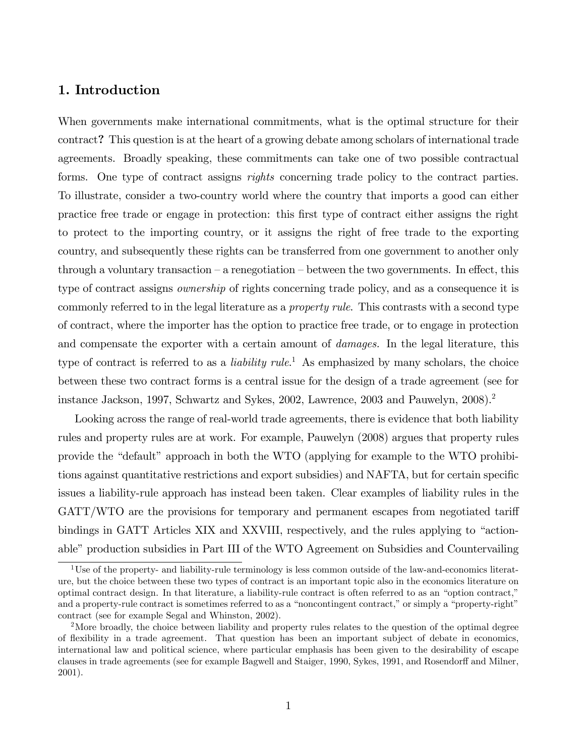## 1. Introduction

When governments make international commitments, what is the optimal structure for their contract**?** This question is at the heart of a growing debate among scholars of international trade agreements. Broadly speaking, these commitments can take one of two possible contractual forms. One type of contract assigns *rights* concerning trade policy to the contract parties. To illustrate, consider a two-country world where the country that imports a good can either practice free trade or engage in protection: this first type of contract either assigns the right to protect to the importing country, or it assigns the right of free trade to the exporting country, and subsequently these rights can be transferred from one government to another only through a voluntary transaction – a renegotiation – between the two governments. In effect, this type of contract assigns *ownership* of rights concerning trade policy, and as a consequence it is commonly referred to in the legal literature as a *property rule.* This contrasts with a second type of contract, where the importer has the option to practice free trade, or to engage in protection and compensate the exporter with a certain amount of *damages.* In the legal literature, this type of contract is referred to as a *liability rule*.[1] As emphasized by many scholars, the choice between these two contract forms is a central issue for the design of a trade agreement (see for instance Jackson, 1997, Schwartz and Sykes, 2002, Lawrence, 2003 and Pauwelyn, 2008).[2]

Looking across the range of real-world trade agreements, there is evidence that both liability rules and property rules are at work. For example, Pauwelyn (2008) argues that property rules provide the "default" approach in both the WTO (applying for example to the WTO prohibitions against quantitative restrictions and export subsidies) and NAFTA, but for certain specific issues a liability-rule approach has instead been taken. Clear examples of liability rules in the GATT/WTO are the provisions for temporary and permanent escapes from negotiated tariff bindings in GATT Articles XIX and XXVIII, respectively, and the rules applying to "actionable" production subsidies in Part III of the WTO Agreement on Subsidies and Countervailing

[1] Use of the property- and liability-rule terminology is less common outside of the law-and-economics literature, but the choice between these two types of contract is an important topic also in the economics literature on optimal contract design. In that literature, a liability-rule contract is often referred to as an "option contract," and a property-rule contract is sometimes referred to as a "noncontingent contract," or simply a "property-right" contract (see for example Segal and Whinston, 2002).

[2] More broadly, the choice between liability and property rules relates to the question of the optimal degree of flexibility in a trade agreement. That question has been an important subject of debate in economics, international law and political science, where particular emphasis has been given to the desirability of escape clauses in trade agreements (see for example Bagwell and Staiger, 1990, Sykes, 1991, and Rosendorff and Milner, 2001).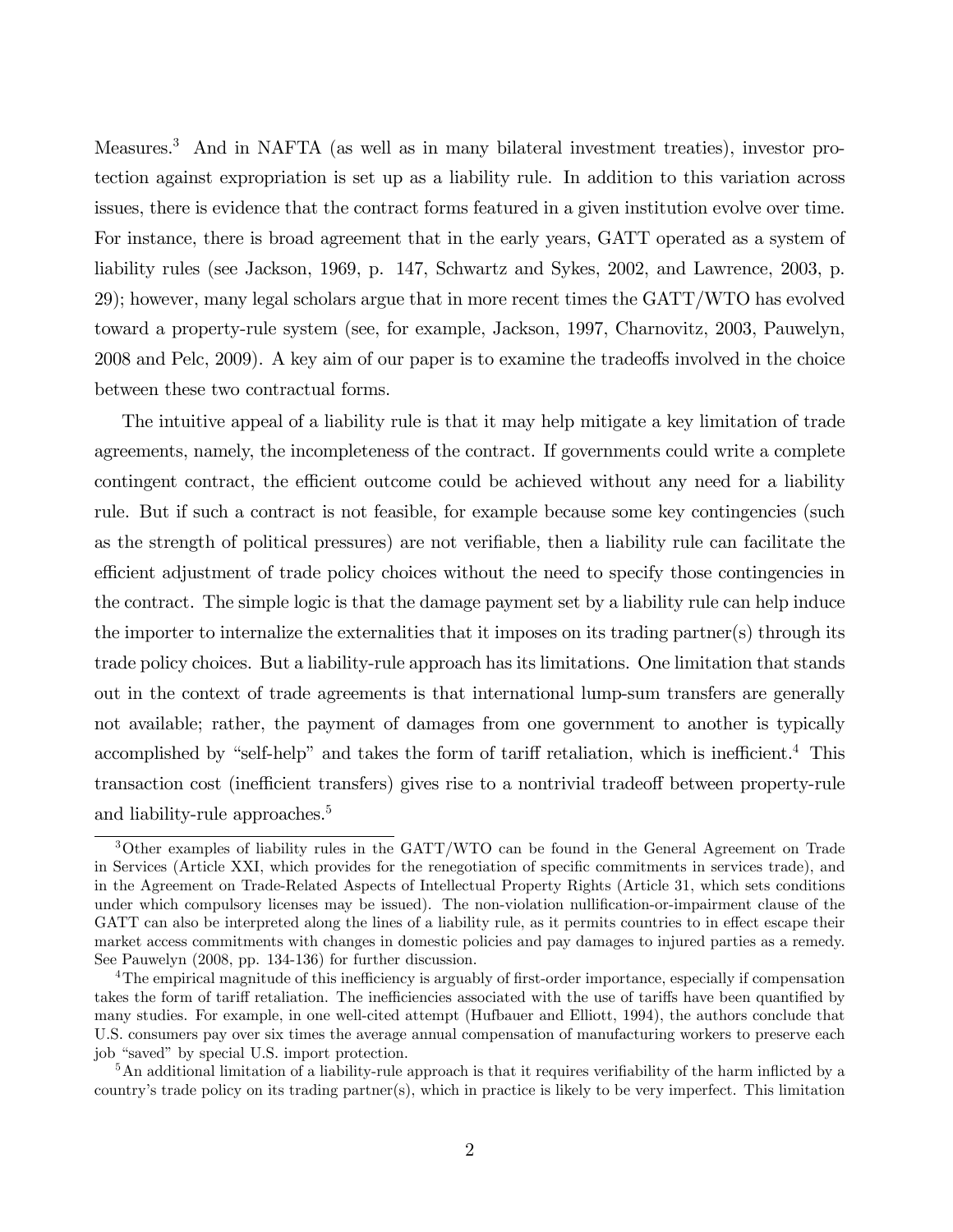Measures.[3] And in NAFTA (as well as in many bilateral investment treaties), investor protection against expropriation is set up as a liability rule. In addition to this variation across issues, there is evidence that the contract forms featured in a given institution evolve over time. For instance, there is broad agreement that in the early years, GATT operated as a system of liability rules (see Jackson, 1969, p. 147, Schwartz and Sykes, 2002, and Lawrence, 2003, p. 29); however, many legal scholars argue that in more recent times the GATT/WTO has evolved toward a property-rule system (see, for example, Jackson, 1997, Charnovitz, 2003, Pauwelyn, 2008 and Pelc, 2009). A key aim of our paper is to examine the tradeoffs involved in the choice between these two contractual forms.

The intuitive appeal of a liability rule is that it may help mitigate a key limitation of trade agreements, namely, the incompleteness of the contract. If governments could write a complete contingent contract, the efficient outcome could be achieved without any need for a liability rule. But if such a contract is not feasible, for example because some key contingencies (such as the strength of political pressures) are not verifiable, then a liability rule can facilitate the efficient adjustment of trade policy choices without the need to specify those contingencies in the contract. The simple logic is that the damage payment set by a liability rule can help induce the importer to internalize the externalities that it imposes on its trading partner(s) through its trade policy choices. But a liability-rule approach has its limitations. One limitation that stands out in the context of trade agreements is that international lump-sum transfers are generally not available; rather, the payment of damages from one government to another is typically accomplished by "self-help" and takes the form of tariff retaliation, which is inefficient.[4] This transaction cost (inefficient transfers) gives rise to a nontrivial tradeoff between property-rule and liability-rule approaches.[5]

---

[3] Other examples of liability rules in the GATT/WTO can be found in the General Agreement on Trade in Services (Article XXI, which provides for the renegotiation of specific commitments in services trade), and in the Agreement on Trade-Related Aspects of Intellectual Property Rights (Article 31, which sets conditions under which compulsory licenses may be issued). The non-violation nullification-or-impairment clause of the GATT can also be interpreted along the lines of a liability rule, as it permits countries to in effect escape their market access commitments with changes in domestic policies and pay damages to injured parties as a remedy. See Pauwelyn (2008, pp. 134-136) for further discussion.

[4] The empirical magnitude of this inefficiency is arguably of first-order importance, especially if compensation takes the form of tariff retaliation. The inefficiencies associated with the use of tariffs have been quantified by many studies. For example, in one well-cited attempt (Hufbauer and Elliott, 1994), the authors conclude that U.S. consumers pay over six times the average annual compensation of manufacturing workers to preserve each job "saved" by special U.S. import protection.

[5] An additional limitation of a liability-rule approach is that it requires verifiability of the harm inflicted by a country's trade policy on its trading partner(s), which in practice is likely to be very imperfect. This limitation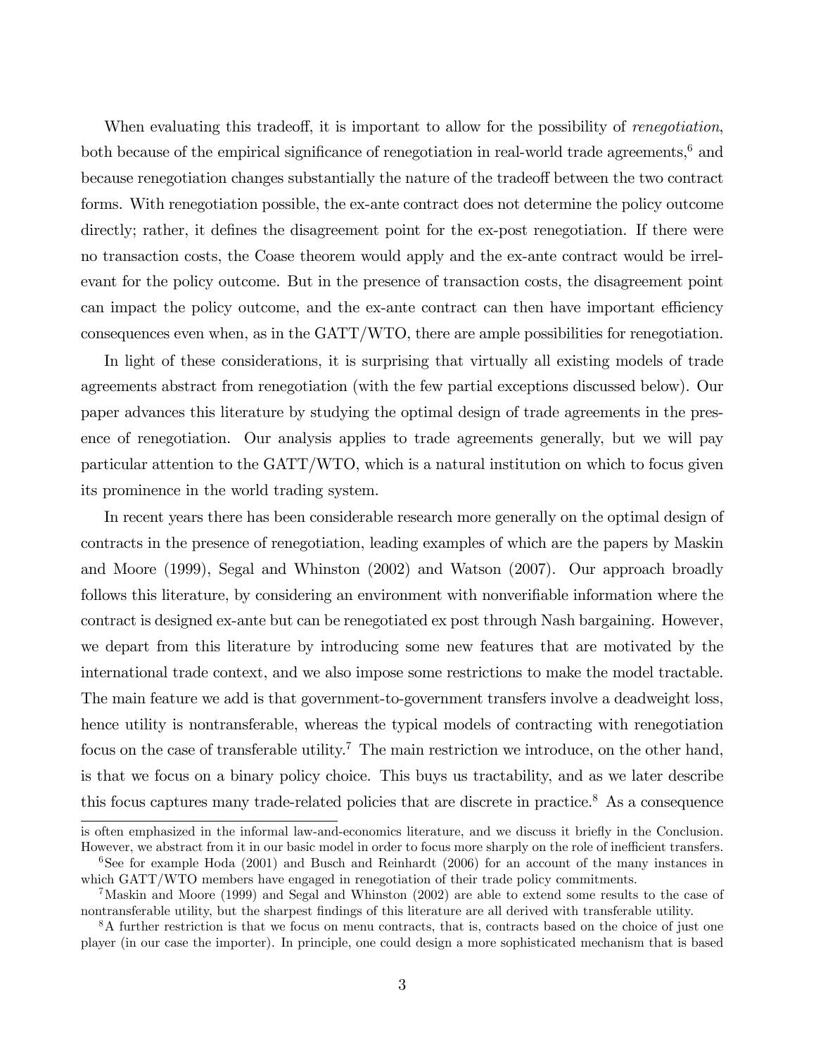When evaluating this tradeoff, it is important to allow for the possibility of *renegotiation*, both because of the empirical significance of renegotiation in real-world trade agreements,[6] and because renegotiation changes substantially the nature of the tradeoff between the two contract forms. With renegotiation possible, the ex-ante contract does not determine the policy outcome directly; rather, it defines the disagreement point for the ex-post renegotiation. If there were no transaction costs, the Coase theorem would apply and the ex-ante contract would be irrelevant for the policy outcome. But in the presence of transaction costs, the disagreement point can impact the policy outcome, and the ex-ante contract can then have important efficiency consequences even when, as in the GATT/WTO, there are ample possibilities for renegotiation.

In light of these considerations, it is surprising that virtually all existing models of trade agreements abstract from renegotiation (with the few partial exceptions discussed below). Our paper advances this literature by studying the optimal design of trade agreements in the presence of renegotiation. Our analysis applies to trade agreements generally, but we will pay particular attention to the GATT/WTO, which is a natural institution on which to focus given its prominence in the world trading system.

In recent years there has been considerable research more generally on the optimal design of contracts in the presence of renegotiation, leading examples of which are the papers by Maskin and Moore (1999), Segal and Whinston (2002) and Watson (2007). Our approach broadly follows this literature, by considering an environment with nonverifiable information where the contract is designed ex-ante but can be renegotiated ex post through Nash bargaining. However, we depart from this literature by introducing some new features that are motivated by the international trade context, and we also impose some restrictions to make the model tractable. The main feature we add is that government-to-government transfers involve a deadweight loss, hence utility is nontransferable, whereas the typical models of contracting with renegotiation focus on the case of transferable utility.[7] The main restriction we introduce, on the other hand, is that we focus on a binary policy choice. This buys us tractability, and as we later describe this focus captures many trade-related policies that are discrete in practice.[8] As a consequence

is often emphasized in the informal law-and-economics literature, and we discuss it briefly in the Conclusion. However, we abstract from it in our basic model in order to focus more sharply on the role of inefficient transfers.

[6] See for example Hoda (2001) and Busch and Reinhardt (2006) for an account of the many instances in which GATT/WTO members have engaged in renegotiation of their trade policy commitments.

[7] Maskin and Moore (1999) and Segal and Whinston (2002) are able to extend some results to the case of nontransferable utility, but the sharpest findings of this literature are all derived with transferable utility.

[8] A further restriction is that we focus on menu contracts, that is, contracts based on the choice of just one player (in our case the importer). In principle, one could design a more sophisticated mechanism that is based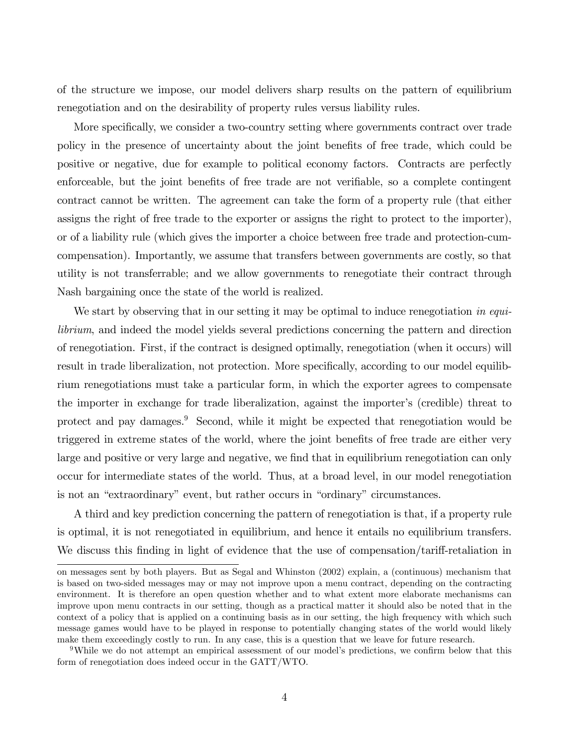of the structure we impose, our model delivers sharp results on the pattern of equilibrium renegotiation and on the desirability of property rules versus liability rules.

More specifically, we consider a two-country setting where governments contract over trade policy in the presence of uncertainty about the joint benefits of free trade, which could be positive or negative, due for example to political economy factors. Contracts are perfectly enforceable, but the joint benefits of free trade are not verifiable, so a complete contingent contract cannot be written. The agreement can take the form of a property rule (that either assigns the right of free trade to the exporter or assigns the right to protect to the importer), or of a liability rule (which gives the importer a choice between free trade and protection-cum-compensation). Importantly, we assume that transfers between governments are costly, so that utility is not transferrable; and we allow governments to renegotiate their contract through Nash bargaining once the state of the world is realized.

We start by observing that in our setting it may be optimal to induce renegotiation *in equilibrium*, and indeed the model yields several predictions concerning the pattern and direction of renegotiation. First, if the contract is designed optimally, renegotiation (when it occurs) will result in trade liberalization, not protection. More specifically, according to our model equilibrium renegotiations must take a particular form, in which the exporter agrees to compensate the importer in exchange for trade liberalization, against the importer's (credible) threat to protect and pay damages.[9] Second, while it might be expected that renegotiation would be triggered in extreme states of the world, where the joint benefits of free trade are either very large and positive or very large and negative, we find that in equilibrium renegotiation can only occur for intermediate states of the world. Thus, at a broad level, in our model renegotiation is not an "extraordinary" event, but rather occurs in "ordinary" circumstances.

A third and key prediction concerning the pattern of renegotiation is that, if a property rule is optimal, it is not renegotiated in equilibrium, and hence it entails no equilibrium transfers. We discuss this finding in light of evidence that the use of compensation/tariff-retaliation in

on messages sent by both players. But as Segal and Whinston (2002) explain, a (continuous) mechanism that is based on two-sided messages may or may not improve upon a menu contract, depending on the contracting environment. It is therefore an open question whether and to what extent more elaborate mechanisms can improve upon menu contracts in our setting, though as a practical matter it should also be noted that in the context of a policy that is applied on a continuing basis as in our setting, the high frequency with which such message games would have to be played in response to potentially changing states of the world would likely make them exceedingly costly to run. In any case, this is a question that we leave for future research.

[9] While we do not attempt an empirical assessment of our model's predictions, we confirm below that this form of renegotiation does indeed occur in the GATT/WTO.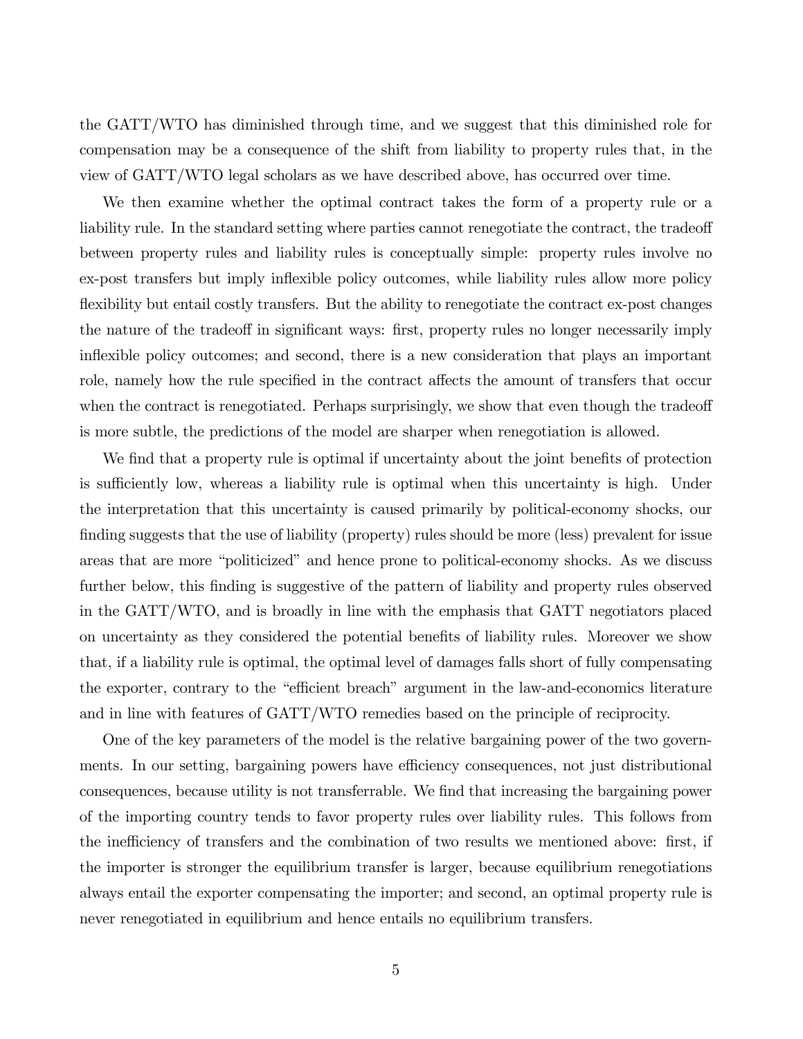the GATT/WTO has diminished through time, and we suggest that this diminished role for compensation may be a consequence of the shift from liability to property rules that, in the view of GATT/WTO legal scholars as we have described above, has occurred over time.

We then examine whether the optimal contract takes the form of a property rule or a liability rule. In the standard setting where parties cannot renegotiate the contract, the tradeoff between property rules and liability rules is conceptually simple: property rules involve no ex-post transfers but imply inflexible policy outcomes, while liability rules allow more policy flexibility but entail costly transfers. But the ability to renegotiate the contract ex-post changes the nature of the tradeoff in significant ways: first, property rules no longer necessarily imply inflexible policy outcomes; and second, there is a new consideration that plays an important role, namely how the rule specified in the contract affects the amount of transfers that occur when the contract is renegotiated. Perhaps surprisingly, we show that even though the tradeoff is more subtle, the predictions of the model are sharper when renegotiation is allowed.

We find that a property rule is optimal if uncertainty about the joint benefits of protection is sufficiently low, whereas a liability rule is optimal when this uncertainty is high. Under the interpretation that this uncertainty is caused primarily by political-economy shocks, our finding suggests that the use of liability (property) rules should be more (less) prevalent for issue areas that are more "politicized" and hence prone to political-economy shocks. As we discuss further below, this finding is suggestive of the pattern of liability and property rules observed in the GATT/WTO, and is broadly in line with the emphasis that GATT negotiators placed on uncertainty as they considered the potential benefits of liability rules. Moreover we show that, if a liability rule is optimal, the optimal level of damages falls short of fully compensating the exporter, contrary to the "efficient breach" argument in the law-and-economics literature and in line with features of GATT/WTO remedies based on the principle of reciprocity.

One of the key parameters of the model is the relative bargaining power of the two governments. In our setting, bargaining powers have efficiency consequences, not just distributional consequences, because utility is not transferrable. We find that increasing the bargaining power of the importing country tends to favor property rules over liability rules. This follows from the inefficiency of transfers and the combination of two results we mentioned above: first, if the importer is stronger the equilibrium transfer is larger, because equilibrium renegotiations always entail the exporter compensating the importer; and second, an optimal property rule is never renegotiated in equilibrium and hence entails no equilibrium transfers.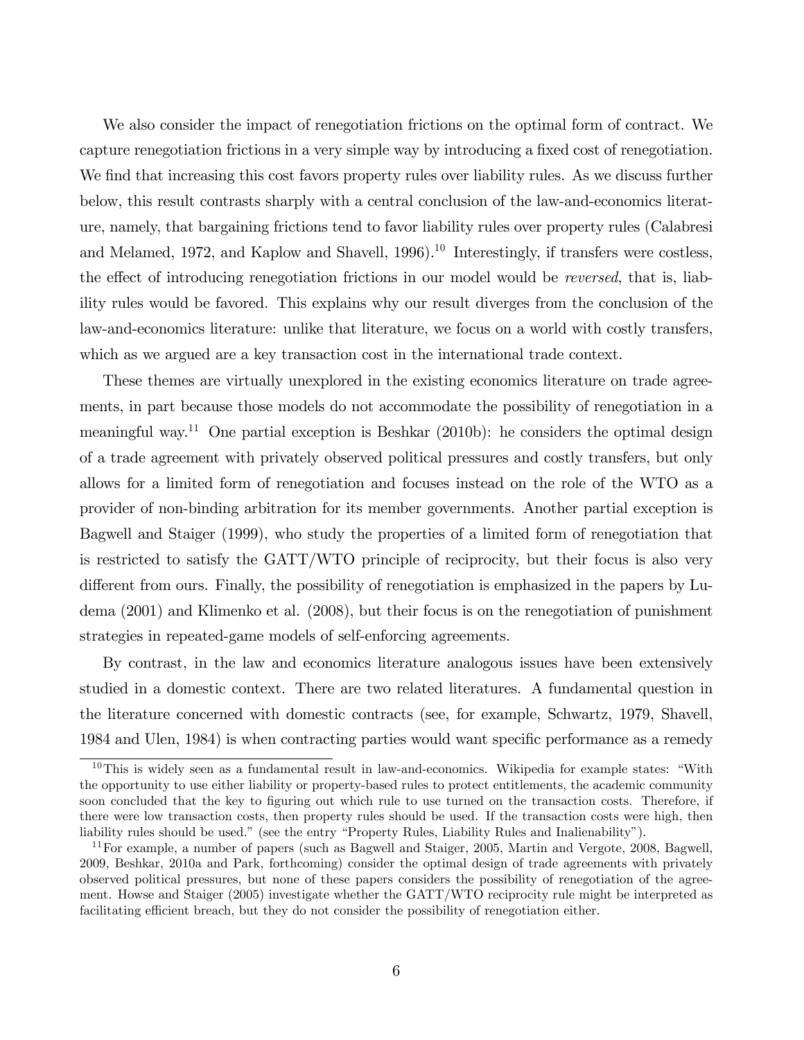We also consider the impact of renegotiation frictions on the optimal form of contract. We capture renegotiation frictions in a very simple way by introducing a fixed cost of renegotiation. We find that increasing this cost favors property rules over liability rules. As we discuss further below, this result contrasts sharply with a central conclusion of the law-and-economics literature, namely, that bargaining frictions tend to favor liability rules over property rules (Calabresi and Melamed, 1972, and Kaplow and Shavell, 1996).[10] Interestingly, if transfers were costless, the effect of introducing renegotiation frictions in our model would be *reversed*, that is, liability rules would be favored. This explains why our result diverges from the conclusion of the law-and-economics literature: unlike that literature, we focus on a world with costly transfers, which as we argued are a key transaction cost in the international trade context.

These themes are virtually unexplored in the existing economics literature on trade agreements, in part because those models do not accommodate the possibility of renegotiation in a meaningful way.[11] One partial exception is Beshkar (2010b): he considers the optimal design of a trade agreement with privately observed political pressures and costly transfers, but only allows for a limited form of renegotiation and focuses instead on the role of the WTO as a provider of non-binding arbitration for its member governments. Another partial exception is Bagwell and Staiger (1999), who study the properties of a limited form of renegotiation that is restricted to satisfy the GATT/WTO principle of reciprocity, but their focus is also very different from ours. Finally, the possibility of renegotiation is emphasized in the papers by Ludema (2001) and Klimenko et al. (2008), but their focus is on the renegotiation of punishment strategies in repeated-game models of self-enforcing agreements.

By contrast, in the law and economics literature analogous issues have been extensively studied in a domestic context. There are two related literatures. A fundamental question in the literature concerned with domestic contracts (see, for example, Schwartz, 1979, Shavell, 1984 and Ulen, 1984) is when contracting parties would want specific performance as a remedy

[10] This is widely seen as a fundamental result in law-and-economics. Wikipedia for example states: "With the opportunity to use either liability or property-based rules to protect entitlements, the academic community soon concluded that the key to figuring out which rule to use turned on the transaction costs. Therefore, if there were low transaction costs, then property rules should be used. If the transaction costs were high, then liability rules should be used." (see the entry "Property Rules, Liability Rules and Inalienability").

[11] For example, a number of papers (such as Bagwell and Staiger, 2005, Martin and Vergote, 2008, Bagwell, 2009, Beshkar, 2010a and Park, forthcoming) consider the optimal design of trade agreements with privately observed political pressures, but none of these papers considers the possibility of renegotiation of the agreement. Howse and Staiger (2005) investigate whether the GATT/WTO reciprocity rule might be interpreted as facilitating efficient breach, but they do not consider the possibility of renegotiation either.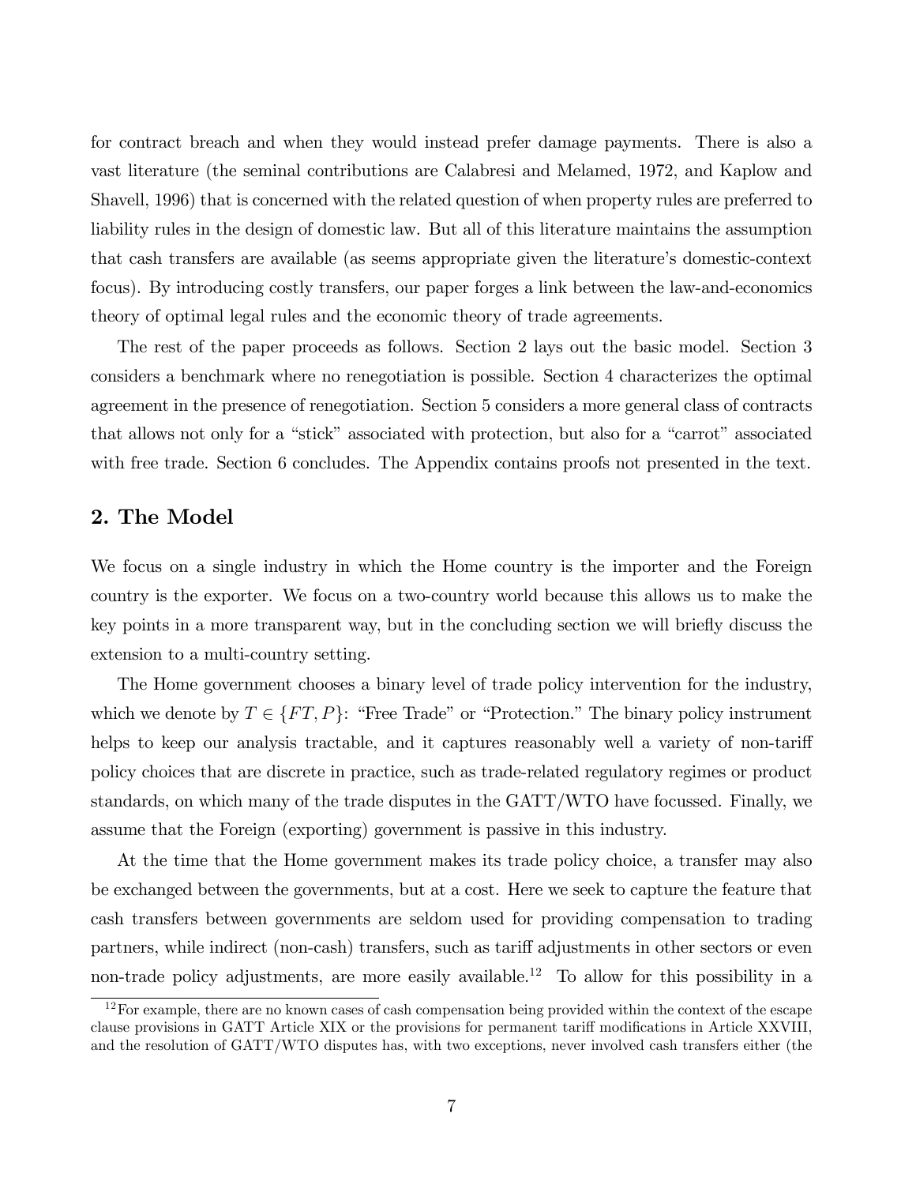for contract breach and when they would instead prefer damage payments. There is also a vast literature (the seminal contributions are Calabresi and Melamed, 1972, and Kaplow and Shavell, 1996) that is concerned with the related question of when property rules are preferred to liability rules in the design of domestic law. But all of this literature maintains the assumption that cash transfers are available (as seems appropriate given the literature's domestic-context focus). By introducing costly transfers, our paper forges a link between the law-and-economics theory of optimal legal rules and the economic theory of trade agreements.

The rest of the paper proceeds as follows. Section 2 lays out the basic model. Section 3 considers a benchmark where no renegotiation is possible. Section 4 characterizes the optimal agreement in the presence of renegotiation. Section 5 considers a more general class of contracts that allows not only for a "stick" associated with protection, but also for a "carrot" associated with free trade. Section 6 concludes. The Appendix contains proofs not presented in the text.

## 2. The Model

We focus on a single industry in which the Home country is the importer and the Foreign country is the exporter. We focus on a two-country world because this allows us to make the key points in a more transparent way, but in the concluding section we will briefly discuss the extension to a multi-country setting.

The Home government chooses a binary level of trade policy intervention for the industry, which we denote by $T \in \{FT, P\}$: "Free Trade" or "Protection." The binary policy instrument helps to keep our analysis tractable, and it captures reasonably well a variety of non-tariff policy choices that are discrete in practice, such as trade-related regulatory regimes or product standards, on which many of the trade disputes in the GATT/WTO have focussed. Finally, we assume that the Foreign (exporting) government is passive in this industry.

At the time that the Home government makes its trade policy choice, a transfer may also be exchanged between the governments, but at a cost. Here we seek to capture the feature that cash transfers between governments are seldom used for providing compensation to trading partners, while indirect (non-cash) transfers, such as tariff adjustments in other sectors or even non-trade policy adjustments, are more easily available.[12] To allow for this possibility in a

[12] For example, there are no known cases of cash compensation being provided within the context of the escape clause provisions in GATT Article XIX or the provisions for permanent tariff modifications in Article XXVIII, and the resolution of GATT/WTO disputes has, with two exceptions, never involved cash transfers either (the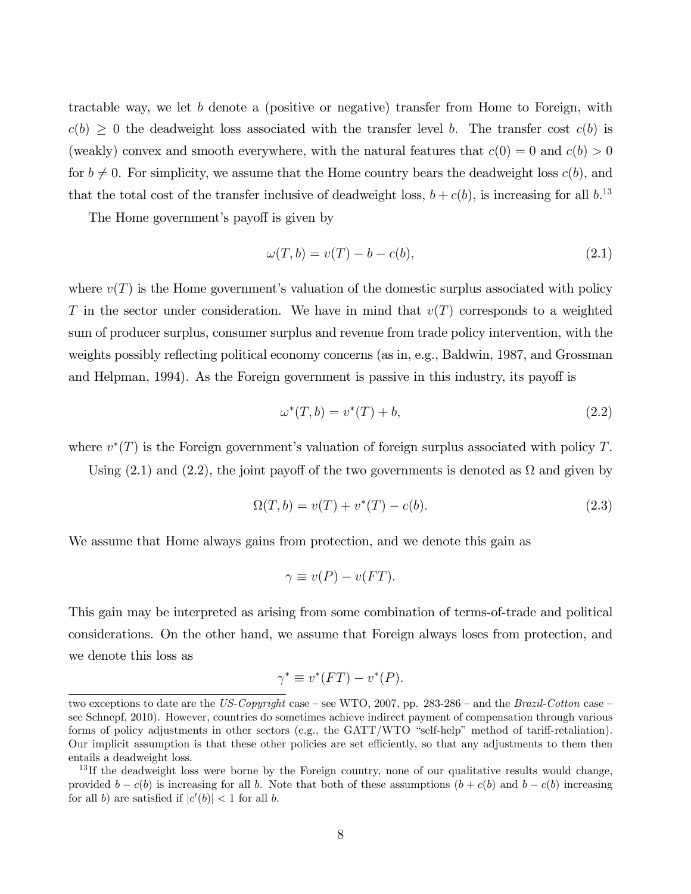tractable way, we let $b$ denote a (positive or negative) transfer from Home to Foreign, with $c(b) \geq 0$ the deadweight loss associated with the transfer level $b$. The transfer cost $c(b)$ is (weakly) convex and smooth everywhere, with the natural features that $c(0) = 0$ and $c(b) > 0$ for $b \neq 0$. For simplicity, we assume that the Home country bears the deadweight loss $c(b)$, and that the total cost of the transfer inclusive of deadweight loss, $b + c(b)$, is increasing for all $b$.[13]

The Home government's payoff is given by

$$\omega(T, b) = v(T) - b - c(b), \tag{2.1}$$

where $v(T)$ is the Home government's valuation of the domestic surplus associated with policy $T$ in the sector under consideration. We have in mind that $v(T)$ corresponds to a weighted sum of producer surplus, consumer surplus and revenue from trade policy intervention, with the weights possibly reflecting political economy concerns (as in, e.g., Baldwin, 1987, and Grossman and Helpman, 1994). As the Foreign government is passive in this industry, its payoff is

$$\omega^*(T, b) = v^*(T) + b, \tag{2.2}$$

where $v^*(T)$ is the Foreign government's valuation of foreign surplus associated with policy $T$.

Using (2.1) and (2.2), the joint payoff of the two governments is denoted as $\Omega$ and given by

$$\Omega(T, b) = v(T) + v^*(T) - c(b). \tag{2.3}$$

We assume that Home always gains from protection, and we denote this gain as

$$\gamma \equiv v(P) - v(FT).$$

This gain may be interpreted as arising from some combination of terms-of-trade and political considerations. On the other hand, we assume that Foreign always loses from protection, and we denote this loss as

$$\gamma^* \equiv v^*(FT) - v^*(P).$$

---

two exceptions to date are the *US-Copyright* case – see WTO, 2007, pp. 283-286 – and the *Brazil-Cotton* case – see Schnepf, 2010). However, countries do sometimes achieve indirect payment of compensation through various forms of policy adjustments in other sectors (e.g., the GATT/WTO "self-help" method of tariff-retaliation). Our implicit assumption is that these other policies are set efficiently, so that any adjustments to them then entails a deadweight loss.

[13] If the deadweight loss were borne by the Foreign country, none of our qualitative results would change, provided $b - c(b)$ is increasing for all $b$. Note that both of these assumptions ($b + c(b)$ and $b - c(b)$ increasing for all $b$) are satisfied if $|c'(b)| < 1$ for all $b$.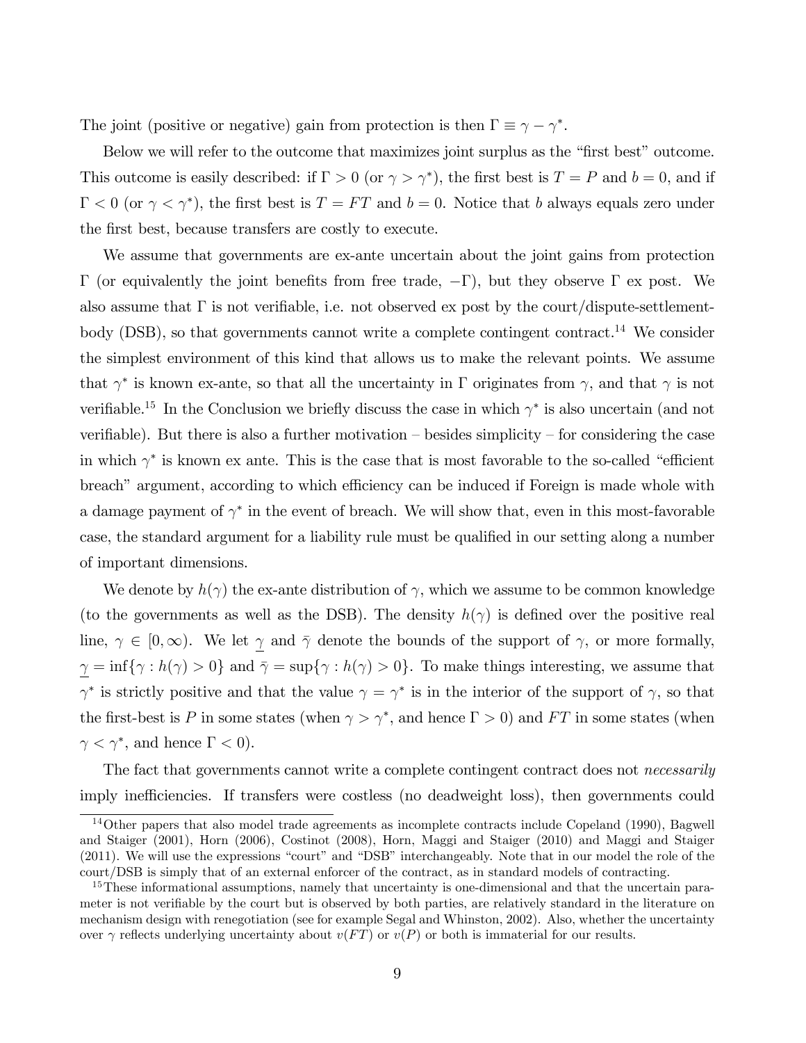The joint (positive or negative) gain from protection is then $\Gamma \equiv \gamma - \gamma^*$.

Below we will refer to the outcome that maximizes joint surplus as the "first best" outcome. This outcome is easily described: if $\Gamma > 0$ (or $\gamma > \gamma^*$), the first best is $T = P$ and $b = 0$, and if $\Gamma < 0$ (or $\gamma < \gamma^*$), the first best is $T = FT$ and $b = 0$. Notice that $b$ always equals zero under the first best, because transfers are costly to execute.

We assume that governments are ex-ante uncertain about the joint gains from protection $\Gamma$ (or equivalently the joint benefits from free trade, $-\Gamma$), but they observe $\Gamma$ ex post. We also assume that $\Gamma$ is not verifiable, i.e. not observed ex post by the court/dispute-settlement-body (DSB), so that governments cannot write a complete contingent contract.[14] We consider the simplest environment of this kind that allows us to make the relevant points. We assume that $\gamma^*$ is known ex-ante, so that all the uncertainty in $\Gamma$ originates from $\gamma$, and that $\gamma$ is not verifiable.[15] In the Conclusion we briefly discuss the case in which $\gamma^*$ is also uncertain (and not verifiable). But there is also a further motivation – besides simplicity – for considering the case in which $\gamma^*$ is known ex ante. This is the case that is most favorable to the so-called "efficient breach" argument, according to which efficiency can be induced if Foreign is made whole with a damage payment of $\gamma^*$ in the event of breach. We will show that, even in this most-favorable case, the standard argument for a liability rule must be qualified in our setting along a number of important dimensions.

We denote by $h(\gamma)$ the ex-ante distribution of $\gamma$, which we assume to be common knowledge (to the governments as well as the DSB). The density $h(\gamma)$ is defined over the positive real line, $\gamma \in [0, \infty)$. We let $\underline{\gamma}$ and $\bar{\gamma}$ denote the bounds of the support of $\gamma$, or more formally, $\underline{\gamma} = \inf\{\gamma : h(\gamma) > 0\}$ and $\bar{\gamma} = \sup\{\gamma : h(\gamma) > 0\}$. To make things interesting, we assume that $\gamma^*$ is strictly positive and that the value $\gamma = \gamma^*$ is in the interior of the support of $\gamma$, so that the first-best is $P$ in some states (when $\gamma > \gamma^*$, and hence $\Gamma > 0$) and $FT$ in some states (when $\gamma < \gamma^*$, and hence $\Gamma < 0$).

The fact that governments cannot write a complete contingent contract does not *necessarily* imply inefficiencies. If transfers were costless (no deadweight loss), then governments could

---

[14] Other papers that also model trade agreements as incomplete contracts include Copeland (1990), Bagwell and Staiger (2001), Horn (2006), Costinot (2008), Horn, Maggi and Staiger (2010) and Maggi and Staiger (2011). We will use the expressions "court" and "DSB" interchangeably. Note that in our model the role of the court/DSB is simply that of an external enforcer of the contract, as in standard models of contracting.

[15] These informational assumptions, namely that uncertainty is one-dimensional and that the uncertain parameter is not verifiable by the court but is observed by both parties, are relatively standard in the literature on mechanism design with renegotiation (see for example Segal and Whinston, 2002). Also, whether the uncertainty over $\gamma$ reflects underlying uncertainty about $v(FT)$ or $v(P)$ or both is immaterial for our results.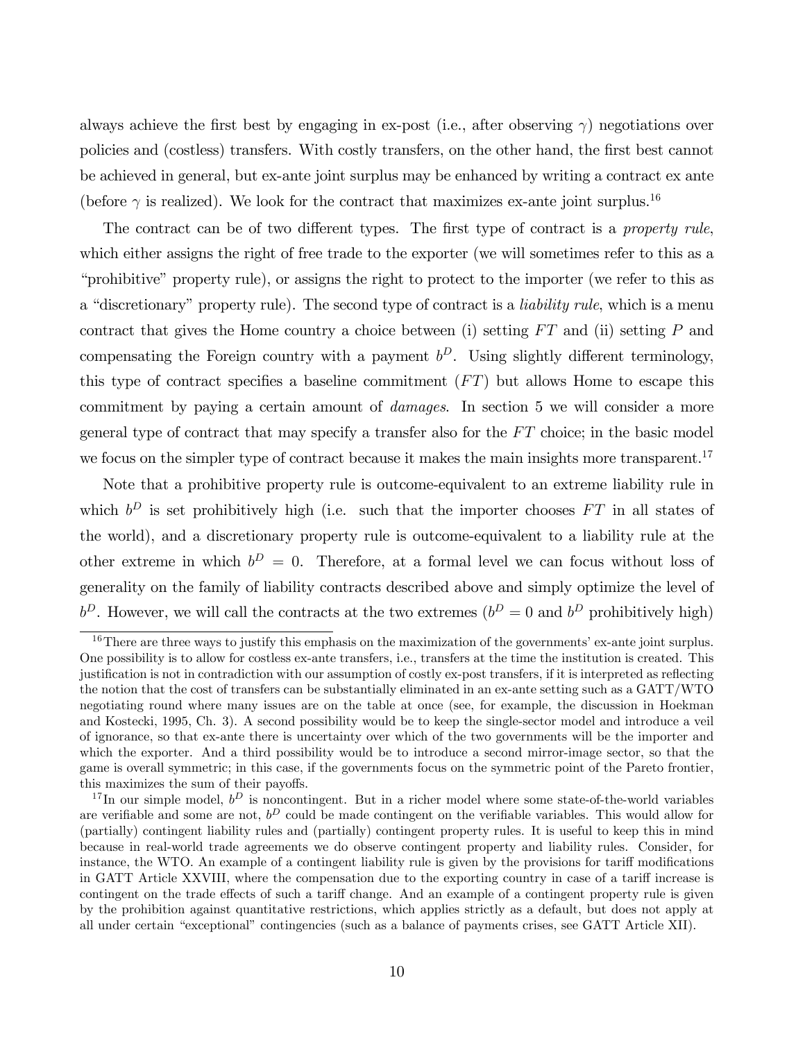always achieve the first best by engaging in ex-post (i.e., after observing $\gamma$) negotiations over policies and (costless) transfers. With costly transfers, on the other hand, the first best cannot be achieved in general, but ex-ante joint surplus may be enhanced by writing a contract ex ante (before $\gamma$ is realized). We look for the contract that maximizes ex-ante joint surplus.[16]

The contract can be of two different types. The first type of contract is a *property rule*, which either assigns the right of free trade to the exporter (we will sometimes refer to this as a "prohibitive" property rule), or assigns the right to protect to the importer (we refer to this as a "discretionary" property rule). The second type of contract is a *liability rule*, which is a menu contract that gives the Home country a choice between (i) setting $FT$ and (ii) setting $P$ and compensating the Foreign country with a payment $b^D$. Using slightly different terminology, this type of contract specifies a baseline commitment ($FT$) but allows Home to escape this commitment by paying a certain amount of *damages*. In section 5 we will consider a more general type of contract that may specify a transfer also for the $FT$ choice; in the basic model we focus on the simpler type of contract because it makes the main insights more transparent.[17]

Note that a prohibitive property rule is outcome-equivalent to an extreme liability rule in which $b^D$ is set prohibitively high (i.e. such that the importer chooses $FT$ in all states of the world), and a discretionary property rule is outcome-equivalent to a liability rule at the other extreme in which $b^D = 0$. Therefore, at a formal level we can focus without loss of generality on the family of liability contracts described above and simply optimize the level of $b^D$. However, we will call the contracts at the two extremes ($b^D = 0$ and $b^D$ prohibitively high)

[16] There are three ways to justify this emphasis on the maximization of the governments' ex-ante joint surplus. One possibility is to allow for costless ex-ante transfers, i.e., transfers at the time the institution is created. This justification is not in contradiction with our assumption of costly ex-post transfers, if it is interpreted as reflecting the notion that the cost of transfers can be substantially eliminated in an ex-ante setting such as a GATT/WTO negotiating round where many issues are on the table at once (see, for example, the discussion in Hoekman and Kostecki, 1995, Ch. 3). A second possibility would be to keep the single-sector model and introduce a veil of ignorance, so that ex-ante there is uncertainty over which of the two governments will be the importer and which the exporter. And a third possibility would be to introduce a second mirror-image sector, so that the game is overall symmetric; in this case, if the governments focus on the symmetric point of the Pareto frontier, this maximizes the sum of their payoffs.

[17] In our simple model, $b^D$ is noncontingent. But in a richer model where some state-of-the-world variables are verifiable and some are not, $b^D$ could be made contingent on the verifiable variables. This would allow for (partially) contingent liability rules and (partially) contingent property rules. It is useful to keep this in mind because in real-world trade agreements we do observe contingent property and liability rules. Consider, for instance, the WTO. An example of a contingent liability rule is given by the provisions for tariff modifications in GATT Article XXVIII, where the compensation due to the exporting country in case of a tariff increase is contingent on the trade effects of such a tariff change. And an example of a contingent property rule is given by the prohibition against quantitative restrictions, which applies strictly as a default, but does not apply at all under certain "exceptional" contingencies (such as a balance of payments crises, see GATT Article XII).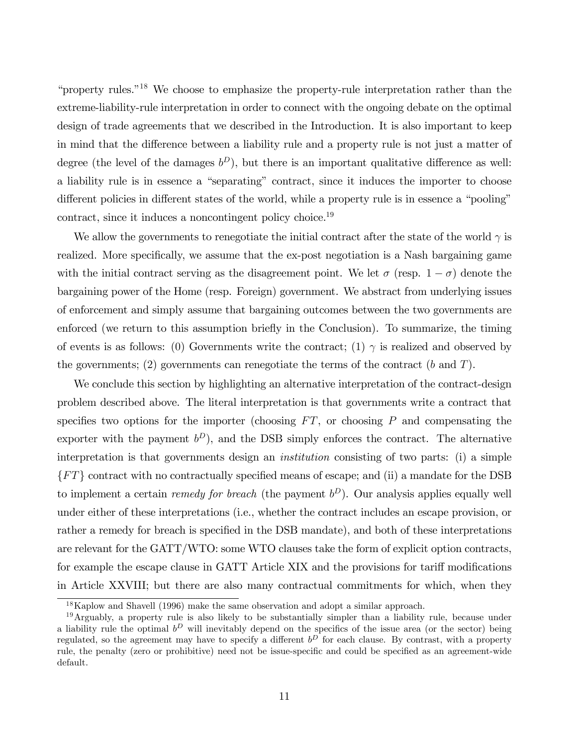"property rules."[18] We choose to emphasize the property-rule interpretation rather than the extreme-liability-rule interpretation in order to connect with the ongoing debate on the optimal design of trade agreements that we described in the Introduction. It is also important to keep in mind that the difference between a liability rule and a property rule is not just a matter of degree (the level of the damages $b^D$), but there is an important qualitative difference as well: a liability rule is in essence a "separating" contract, since it induces the importer to choose different policies in different states of the world, while a property rule is in essence a "pooling" contract, since it induces a noncontingent policy choice.[19]

We allow the governments to renegotiate the initial contract after the state of the world $\gamma$ is realized. More specifically, we assume that the ex-post negotiation is a Nash bargaining game with the initial contract serving as the disagreement point. We let $\sigma$ (resp. $1-\sigma$) denote the bargaining power of the Home (resp. Foreign) government. We abstract from underlying issues of enforcement and simply assume that bargaining outcomes between the two governments are enforced (we return to this assumption briefly in the Conclusion). To summarize, the timing of events is as follows: (0) Governments write the contract; (1) $\gamma$ is realized and observed by the governments; (2) governments can renegotiate the terms of the contract ($b$ and $T$).

We conclude this section by highlighting an alternative interpretation of the contract-design problem described above. The literal interpretation is that governments write a contract that specifies two options for the importer (choosing $FT$, or choosing $P$ and compensating the exporter with the payment $b^D$), and the DSB simply enforces the contract. The alternative interpretation is that governments design an *institution* consisting of two parts: (i) a simple $\{FT\}$ contract with no contractually specified means of escape; and (ii) a mandate for the DSB to implement a certain *remedy for breach* (the payment $b^D$). Our analysis applies equally well under either of these interpretations (i.e., whether the contract includes an escape provision, or rather a remedy for breach is specified in the DSB mandate), and both of these interpretations are relevant for the GATT/WTO: some WTO clauses take the form of explicit option contracts, for example the escape clause in GATT Article XIX and the provisions for tariff modifications in Article XXVIII; but there are also many contractual commitments for which, when they

[18] Kaplow and Shavell (1996) make the same observation and adopt a similar approach.

[19] Arguably, a property rule is also likely to be substantially simpler than a liability rule, because under a liability rule the optimal $b^D$ will inevitably depend on the specifics of the issue area (or the sector) being regulated, so the agreement may have to specify a different $b^D$ for each clause. By contrast, with a property rule, the penalty (zero or prohibitive) need not be issue-specific and could be specified as an agreement-wide default.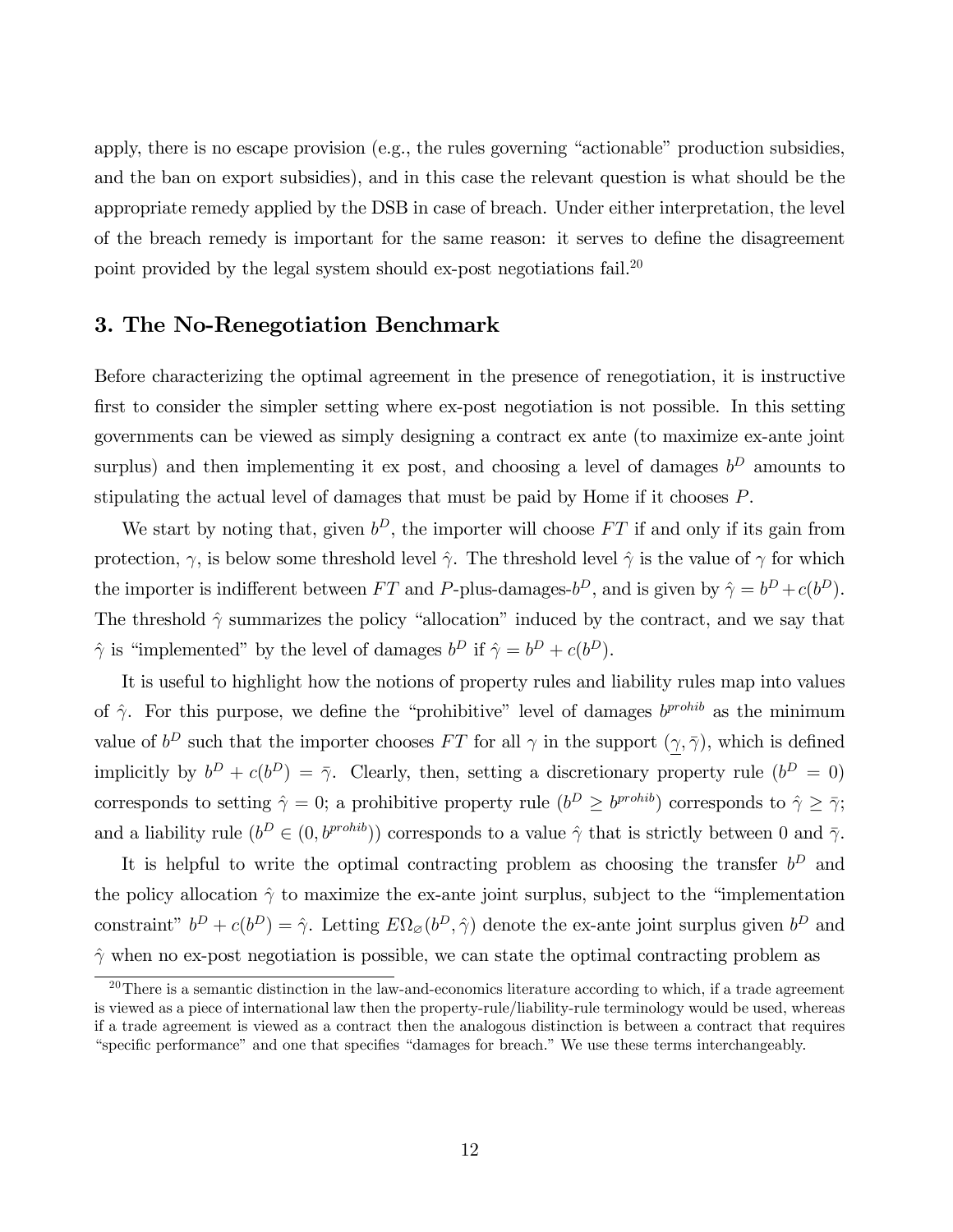apply, there is no escape provision (e.g., the rules governing "actionable" production subsidies, and the ban on export subsidies), and in this case the relevant question is what should be the appropriate remedy applied by the DSB in case of breach. Under either interpretation, the level of the breach remedy is important for the same reason: it serves to define the disagreement point provided by the legal system should ex-post negotiations fail.[20]

## 3. The No-Renegotiation Benchmark

Before characterizing the optimal agreement in the presence of renegotiation, it is instructive first to consider the simpler setting where ex-post negotiation is not possible. In this setting governments can be viewed as simply designing a contract ex ante (to maximize ex-ante joint surplus) and then implementing it ex post, and choosing a level of damages $b^D$ amounts to stipulating the actual level of damages that must be paid by Home if it chooses $P$.

We start by noting that, given $b^D$, the importer will choose $FT$ if and only if its gain from protection, $\gamma$, is below some threshold level $\hat{\gamma}$. The threshold level $\hat{\gamma}$ is the value of $\gamma$ for which the importer is indifferent between $FT$ and $P$-plus-damages-$b^D$, and is given by $\hat{\gamma} = b^D + c(b^D)$. The threshold $\hat{\gamma}$ summarizes the policy "allocation" induced by the contract, and we say that $\hat{\gamma}$ is "implemented" by the level of damages $b^D$ if $\hat{\gamma} = b^D + c(b^D)$.

It is useful to highlight how the notions of property rules and liability rules map into values of $\hat{\gamma}$. For this purpose, we define the "prohibitive" level of damages $b^{prohib}$ as the minimum value of $b^D$ such that the importer chooses $FT$ for all $\gamma$ in the support $(\underline{\gamma}, \bar{\gamma})$, which is defined implicitly by $b^D + c(b^D) = \bar{\gamma}$. Clearly, then, setting a discretionary property rule ($b^D = 0$) corresponds to setting $\hat{\gamma} = 0$; a prohibitive property rule ($b^D \geq b^{prohib}$) corresponds to $\hat{\gamma} \geq \bar{\gamma}$; and a liability rule ($b^D \in (0, b^{prohib})$) corresponds to a value $\hat{\gamma}$ that is strictly between 0 and $\bar{\gamma}$.

It is helpful to write the optimal contracting problem as choosing the transfer $b^D$ and the policy allocation $\hat{\gamma}$ to maximize the ex-ante joint surplus, subject to the "implementation constraint" $b^D + c(b^D) = \hat{\gamma}$. Letting $E\Omega_{\varnothing}(b^D, \hat{\gamma})$ denote the ex-ante joint surplus given $b^D$ and $\hat{\gamma}$ when no ex-post negotiation is possible, we can state the optimal contracting problem as

[20] There is a semantic distinction in the law-and-economics literature according to which, if a trade agreement is viewed as a piece of international law then the property-rule/liability-rule terminology would be used, whereas if a trade agreement is viewed as a contract then the analogous distinction is between a contract that requires "specific performance" and one that specifies "damages for breach." We use these terms interchangeably.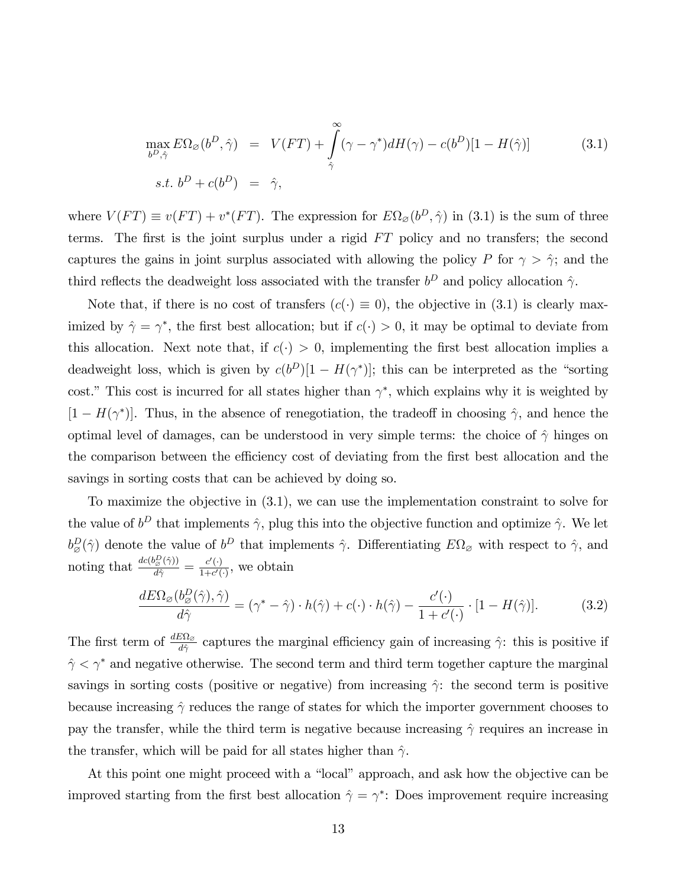$$
\begin{aligned}
\max_{b^D,\hat{\gamma}} E\Omega_{\varnothing}(b^D,\hat{\gamma}) &= V(FT) + \int_{\hat{\gamma}}^{\infty} (\gamma - \gamma^*) dH(\gamma) - c(b^D)[1 - H(\hat{\gamma})] \qquad (3.1) \\
s.t.\ b^D + c(b^D) &= \hat{\gamma},
\end{aligned}
$$

where $V(FT) \equiv v(FT) + v^*(FT)$. The expression for $E\Omega_{\varnothing}(b^D,\hat{\gamma})$ in (3.1) is the sum of three terms. The first is the joint surplus under a rigid $FT$ policy and no transfers; the second captures the gains in joint surplus associated with allowing the policy $P$ for $\gamma > \hat{\gamma}$; and the third reflects the deadweight loss associated with the transfer $b^D$ and policy allocation $\hat{\gamma}$.

Note that, if there is no cost of transfers ($c(\cdot) \equiv 0$), the objective in (3.1) is clearly maximized by $\hat{\gamma} = \gamma^*$, the first best allocation; but if $c(\cdot) > 0$, it may be optimal to deviate from this allocation. Next note that, if $c(\cdot) > 0$, implementing the first best allocation implies a deadweight loss, which is given by $c(b^D)[1 - H(\gamma^*)]$; this can be interpreted as the "sorting cost." This cost is incurred for all states higher than $\gamma^*$, which explains why it is weighted by $[1 - H(\gamma^*)]$. Thus, in the absence of renegotiation, the tradeoff in choosing $\hat{\gamma}$, and hence the optimal level of damages, can be understood in very simple terms: the choice of $\hat{\gamma}$ hinges on the comparison between the efficiency cost of deviating from the first best allocation and the savings in sorting costs that can be achieved by doing so.

To maximize the objective in (3.1), we can use the implementation constraint to solve for the value of $b^D$ that implements $\hat{\gamma}$, plug this into the objective function and optimize $\hat{\gamma}$. We let $b^D_{\varnothing}(\hat{\gamma})$ denote the value of $b^D$ that implements $\hat{\gamma}$. Differentiating $E\Omega_{\varnothing}$ with respect to $\hat{\gamma}$, and noting that $\frac{dc(b^D_{\varnothing}(\hat{\gamma}))}{d\hat{\gamma}} = \frac{c'(\cdot)}{1+c'(\cdot)}$, we obtain

$$
\frac{dE\Omega_{\varnothing}(b^D_{\varnothing}(\hat{\gamma}),\hat{\gamma})}{d\hat{\gamma}} = (\gamma^* - \hat{\gamma}) \cdot h(\hat{\gamma}) + c(\cdot) \cdot h(\hat{\gamma}) - \frac{c'(\cdot)}{1+c'(\cdot)} \cdot [1 - H(\hat{\gamma})]. \qquad (3.2)
$$

The first term of $\frac{dE\Omega_{\varnothing}}{d\hat{\gamma}}$ captures the marginal efficiency gain of increasing $\hat{\gamma}$: this is positive if $\hat{\gamma} < \gamma^*$ and negative otherwise. The second term and third term together capture the marginal savings in sorting costs (positive or negative) from increasing $\hat{\gamma}$: the second term is positive because increasing $\hat{\gamma}$ reduces the range of states for which the importer government chooses to pay the transfer, while the third term is negative because increasing $\hat{\gamma}$ requires an increase in the transfer, which will be paid for all states higher than $\hat{\gamma}$.

At this point one might proceed with a "local" approach, and ask how the objective can be improved starting from the first best allocation $\hat{\gamma} = \gamma^*$: Does improvement require increasing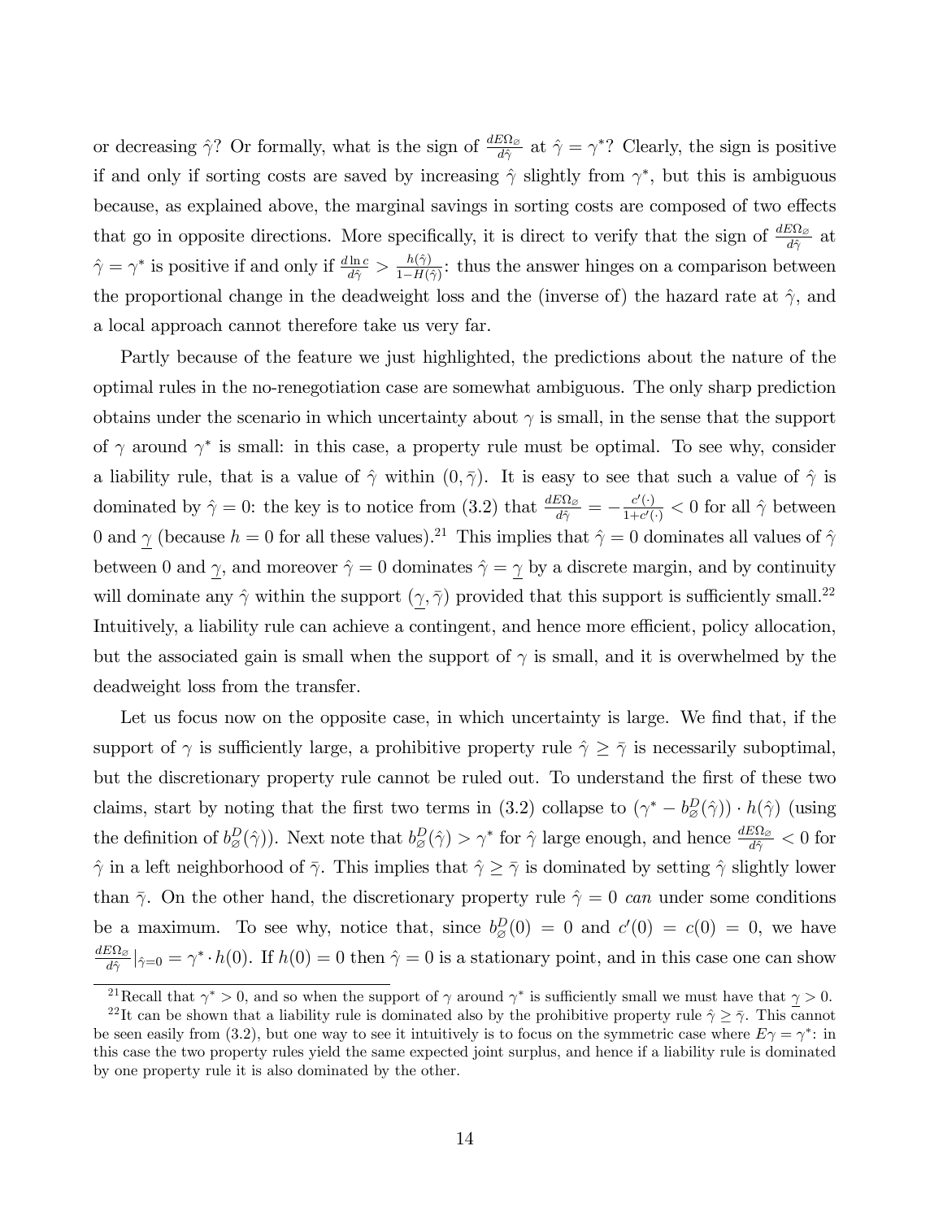or decreasing $\hat{\gamma}$? Or formally, what is the sign of $\frac{dE\Omega_{\varnothing}}{d\hat{\gamma}}$ at $\hat{\gamma} = \gamma^*$? Clearly, the sign is positive if and only if sorting costs are saved by increasing $\hat{\gamma}$ slightly from $\gamma^*$, but this is ambiguous because, as explained above, the marginal savings in sorting costs are composed of two effects that go in opposite directions. More specifically, it is direct to verify that the sign of $\frac{dE\Omega_{\varnothing}}{d\hat{\gamma}}$ at $\hat{\gamma} = \gamma^*$ is positive if and only if $\frac{d \ln c}{d\hat{\gamma}} > \frac{h(\hat{\gamma})}{1-H(\hat{\gamma})}$: thus the answer hinges on a comparison between the proportional change in the deadweight loss and the (inverse of) the hazard rate at $\hat{\gamma}$, and a local approach cannot therefore take us very far.

Partly because of the feature we just highlighted, the predictions about the nature of the optimal rules in the no-renegotiation case are somewhat ambiguous. The only sharp prediction obtains under the scenario in which uncertainty about $\gamma$ is small, in the sense that the support of $\gamma$ around $\gamma^*$ is small: in this case, a property rule must be optimal. To see why, consider a liability rule, that is a value of $\hat{\gamma}$ within $(0, \bar{\gamma})$. It is easy to see that such a value of $\hat{\gamma}$ is dominated by $\hat{\gamma} = 0$: the key is to notice from (3.2) that $\frac{dE\Omega_{\varnothing}}{d\hat{\gamma}} = -\frac{c'(\cdot)}{1+c'(\cdot)} < 0$ for all $\hat{\gamma}$ between 0 and $\underline{\gamma}$ (because $h = 0$ for all these values).[21] This implies that $\hat{\gamma} = 0$ dominates all values of $\hat{\gamma}$ between 0 and $\underline{\gamma}$, and moreover $\hat{\gamma} = 0$ dominates $\hat{\gamma} = \underline{\gamma}$ by a discrete margin, and by continuity will dominate any $\hat{\gamma}$ within the support $(\underline{\gamma}, \bar{\gamma})$ provided that this support is sufficiently small.[22] Intuitively, a liability rule can achieve a contingent, and hence more efficient, policy allocation, but the associated gain is small when the support of $\gamma$ is small, and it is overwhelmed by the deadweight loss from the transfer.

Let us focus now on the opposite case, in which uncertainty is large. We find that, if the support of $\gamma$ is sufficiently large, a prohibitive property rule $\hat{\gamma} \geq \bar{\gamma}$ is necessarily suboptimal, but the discretionary property rule cannot be ruled out. To understand the first of these two claims, start by noting that the first two terms in (3.2) collapse to $(\gamma^* - b^D_{\varnothing}(\hat{\gamma})) \cdot h(\hat{\gamma})$ (using the definition of $b^D_{\varnothing}(\hat{\gamma})$). Next note that $b^D_{\varnothing}(\hat{\gamma}) > \gamma^*$ for $\hat{\gamma}$ large enough, and hence $\frac{dE\Omega_{\varnothing}}{d\hat{\gamma}} < 0$ for $\hat{\gamma}$ in a left neighborhood of $\bar{\gamma}$. This implies that $\hat{\gamma} \geq \bar{\gamma}$ is dominated by setting $\hat{\gamma}$ slightly lower than $\bar{\gamma}$. On the other hand, the discretionary property rule $\hat{\gamma} = 0$ *can* under some conditions be a maximum. To see why, notice that, since $b^D_{\varnothing}(0) = 0$ and $c'(0) = c(0) = 0$, we have $\frac{dE\Omega_{\varnothing}}{d\hat{\gamma}}|_{\hat{\gamma}=0} = \gamma^* \cdot h(0)$. If $h(0) = 0$ then $\hat{\gamma} = 0$ is a stationary point, and in this case one can show

[21] Recall that $\gamma^* > 0$, and so when the support of $\gamma$ around $\gamma^*$ is sufficiently small we must have that $\underline{\gamma} > 0$.

[22] It can be shown that a liability rule is dominated also by the prohibitive property rule $\hat{\gamma} \geq \bar{\gamma}$. This cannot be seen easily from (3.2), but one way to see it intuitively is to focus on the symmetric case where $E\gamma = \gamma^*$: in this case the two property rules yield the same expected joint surplus, and hence if a liability rule is dominated by one property rule it is also dominated by the other.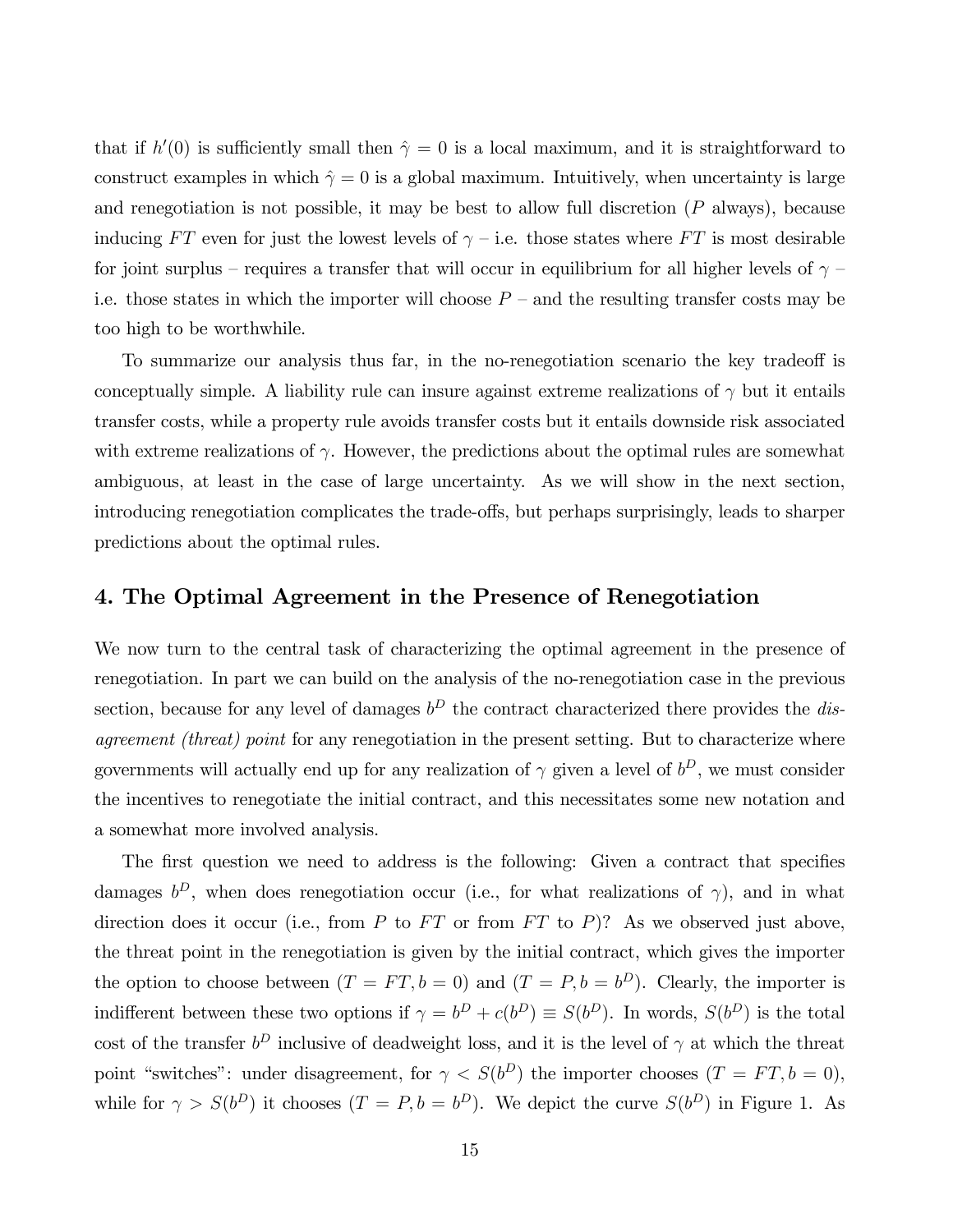that if $h'(0)$ is sufficiently small then $\hat{\gamma} = 0$ is a local maximum, and it is straightforward to construct examples in which $\hat{\gamma} = 0$ is a global maximum. Intuitively, when uncertainty is large and renegotiation is not possible, it may be best to allow full discretion ($P$ always), because inducing $FT$ even for just the lowest levels of $\gamma$ – i.e. those states where $FT$ is most desirable for joint surplus – requires a transfer that will occur in equilibrium for all higher levels of $\gamma$ – i.e. those states in which the importer will choose $P$ – and the resulting transfer costs may be too high to be worthwhile.

To summarize our analysis thus far, in the no-renegotiation scenario the key tradeoff is conceptually simple. A liability rule can insure against extreme realizations of $\gamma$ but it entails transfer costs, while a property rule avoids transfer costs but it entails downside risk associated with extreme realizations of $\gamma$. However, the predictions about the optimal rules are somewhat ambiguous, at least in the case of large uncertainty. As we will show in the next section, introducing renegotiation complicates the trade-offs, but perhaps surprisingly, leads to sharper predictions about the optimal rules.

## 4. The Optimal Agreement in the Presence of Renegotiation

We now turn to the central task of characterizing the optimal agreement in the presence of renegotiation. In part we can build on the analysis of the no-renegotiation case in the previous section, because for any level of damages $b^D$ the contract characterized there provides the *disagreement (threat) point* for any renegotiation in the present setting. But to characterize where governments will actually end up for any realization of $\gamma$ given a level of $b^D$, we must consider the incentives to renegotiate the initial contract, and this necessitates some new notation and a somewhat more involved analysis.

The first question we need to address is the following: Given a contract that specifies damages $b^D$, when does renegotiation occur (i.e., for what realizations of $\gamma$), and in what direction does it occur (i.e., from $P$ to $FT$ or from $FT$ to $P$)? As we observed just above, the threat point in the renegotiation is given by the initial contract, which gives the importer the option to choose between $(T = FT, b = 0)$ and $(T = P, b = b^D)$. Clearly, the importer is indifferent between these two options if $\gamma = b^D + c(b^D) \equiv S(b^D)$. In words, $S(b^D)$ is the total cost of the transfer $b^D$ inclusive of deadweight loss, and it is the level of $\gamma$ at which the threat point "switches": under disagreement, for $\gamma < S(b^D)$ the importer chooses $(T = FT, b = 0)$, while for $\gamma > S(b^D)$ it chooses $(T = P, b = b^D)$. We depict the curve $S(b^D)$ in Figure 1. As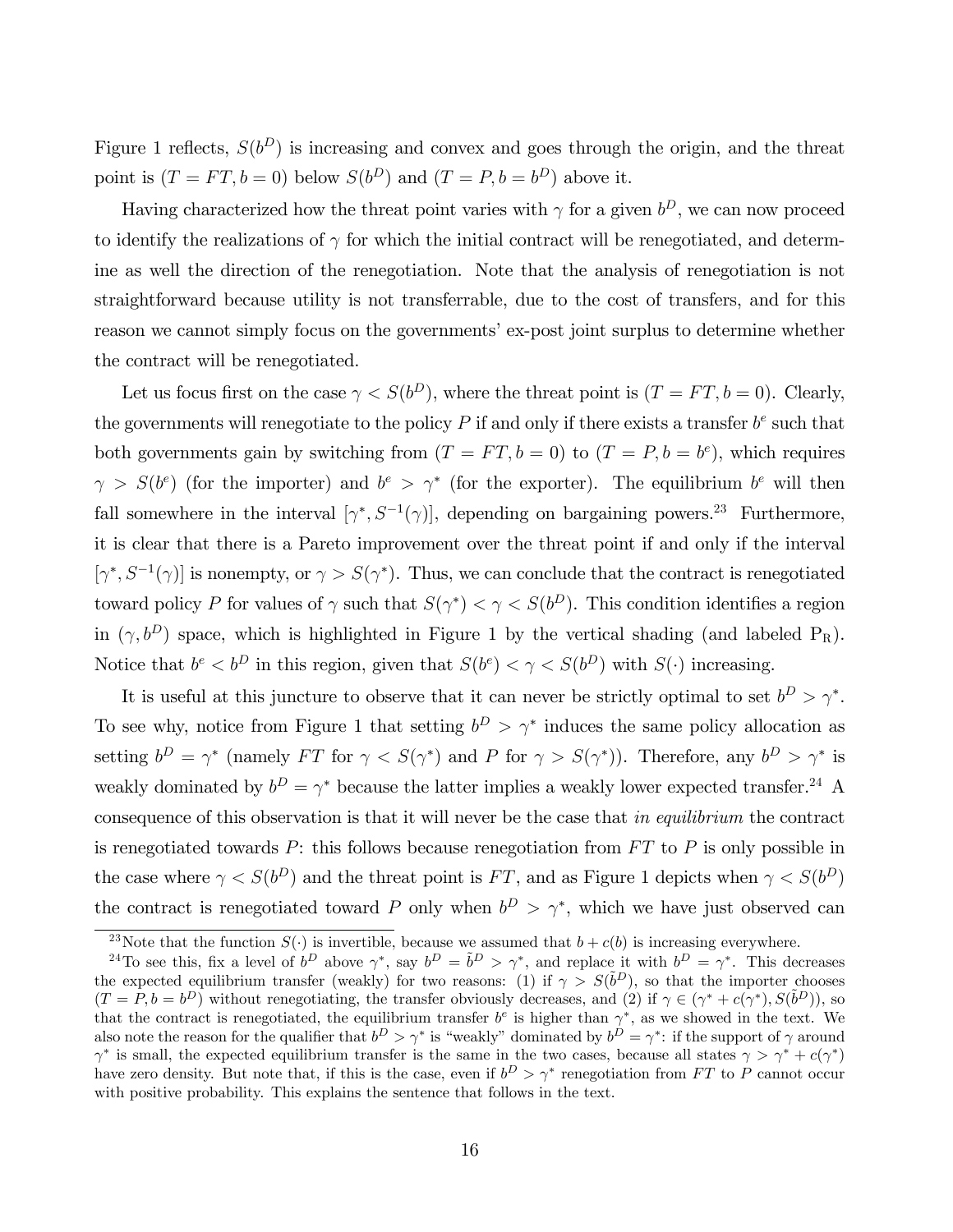Figure 1 reflects, $S(b^D)$ is increasing and convex and goes through the origin, and the threat point is $(T = FT, b = 0)$ below $S(b^D)$ and $(T = P, b = b^D)$ above it.

Having characterized how the threat point varies with $\gamma$ for a given $b^D$, we can now proceed to identify the realizations of $\gamma$ for which the initial contract will be renegotiated, and determine as well the direction of the renegotiation. Note that the analysis of renegotiation is not straightforward because utility is not transferrable, due to the cost of transfers, and for this reason we cannot simply focus on the governments' ex-post joint surplus to determine whether the contract will be renegotiated.

Let us focus first on the case $\gamma < S(b^D)$, where the threat point is $(T = FT, b = 0)$. Clearly, the governments will renegotiate to the policy $P$ if and only if there exists a transfer $b^e$ such that both governments gain by switching from $(T = FT, b = 0)$ to $(T = P, b = b^e)$, which requires $\gamma > S(b^e)$ (for the importer) and $b^e > \gamma^*$ (for the exporter). The equilibrium $b^e$ will then fall somewhere in the interval $[\gamma^*, S^{-1}(\gamma)]$, depending on bargaining powers.[23] Furthermore, it is clear that there is a Pareto improvement over the threat point if and only if the interval $[\gamma^*, S^{-1}(\gamma)]$ is nonempty, or $\gamma > S(\gamma^*)$. Thus, we can conclude that the contract is renegotiated toward policy $P$ for values of $\gamma$ such that $S(\gamma^*) < \gamma < S(b^D)$. This condition identifies a region in $(\gamma, b^D)$ space, which is highlighted in Figure 1 by the vertical shading (and labeled $\text{P}_\text{R}$). Notice that $b^e < b^D$ in this region, given that $S(b^e) < \gamma < S(b^D)$ with $S(\cdot)$ increasing.

It is useful at this juncture to observe that it can never be strictly optimal to set $b^D > \gamma^*$. To see why, notice from Figure 1 that setting $b^D > \gamma^*$ induces the same policy allocation as setting $b^D = \gamma^*$ (namely $FT$ for $\gamma < S(\gamma^*)$ and $P$ for $\gamma > S(\gamma^*)$). Therefore, any $b^D > \gamma^*$ is weakly dominated by $b^D = \gamma^*$ because the latter implies a weakly lower expected transfer.[24] A consequence of this observation is that it will never be the case that *in equilibrium* the contract is renegotiated towards $P$: this follows because renegotiation from $FT$ to $P$ is only possible in the case where $\gamma < S(b^D)$ and the threat point is $FT$, and as Figure 1 depicts when $\gamma < S(b^D)$ the contract is renegotiated toward $P$ only when $b^D > \gamma^*$, which we have just observed can

---

[23] Note that the function $S(\cdot)$ is invertible, because we assumed that $b + c(b)$ is increasing everywhere.

[24] To see this, fix a level of $b^D$ above $\gamma^*$, say $b^D = \tilde{b}^D > \gamma^*$, and replace it with $b^D = \gamma^*$. This decreases the expected equilibrium transfer (weakly) for two reasons: (1) if $\gamma > S(\tilde{b}^D)$, so that the importer chooses $(T = P, b = b^D)$ without renegotiating, the transfer obviously decreases, and (2) if $\gamma \in (\gamma^* + c(\gamma^*), S(\tilde{b}^D))$, so that the contract is renegotiated, the equilibrium transfer $b^e$ is higher than $\gamma^*$, as we showed in the text. We also note the reason for the qualifier that $b^D > \gamma^*$ is "weakly" dominated by $b^D = \gamma^*$: if the support of $\gamma$ around $\gamma^*$ is small, the expected equilibrium transfer is the same in the two cases, because all states $\gamma > \gamma^* + c(\gamma^*)$ have zero density. But note that, if this is the case, even if $b^D > \gamma^*$ renegotiation from $FT$ to $P$ cannot occur with positive probability. This explains the sentence that follows in the text.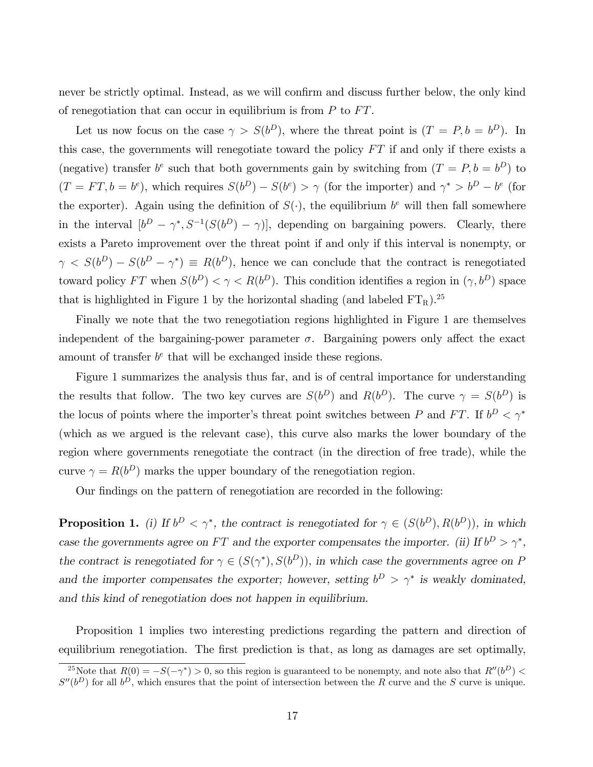never be strictly optimal. Instead, as we will confirm and discuss further below, the only kind of renegotiation that can occur in equilibrium is from $P$ to $FT$.

Let us now focus on the case $\gamma > S(b^D)$, where the threat point is $(T = P, b = b^D)$. In this case, the governments will renegotiate toward the policy $FT$ if and only if there exists a (negative) transfer $b^e$ such that both governments gain by switching from $(T = P, b = b^D)$ to $(T = FT, b = b^e)$, which requires $S(b^D) - S(b^e) > \gamma$ (for the importer) and $\gamma^* > b^D - b^e$ (for the exporter). Again using the definition of $S(\cdot)$, the equilibrium $b^e$ will then fall somewhere in the interval $[b^D - \gamma^*, S^{-1}(S(b^D) - \gamma)]$, depending on bargaining powers. Clearly, there exists a Pareto improvement over the threat point if and only if this interval is nonempty, or $\gamma < S(b^D) - S(b^D - \gamma^*) \equiv R(b^D)$, hence we can conclude that the contract is renegotiated toward policy $FT$ when $S(b^D) < \gamma < R(b^D)$. This condition identifies a region in $(\gamma, b^D)$ space that is highlighted in Figure 1 by the horizontal shading (and labeled $\text{FT}_\text{R}$).[25]

Finally we note that the two renegotiation regions highlighted in Figure 1 are themselves independent of the bargaining-power parameter $\sigma$. Bargaining powers only affect the exact amount of transfer $b^e$ that will be exchanged inside these regions.

Figure 1 summarizes the analysis thus far, and is of central importance for understanding the results that follow. The two key curves are $S(b^D)$ and $R(b^D)$. The curve $\gamma = S(b^D)$ is the locus of points where the importer's threat point switches between $P$ and $FT$. If $b^D < \gamma^*$ (which as we argued is the relevant case), this curve also marks the lower boundary of the region where governments renegotiate the contract (in the direction of free trade), while the curve $\gamma = R(b^D)$ marks the upper boundary of the renegotiation region.

Our findings on the pattern of renegotiation are recorded in the following:

**Proposition 1.** *(i) If $b^D < \gamma^*$, the contract is renegotiated for $\gamma \in (S(b^D), R(b^D))$, in which case the governments agree on $FT$ and the exporter compensates the importer. (ii) If $b^D > \gamma^*$, the contract is renegotiated for $\gamma \in (S(\gamma^*), S(b^D))$, in which case the governments agree on $P$ and the importer compensates the exporter; however, setting $b^D > \gamma^*$ is weakly dominated, and this kind of renegotiation does not happen in equilibrium.*

Proposition 1 implies two interesting predictions regarding the pattern and direction of equilibrium renegotiation. The first prediction is that, as long as damages are set optimally,

[25] Note that $R(0) = -S(-\gamma^*) > 0$, so this region is guaranteed to be nonempty, and note also that $R''(b^D) < S''(b^D)$ for all $b^D$, which ensures that the point of intersection between the $R$ curve and the $S$ curve is unique.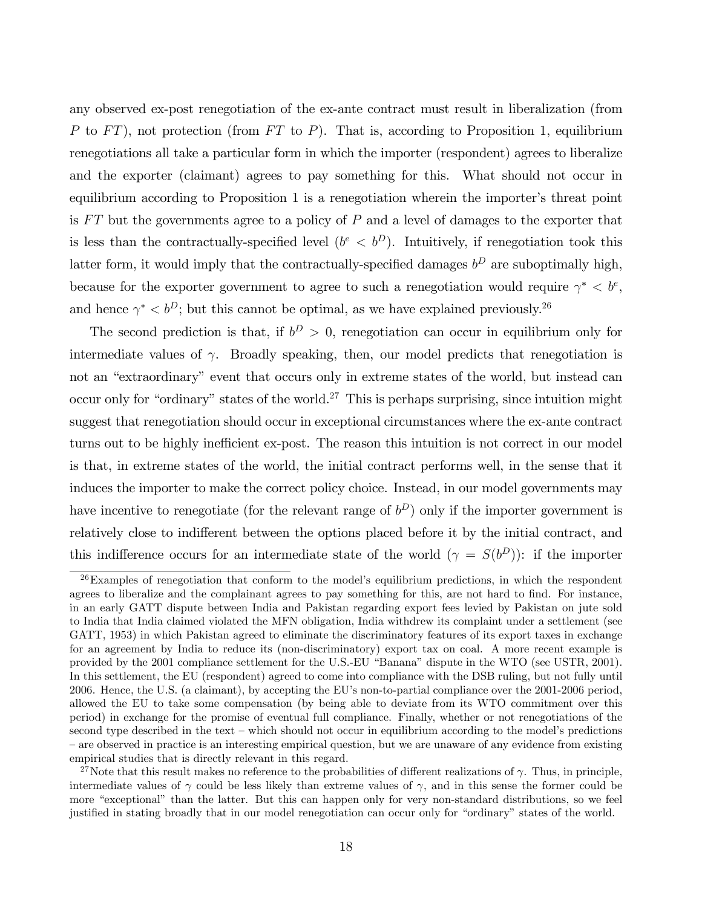any observed ex-post renegotiation of the ex-ante contract must result in liberalization (from $P$ to $FT$), not protection (from $FT$ to $P$). That is, according to Proposition 1, equilibrium renegotiations all take a particular form in which the importer (respondent) agrees to liberalize and the exporter (claimant) agrees to pay something for this. What should not occur in equilibrium according to Proposition 1 is a renegotiation wherein the importer's threat point is $FT$ but the governments agree to a policy of $P$ and a level of damages to the exporter that is less than the contractually-specified level ($b^e < b^D$). Intuitively, if renegotiation took this latter form, it would imply that the contractually-specified damages $b^D$ are suboptimally high, because for the exporter government to agree to such a renegotiation would require $\gamma^* < b^e$, and hence $\gamma^* < b^D$; but this cannot be optimal, as we have explained previously.[26]

The second prediction is that, if $b^D > 0$, renegotiation can occur in equilibrium only for intermediate values of $\gamma$. Broadly speaking, then, our model predicts that renegotiation is not an "extraordinary" event that occurs only in extreme states of the world, but instead can occur only for "ordinary" states of the world.[27] This is perhaps surprising, since intuition might suggest that renegotiation should occur in exceptional circumstances where the ex-ante contract turns out to be highly inefficient ex-post. The reason this intuition is not correct in our model is that, in extreme states of the world, the initial contract performs well, in the sense that it induces the importer to make the correct policy choice. Instead, in our model governments may have incentive to renegotiate (for the relevant range of $b^D$) only if the importer government is relatively close to indifferent between the options placed before it by the initial contract, and this indifference occurs for an intermediate state of the world ($\gamma = S(b^D)$): if the importer

[26] Examples of renegotiation that conform to the model's equilibrium predictions, in which the respondent agrees to liberalize and the complainant agrees to pay something for this, are not hard to find. For instance, in an early GATT dispute between India and Pakistan regarding export fees levied by Pakistan on jute sold to India that India claimed violated the MFN obligation, India withdrew its complaint under a settlement (see GATT, 1953) in which Pakistan agreed to eliminate the discriminatory features of its export taxes in exchange for an agreement by India to reduce its (non-discriminatory) export tax on coal. A more recent example is provided by the 2001 compliance settlement for the U.S.-EU "Banana" dispute in the WTO (see USTR, 2001). In this settlement, the EU (respondent) agreed to come into compliance with the DSB ruling, but not fully until 2006. Hence, the U.S. (a claimant), by accepting the EU's non-to-partial compliance over the 2001-2006 period, allowed the EU to take some compensation (by being able to deviate from its WTO commitment over this period) in exchange for the promise of eventual full compliance. Finally, whether or not renegotiations of the second type described in the text – which should not occur in equilibrium according to the model's predictions – are observed in practice is an interesting empirical question, but we are unaware of any evidence from existing empirical studies that is directly relevant in this regard.

[27] Note that this result makes no reference to the probabilities of different realizations of $\gamma$. Thus, in principle, intermediate values of $\gamma$ could be less likely than extreme values of $\gamma$, and in this sense the former could be more "exceptional" than the latter. But this can happen only for very non-standard distributions, so we feel justified in stating broadly that in our model renegotiation can occur only for "ordinary" states of the world.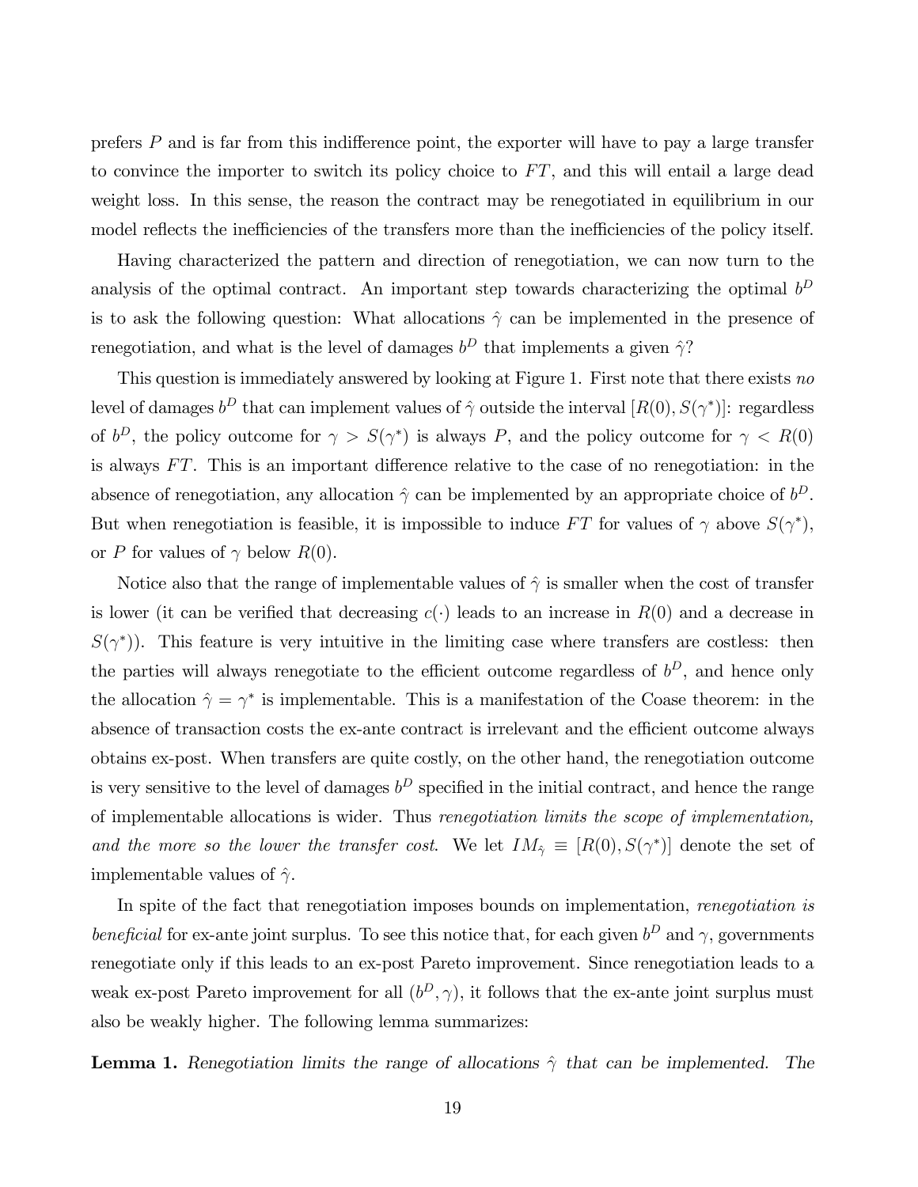prefers $P$ and is far from this indifference point, the exporter will have to pay a large transfer to convince the importer to switch its policy choice to $FT$, and this will entail a large dead weight loss. In this sense, the reason the contract may be renegotiated in equilibrium in our model reflects the inefficiencies of the transfers more than the inefficiencies of the policy itself.

Having characterized the pattern and direction of renegotiation, we can now turn to the analysis of the optimal contract. An important step towards characterizing the optimal $b^D$ is to ask the following question: What allocations $\hat{\gamma}$ can be implemented in the presence of renegotiation, and what is the level of damages $b^D$ that implements a given $\hat{\gamma}$?

This question is immediately answered by looking at Figure 1. First note that there exists *no* level of damages $b^D$ that can implement values of $\hat{\gamma}$ outside the interval $[R(0), S(\gamma^*)]$: regardless of $b^D$, the policy outcome for $\gamma > S(\gamma^*)$ is always $P$, and the policy outcome for $\gamma < R(0)$ is always $FT$. This is an important difference relative to the case of no renegotiation: in the absence of renegotiation, any allocation $\hat{\gamma}$ can be implemented by an appropriate choice of $b^D$. But when renegotiation is feasible, it is impossible to induce $FT$ for values of $\gamma$ above $S(\gamma^*)$, or $P$ for values of $\gamma$ below $R(0)$.

Notice also that the range of implementable values of $\hat{\gamma}$ is smaller when the cost of transfer is lower (it can be verified that decreasing $c(\cdot)$ leads to an increase in $R(0)$ and a decrease in $S(\gamma^*)$). This feature is very intuitive in the limiting case where transfers are costless: then the parties will always renegotiate to the efficient outcome regardless of $b^D$, and hence only the allocation $\hat{\gamma} = \gamma^*$ is implementable. This is a manifestation of the Coase theorem: in the absence of transaction costs the ex-ante contract is irrelevant and the efficient outcome always obtains ex-post. When transfers are quite costly, on the other hand, the renegotiation outcome is very sensitive to the level of damages $b^D$ specified in the initial contract, and hence the range of implementable allocations is wider. Thus *renegotiation limits the scope of implementation, and the more so the lower the transfer cost*. We let $IM_{\hat{\gamma}} \equiv [R(0), S(\gamma^*)]$ denote the set of implementable values of $\hat{\gamma}$.

In spite of the fact that renegotiation imposes bounds on implementation, *renegotiation is beneficial* for ex-ante joint surplus. To see this notice that, for each given $b^D$ and $\gamma$, governments renegotiate only if this leads to an ex-post Pareto improvement. Since renegotiation leads to a weak ex-post Pareto improvement for all $(b^D, \gamma)$, it follows that the ex-ante joint surplus must also be weakly higher. The following lemma summarizes:

**Lemma 1.** *Renegotiation limits the range of allocations $\hat{\gamma}$ that can be implemented. The*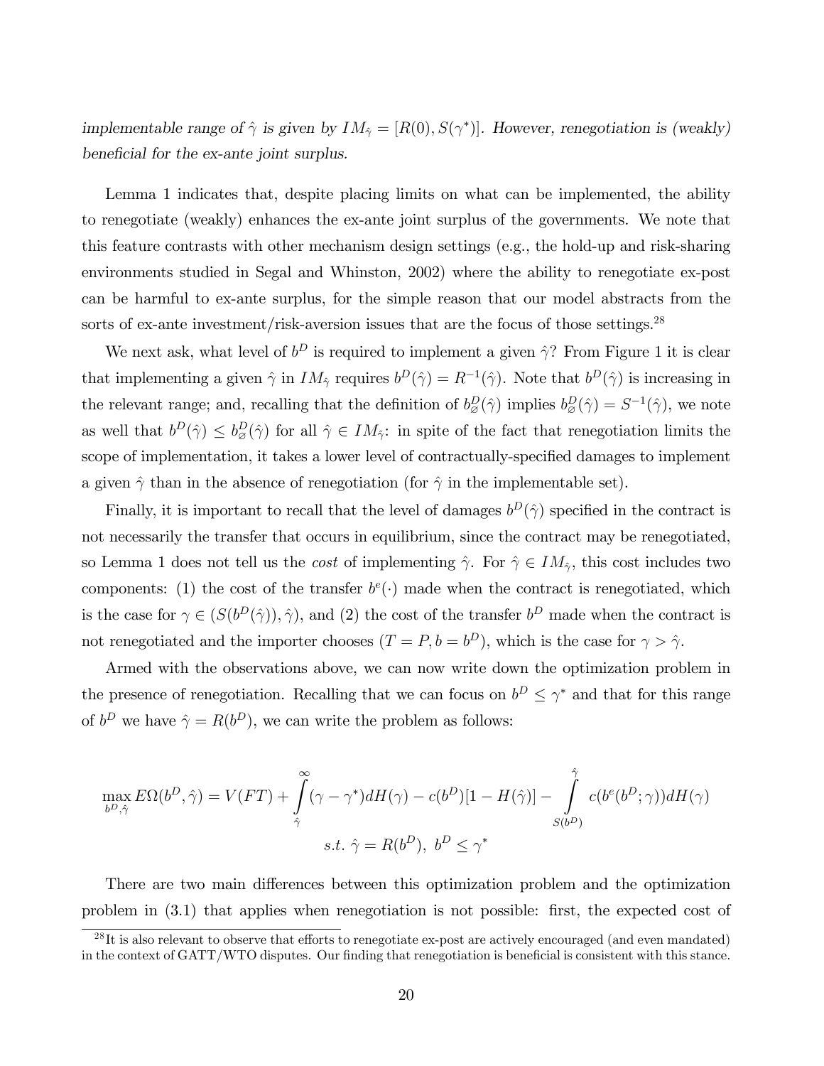*implementable range of $\hat{\gamma}$ is given by $IM_{\hat{\gamma}} = [R(0), S(\gamma^*)]$. However, renegotiation is (weakly) beneficial for the ex-ante joint surplus.*

Lemma 1 indicates that, despite placing limits on what can be implemented, the ability to renegotiate (weakly) enhances the ex-ante joint surplus of the governments. We note that this feature contrasts with other mechanism design settings (e.g., the hold-up and risk-sharing environments studied in Segal and Whinston, 2002) where the ability to renegotiate ex-post can be harmful to ex-ante surplus, for the simple reason that our model abstracts from the sorts of ex-ante investment/risk-aversion issues that are the focus of those settings.[28]

We next ask, what level of $b^D$ is required to implement a given $\hat{\gamma}$? From Figure 1 it is clear that implementing a given $\hat{\gamma}$ in $IM_{\hat{\gamma}}$ requires $b^D(\hat{\gamma}) = R^{-1}(\hat{\gamma})$. Note that $b^D(\hat{\gamma})$ is increasing in the relevant range; and, recalling that the definition of $b^D_{\varnothing}(\hat{\gamma})$ implies $b^D_{\varnothing}(\hat{\gamma}) = S^{-1}(\hat{\gamma})$, we note as well that $b^D(\hat{\gamma}) \leq b^D_{\varnothing}(\hat{\gamma})$ for all $\hat{\gamma} \in IM_{\hat{\gamma}}$: in spite of the fact that renegotiation limits the scope of implementation, it takes a lower level of contractually-specified damages to implement a given $\hat{\gamma}$ than in the absence of renegotiation (for $\hat{\gamma}$ in the implementable set).

Finally, it is important to recall that the level of damages $b^D(\hat{\gamma})$ specified in the contract is not necessarily the transfer that occurs in equilibrium, since the contract may be renegotiated, so Lemma 1 does not tell us the *cost* of implementing $\hat{\gamma}$. For $\hat{\gamma} \in IM_{\hat{\gamma}}$, this cost includes two components: (1) the cost of the transfer $b^e(\cdot)$ made when the contract is renegotiated, which is the case for $\gamma \in (S(b^D(\hat{\gamma})), \hat{\gamma})$, and (2) the cost of the transfer $b^D$ made when the contract is not renegotiated and the importer chooses $(T = P, b = b^D)$, which is the case for $\gamma > \hat{\gamma}$.

Armed with the observations above, we can now write down the optimization problem in the presence of renegotiation. Recalling that we can focus on $b^D \leq \gamma^*$ and that for this range of $b^D$ we have $\hat{\gamma} = R(b^D)$, we can write the problem as follows:

$$\max_{b^D, \hat{\gamma}} E\Omega(b^D, \hat{\gamma}) = V(FT) + \int_{\hat{\gamma}}^{\infty} (\gamma - \gamma^*) dH(\gamma) - c(b^D)[1 - H(\hat{\gamma})] - \int_{S(b^D)}^{\hat{\gamma}} c(b^e(b^D; \gamma)) dH(\gamma)$$

$$s.t.\ \hat{\gamma} = R(b^D),\ b^D \leq \gamma^*$$

There are two main differences between this optimization problem and the optimization problem in (3.1) that applies when renegotiation is not possible: first, the expected cost of

[28] It is also relevant to observe that efforts to renegotiate ex-post are actively encouraged (and even mandated) in the context of GATT/WTO disputes. Our finding that renegotiation is beneficial is consistent with this stance.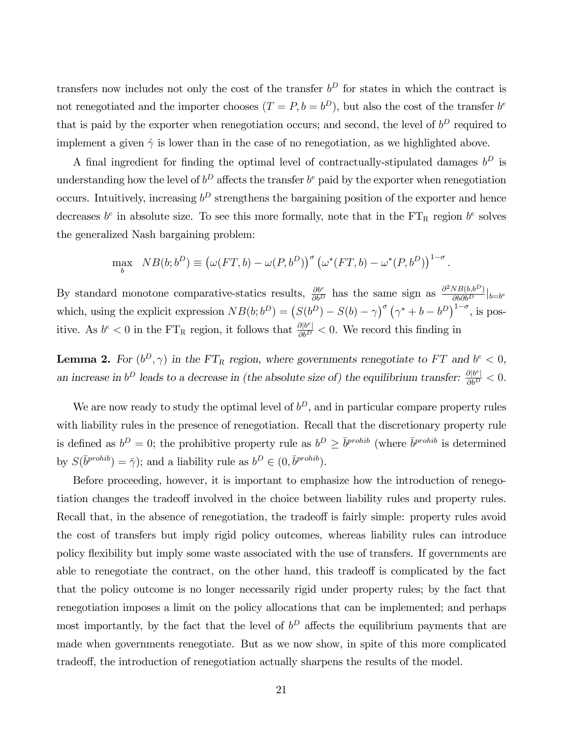transfers now includes not only the cost of the transfer $b^D$ for states in which the contract is not renegotiated and the importer chooses $(T = P, b = b^D)$, but also the cost of the transfer $b^e$ that is paid by the exporter when renegotiation occurs; and second, the level of $b^D$ required to implement a given $\hat{\gamma}$ is lower than in the case of no renegotiation, as we highlighted above.

A final ingredient for finding the optimal level of contractually-stipulated damages $b^D$ is understanding how the level of $b^D$ affects the transfer $b^e$ paid by the exporter when renegotiation occurs. Intuitively, increasing $b^D$ strengthens the bargaining position of the exporter and hence decreases $b^e$ in absolute size. To see this more formally, note that in the $\text{FT}_\text{R}$ region $b^e$ solves the generalized Nash bargaining problem:

$$\max_b \quad NB(b; b^D) \equiv \left(\omega(FT, b) - \omega(P, b^D)\right)^\sigma \left(\omega^*(FT, b) - \omega^*(P, b^D)\right)^{1-\sigma}.$$

By standard monotone comparative-statics results, $\frac{\partial b^e}{\partial b^D}$ has the same sign as $\frac{\partial^2 NB(b, b^D)}{\partial b \partial b^D}|_{b=b^e}$ which, using the explicit expression $NB(b; b^D) = \left(S(b^D) - S(b) - \gamma\right)^\sigma \left(\gamma^* + b - b^D\right)^{1-\sigma}$, is positive. As $b^e < 0$ in the $\text{FT}_\text{R}$ region, it follows that $\frac{\partial |b^e|}{\partial b^D} < 0$. We record this finding in

**Lemma 2.** *For $(b^D, \gamma)$ in the $FT_R$ region, where governments renegotiate to $FT$ and $b^e < 0$, an increase in $b^D$ leads to a decrease in (the absolute size of) the equilibrium transfer: $\frac{\partial |b^e|}{\partial b^D} < 0$.*

We are now ready to study the optimal level of $b^D$, and in particular compare property rules with liability rules in the presence of renegotiation. Recall that the discretionary property rule is defined as $b^D = 0$; the prohibitive property rule as $b^D \geq \bar{b}^{prohib}$ (where $\bar{b}^{prohib}$ is determined by $S(\bar{b}^{prohib}) = \bar{\gamma}$); and a liability rule as $b^D \in (0, \bar{b}^{prohib})$.

Before proceeding, however, it is important to emphasize how the introduction of renegotiation changes the tradeoff involved in the choice between liability rules and property rules. Recall that, in the absence of renegotiation, the tradeoff is fairly simple: property rules avoid the cost of transfers but imply rigid policy outcomes, whereas liability rules can introduce policy flexibility but imply some waste associated with the use of transfers. If governments are able to renegotiate the contract, on the other hand, this tradeoff is complicated by the fact that the policy outcome is no longer necessarily rigid under property rules; by the fact that renegotiation imposes a limit on the policy allocations that can be implemented; and perhaps most importantly, by the fact that the level of $b^D$ affects the equilibrium payments that are made when governments renegotiate. But as we now show, in spite of this more complicated tradeoff, the introduction of renegotiation actually sharpens the results of the model.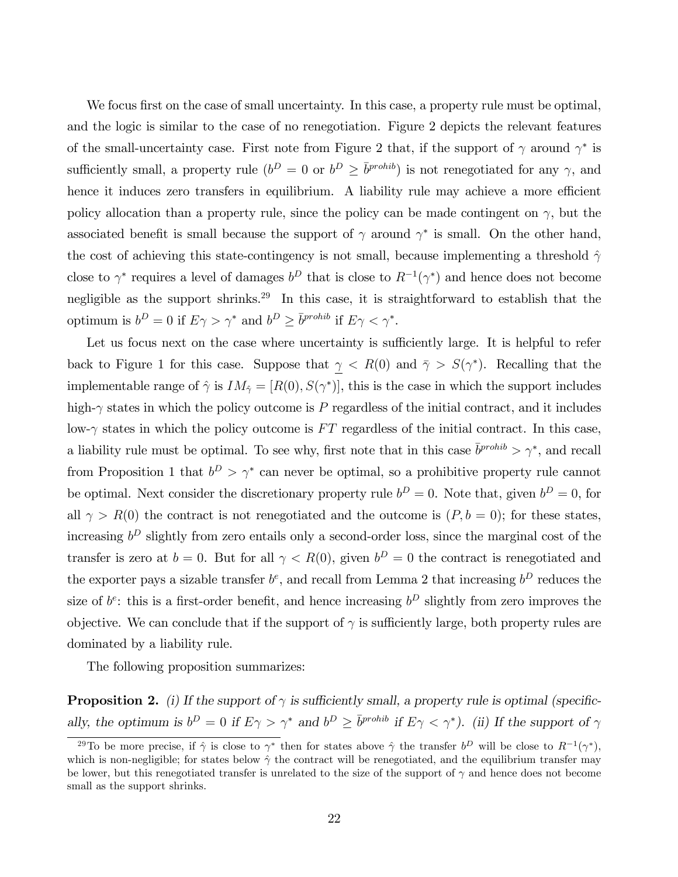We focus first on the case of small uncertainty. In this case, a property rule must be optimal, and the logic is similar to the case of no renegotiation. Figure 2 depicts the relevant features of the small-uncertainty case. First note from Figure 2 that, if the support of $\gamma$ around $\gamma^*$ is sufficiently small, a property rule ($b^D = 0$ or $b^D \geq \bar{b}^{prohib}$) is not renegotiated for any $\gamma$, and hence it induces zero transfers in equilibrium. A liability rule may achieve a more efficient policy allocation than a property rule, since the policy can be made contingent on $\gamma$, but the associated benefit is small because the support of $\gamma$ around $\gamma^*$ is small. On the other hand, the cost of achieving this state-contingency is not small, because implementing a threshold $\hat{\gamma}$ close to $\gamma^*$ requires a level of damages $b^D$ that is close to $R^{-1}(\gamma^*)$ and hence does not become negligible as the support shrinks.[29] In this case, it is straightforward to establish that the optimum is $b^D = 0$ if $E\gamma > \gamma^*$ and $b^D \geq \bar{b}^{prohib}$ if $E\gamma < \gamma^*$.

Let us focus next on the case where uncertainty is sufficiently large. It is helpful to refer back to Figure 1 for this case. Suppose that $\underline{\gamma} < R(0)$ and $\bar{\gamma} > S(\gamma^*)$. Recalling that the implementable range of $\hat{\gamma}$ is $IM_{\hat{\gamma}} = [R(0), S(\gamma^*)]$, this is the case in which the support includes high-$\gamma$ states in which the policy outcome is $P$ regardless of the initial contract, and it includes low-$\gamma$ states in which the policy outcome is $FT$ regardless of the initial contract. In this case, a liability rule must be optimal. To see why, first note that in this case $\bar{b}^{prohib} > \gamma^*$, and recall from Proposition 1 that $b^D > \gamma^*$ can never be optimal, so a prohibitive property rule cannot be optimal. Next consider the discretionary property rule $b^D = 0$. Note that, given $b^D = 0$, for all $\gamma > R(0)$ the contract is not renegotiated and the outcome is $(P, b = 0)$; for these states, increasing $b^D$ slightly from zero entails only a second-order loss, since the marginal cost of the transfer is zero at $b = 0$. But for all $\gamma < R(0)$, given $b^D = 0$ the contract is renegotiated and the exporter pays a sizable transfer $b^e$, and recall from Lemma 2 that increasing $b^D$ reduces the size of $b^e$: this is a first-order benefit, and hence increasing $b^D$ slightly from zero improves the objective. We can conclude that if the support of $\gamma$ is sufficiently large, both property rules are dominated by a liability rule.

The following proposition summarizes:

**Proposition 2.** *(i) If the support of $\gamma$ is sufficiently small, a property rule is optimal (specifically, the optimum is $b^D = 0$ if $E\gamma > \gamma^*$ and $b^D \geq \bar{b}^{prohib}$ if $E\gamma < \gamma^*$). (ii) If the support of $\gamma$*

[29] To be more precise, if $\hat{\gamma}$ is close to $\gamma^*$ then for states above $\hat{\gamma}$ the transfer $b^D$ will be close to $R^{-1}(\gamma^*)$, which is non-negligible; for states below $\hat{\gamma}$ the contract will be renegotiated, and the equilibrium transfer may be lower, but this renegotiated transfer is unrelated to the size of the support of $\gamma$ and hence does not become small as the support shrinks.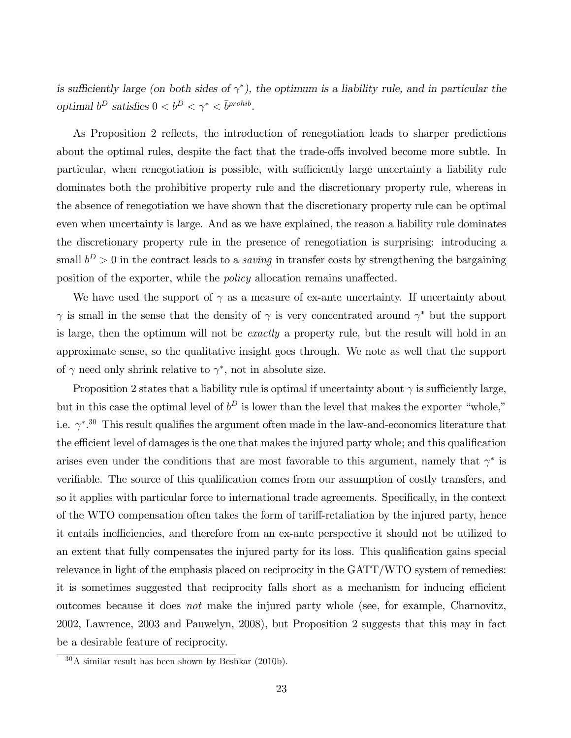*is sufficiently large (on both sides of $\gamma^*$), the optimum is a liability rule, and in particular the optimal $b^D$ satisfies $0 < b^D < \gamma^* < \bar{b}^{prohib}$.*

As Proposition 2 reflects, the introduction of renegotiation leads to sharper predictions about the optimal rules, despite the fact that the trade-offs involved become more subtle. In particular, when renegotiation is possible, with sufficiently large uncertainty a liability rule dominates both the prohibitive property rule and the discretionary property rule, whereas in the absence of renegotiation we have shown that the discretionary property rule can be optimal even when uncertainty is large. And as we have explained, the reason a liability rule dominates the discretionary property rule in the presence of renegotiation is surprising: introducing a small $b^D > 0$ in the contract leads to a *saving* in transfer costs by strengthening the bargaining position of the exporter, while the *policy* allocation remains unaffected.

We have used the support of $\gamma$ as a measure of ex-ante uncertainty. If uncertainty about $\gamma$ is small in the sense that the density of $\gamma$ is very concentrated around $\gamma^*$ but the support is large, then the optimum will not be *exactly* a property rule, but the result will hold in an approximate sense, so the qualitative insight goes through. We note as well that the support of $\gamma$ need only shrink relative to $\gamma^*$, not in absolute size.

Proposition 2 states that a liability rule is optimal if uncertainty about $\gamma$ is sufficiently large, but in this case the optimal level of $b^D$ is lower than the level that makes the exporter "whole," i.e. $\gamma^*$.[30] This result qualifies the argument often made in the law-and-economics literature that the efficient level of damages is the one that makes the injured party whole; and this qualification arises even under the conditions that are most favorable to this argument, namely that $\gamma^*$ is verifiable. The source of this qualification comes from our assumption of costly transfers, and so it applies with particular force to international trade agreements. Specifically, in the context of the WTO compensation often takes the form of tariff-retaliation by the injured party, hence it entails inefficiencies, and therefore from an ex-ante perspective it should not be utilized to an extent that fully compensates the injured party for its loss. This qualification gains special relevance in light of the emphasis placed on reciprocity in the GATT/WTO system of remedies: it is sometimes suggested that reciprocity falls short as a mechanism for inducing efficient outcomes because it does *not* make the injured party whole (see, for example, Charnovitz, 2002, Lawrence, 2003 and Pauwelyn, 2008), but Proposition 2 suggests that this may in fact be a desirable feature of reciprocity.

[30] A similar result has been shown by Beshkar (2010b).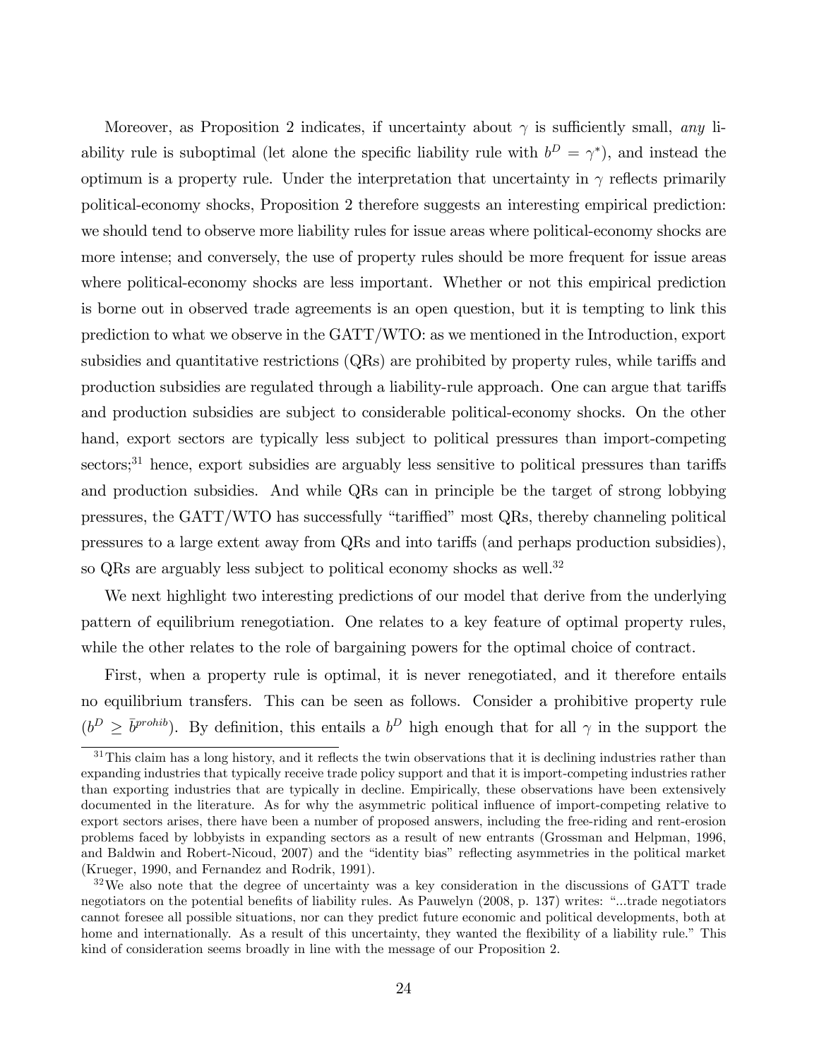Moreover, as Proposition 2 indicates, if uncertainty about $\gamma$ is sufficiently small, *any* liability rule is suboptimal (let alone the specific liability rule with $b^D = \gamma^*$), and instead the optimum is a property rule. Under the interpretation that uncertainty in $\gamma$ reflects primarily political-economy shocks, Proposition 2 therefore suggests an interesting empirical prediction: we should tend to observe more liability rules for issue areas where political-economy shocks are more intense; and conversely, the use of property rules should be more frequent for issue areas where political-economy shocks are less important. Whether or not this empirical prediction is borne out in observed trade agreements is an open question, but it is tempting to link this prediction to what we observe in the GATT/WTO: as we mentioned in the Introduction, export subsidies and quantitative restrictions (QRs) are prohibited by property rules, while tariffs and production subsidies are regulated through a liability-rule approach. One can argue that tariffs and production subsidies are subject to considerable political-economy shocks. On the other hand, export sectors are typically less subject to political pressures than import-competing sectors;[31] hence, export subsidies are arguably less sensitive to political pressures than tariffs and production subsidies. And while QRs can in principle be the target of strong lobbying pressures, the GATT/WTO has successfully "tariffied" most QRs, thereby channeling political pressures to a large extent away from QRs and into tariffs (and perhaps production subsidies), so QRs are arguably less subject to political economy shocks as well.[32]

We next highlight two interesting predictions of our model that derive from the underlying pattern of equilibrium renegotiation. One relates to a key feature of optimal property rules, while the other relates to the role of bargaining powers for the optimal choice of contract.

First, when a property rule is optimal, it is never renegotiated, and it therefore entails no equilibrium transfers. This can be seen as follows. Consider a prohibitive property rule ($b^D \geq \bar{b}^{prohib}$). By definition, this entails a $b^D$ high enough that for all $\gamma$ in the support the

[31] This claim has a long history, and it reflects the twin observations that it is declining industries rather than expanding industries that typically receive trade policy support and that it is import-competing industries rather than exporting industries that are typically in decline. Empirically, these observations have been extensively documented in the literature. As for why the asymmetric political influence of import-competing relative to export sectors arises, there have been a number of proposed answers, including the free-riding and rent-erosion problems faced by lobbyists in expanding sectors as a result of new entrants (Grossman and Helpman, 1996, and Baldwin and Robert-Nicoud, 2007) and the "identity bias" reflecting asymmetries in the political market (Krueger, 1990, and Fernandez and Rodrik, 1991).

[32] We also note that the degree of uncertainty was a key consideration in the discussions of GATT trade negotiators on the potential benefits of liability rules. As Pauwelyn (2008, p. 137) writes: "...trade negotiators cannot foresee all possible situations, nor can they predict future economic and political developments, both at home and internationally. As a result of this uncertainty, they wanted the flexibility of a liability rule." This kind of consideration seems broadly in line with the message of our Proposition 2.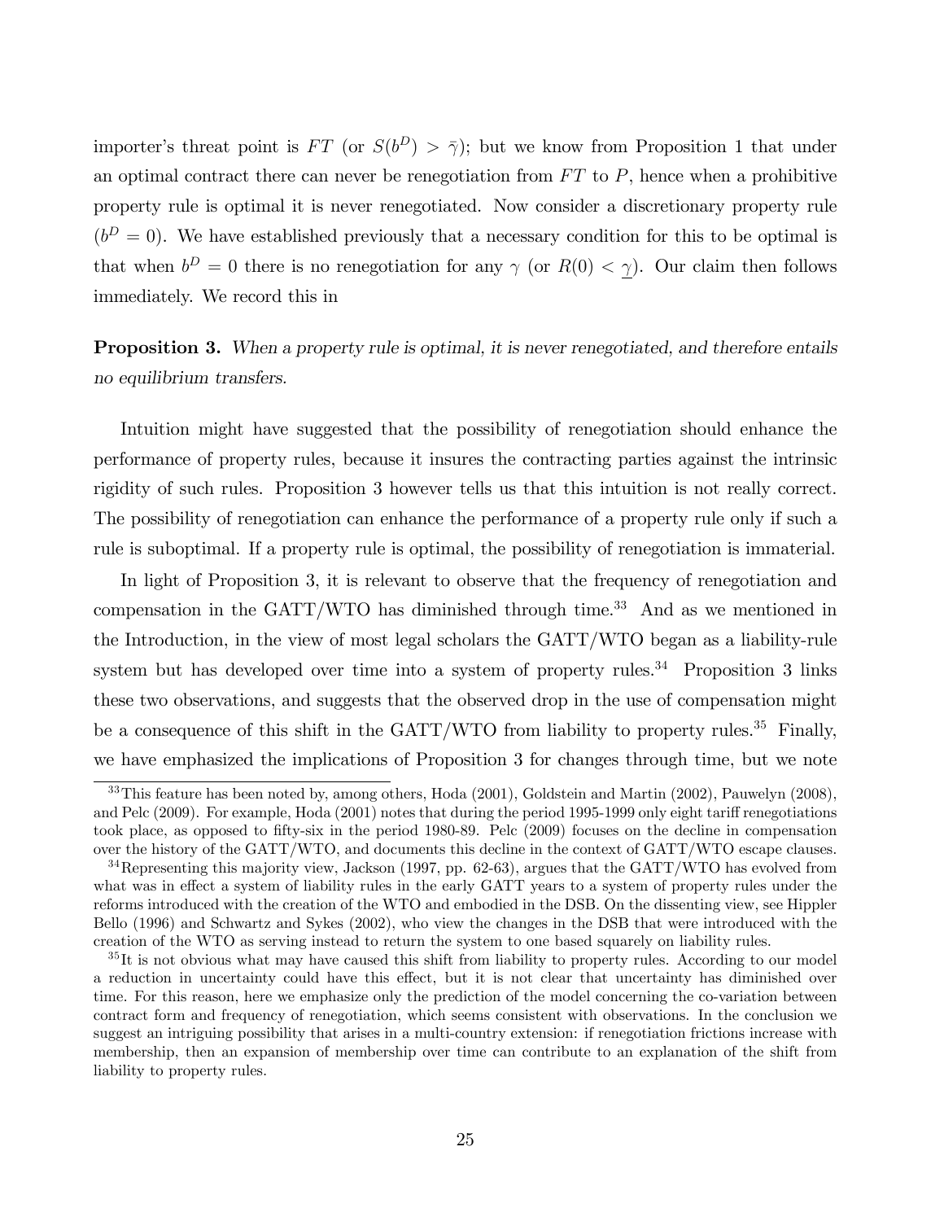importer's threat point is $FT$ (or $S(b^D) > \bar{\gamma}$); but we know from Proposition 1 that under an optimal contract there can never be renegotiation from $FT$ to $P$, hence when a prohibitive property rule is optimal it is never renegotiated. Now consider a discretionary property rule ($b^D = 0$). We have established previously that a necessary condition for this to be optimal is that when $b^D = 0$ there is no renegotiation for any $\gamma$ (or $R(0) < \underline{\gamma}$). Our claim then follows immediately. We record this in

**Proposition 3.** *When a property rule is optimal, it is never renegotiated, and therefore entails no equilibrium transfers.*

Intuition might have suggested that the possibility of renegotiation should enhance the performance of property rules, because it insures the contracting parties against the intrinsic rigidity of such rules. Proposition 3 however tells us that this intuition is not really correct. The possibility of renegotiation can enhance the performance of a property rule only if such a rule is suboptimal. If a property rule is optimal, the possibility of renegotiation is immaterial.

In light of Proposition 3, it is relevant to observe that the frequency of renegotiation and compensation in the GATT/WTO has diminished through time.[33] And as we mentioned in the Introduction, in the view of most legal scholars the GATT/WTO began as a liability-rule system but has developed over time into a system of property rules.[34] Proposition 3 links these two observations, and suggests that the observed drop in the use of compensation might be a consequence of this shift in the GATT/WTO from liability to property rules.[35] Finally, we have emphasized the implications of Proposition 3 for changes through time, but we note

[33] This feature has been noted by, among others, Hoda (2001), Goldstein and Martin (2002), Pauwelyn (2008), and Pelc (2009). For example, Hoda (2001) notes that during the period 1995-1999 only eight tariff renegotiations took place, as opposed to fifty-six in the period 1980-89. Pelc (2009) focuses on the decline in compensation over the history of the GATT/WTO, and documents this decline in the context of GATT/WTO escape clauses.

[34] Representing this majority view, Jackson (1997, pp. 62-63), argues that the GATT/WTO has evolved from what was in effect a system of liability rules in the early GATT years to a system of property rules under the reforms introduced with the creation of the WTO and embodied in the DSB. On the dissenting view, see Hippler Bello (1996) and Schwartz and Sykes (2002), who view the changes in the DSB that were introduced with the creation of the WTO as serving instead to return the system to one based squarely on liability rules.

[35] It is not obvious what may have caused this shift from liability to property rules. According to our model a reduction in uncertainty could have this effect, but it is not clear that uncertainty has diminished over time. For this reason, here we emphasize only the prediction of the model concerning the co-variation between contract form and frequency of renegotiation, which seems consistent with observations. In the conclusion we suggest an intriguing possibility that arises in a multi-country extension: if renegotiation frictions increase with membership, then an expansion of membership over time can contribute to an explanation of the shift from liability to property rules.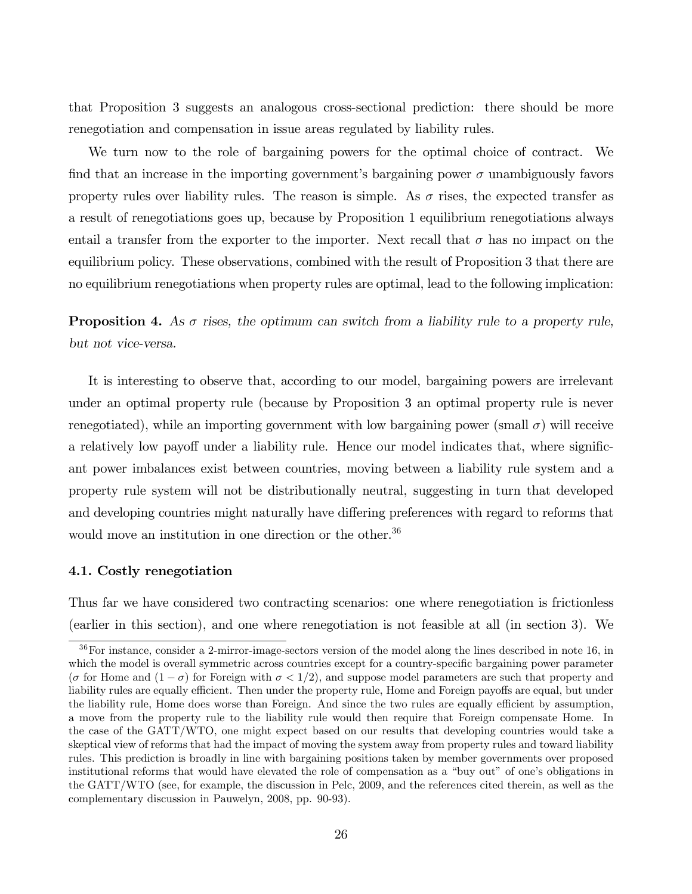that Proposition 3 suggests an analogous cross-sectional prediction: there should be more renegotiation and compensation in issue areas regulated by liability rules.

We turn now to the role of bargaining powers for the optimal choice of contract. We find that an increase in the importing government's bargaining power $\sigma$ unambiguously favors property rules over liability rules. The reason is simple. As $\sigma$ rises, the expected transfer as a result of renegotiations goes up, because by Proposition 1 equilibrium renegotiations always entail a transfer from the exporter to the importer. Next recall that $\sigma$ has no impact on the equilibrium policy. These observations, combined with the result of Proposition 3 that there are no equilibrium renegotiations when property rules are optimal, lead to the following implication:

**Proposition 4.** *As $\sigma$ rises, the optimum can switch from a liability rule to a property rule, but not vice-versa.*

It is interesting to observe that, according to our model, bargaining powers are irrelevant under an optimal property rule (because by Proposition 3 an optimal property rule is never renegotiated), while an importing government with low bargaining power (small $\sigma$) will receive a relatively low payoff under a liability rule. Hence our model indicates that, where significant power imbalances exist between countries, moving between a liability rule system and a property rule system will not be distributionally neutral, suggesting in turn that developed and developing countries might naturally have differing preferences with regard to reforms that would move an institution in one direction or the other.[36]

### 4.1. Costly renegotiation

Thus far we have considered two contracting scenarios: one where renegotiation is frictionless (earlier in this section), and one where renegotiation is not feasible at all (in section 3). We

[36] For instance, consider a 2-mirror-image-sectors version of the model along the lines described in note 16, in which the model is overall symmetric across countries except for a country-specific bargaining power parameter ($\sigma$ for Home and $(1-\sigma)$ for Foreign with $\sigma < 1/2$), and suppose model parameters are such that property and liability rules are equally efficient. Then under the property rule, Home and Foreign payoffs are equal, but under the liability rule, Home does worse than Foreign. And since the two rules are equally efficient by assumption, a move from the property rule to the liability rule would then require that Foreign compensate Home. In the case of the GATT/WTO, one might expect based on our results that developing countries would take a skeptical view of reforms that had the impact of moving the system away from property rules and toward liability rules. This prediction is broadly in line with bargaining positions taken by member governments over proposed institutional reforms that would have elevated the role of compensation as a "buy out" of one's obligations in the GATT/WTO (see, for example, the discussion in Pelc, 2009, and the references cited therein, as well as the complementary discussion in Pauwelyn, 2008, pp. 90-93).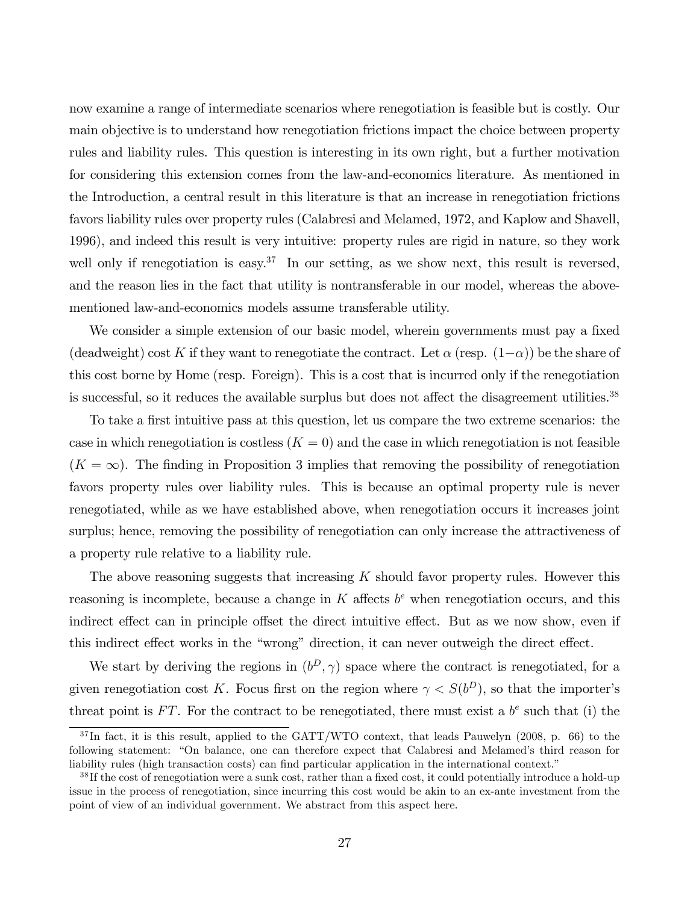now examine a range of intermediate scenarios where renegotiation is feasible but is costly. Our main objective is to understand how renegotiation frictions impact the choice between property rules and liability rules. This question is interesting in its own right, but a further motivation for considering this extension comes from the law-and-economics literature. As mentioned in the Introduction, a central result in this literature is that an increase in renegotiation frictions favors liability rules over property rules (Calabresi and Melamed, 1972, and Kaplow and Shavell, 1996), and indeed this result is very intuitive: property rules are rigid in nature, so they work well only if renegotiation is easy.[37] In our setting, as we show next, this result is reversed, and the reason lies in the fact that utility is nontransferable in our model, whereas the above-mentioned law-and-economics models assume transferable utility.

We consider a simple extension of our basic model, wherein governments must pay a fixed (deadweight) cost $K$ if they want to renegotiate the contract. Let $\alpha$ (resp. $(1-\alpha)$) be the share of this cost borne by Home (resp. Foreign). This is a cost that is incurred only if the renegotiation is successful, so it reduces the available surplus but does not affect the disagreement utilities.[38]

To take a first intuitive pass at this question, let us compare the two extreme scenarios: the case in which renegotiation is costless ($K = 0$) and the case in which renegotiation is not feasible ($K = \infty$). The finding in Proposition 3 implies that removing the possibility of renegotiation favors property rules over liability rules. This is because an optimal property rule is never renegotiated, while as we have established above, when renegotiation occurs it increases joint surplus; hence, removing the possibility of renegotiation can only increase the attractiveness of a property rule relative to a liability rule.

The above reasoning suggests that increasing $K$ should favor property rules. However this reasoning is incomplete, because a change in $K$ affects $b^e$ when renegotiation occurs, and this indirect effect can in principle offset the direct intuitive effect. But as we now show, even if this indirect effect works in the "wrong" direction, it can never outweigh the direct effect.

We start by deriving the regions in $(b^D, \gamma)$ space where the contract is renegotiated, for a given renegotiation cost $K$. Focus first on the region where $\gamma < S(b^D)$, so that the importer's threat point is $FT$. For the contract to be renegotiated, there must exist a $b^e$ such that (i) the

[37] In fact, it is this result, applied to the GATT/WTO context, that leads Pauwelyn (2008, p. 66) to the following statement: "On balance, one can therefore expect that Calabresi and Melamed's third reason for liability rules (high transaction costs) can find particular application in the international context."

[38] If the cost of renegotiation were a sunk cost, rather than a fixed cost, it could potentially introduce a hold-up issue in the process of renegotiation, since incurring this cost would be akin to an ex-ante investment from the point of view of an individual government. We abstract from this aspect here.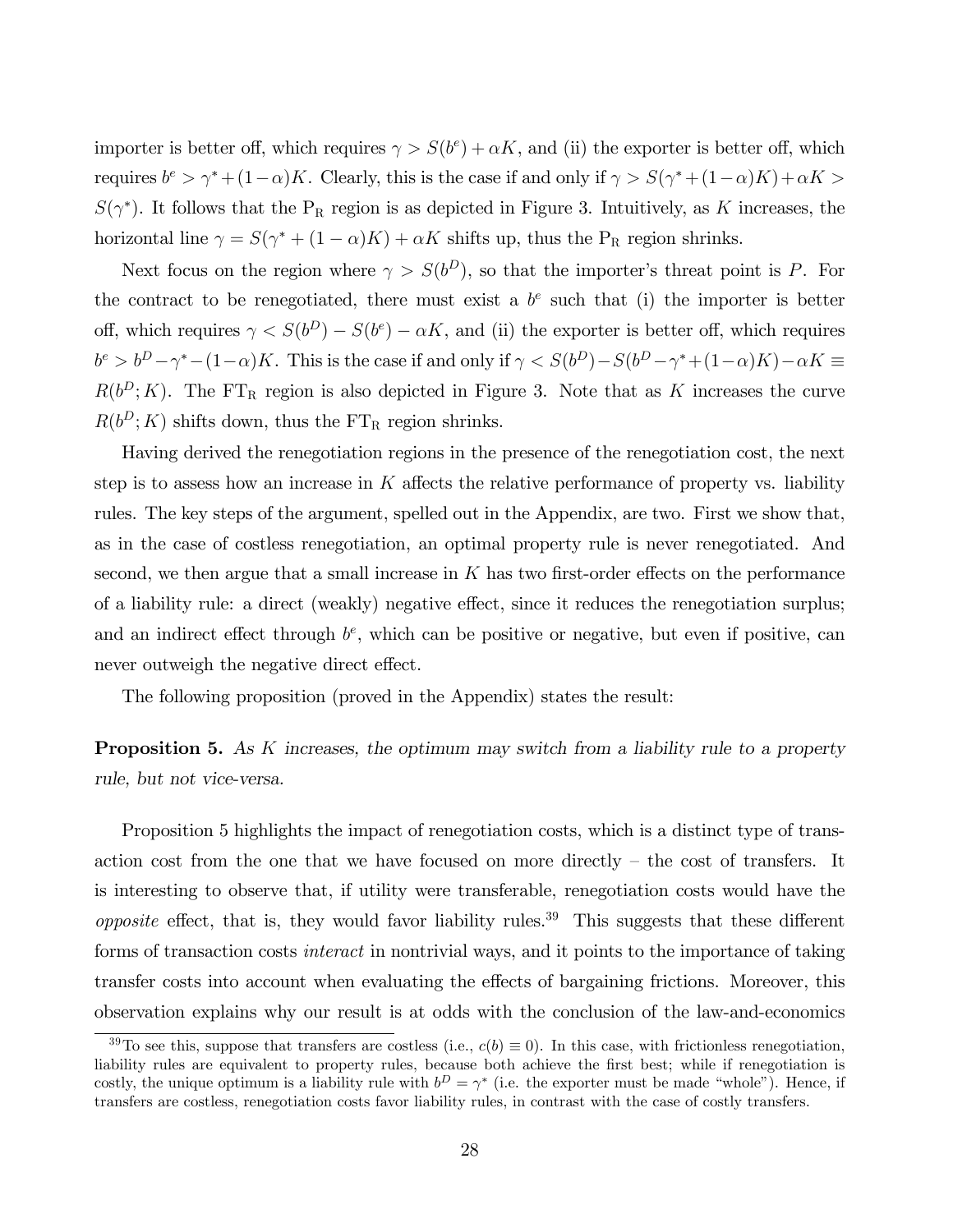importer is better off, which requires $\gamma > S(b^e) + \alpha K$, and (ii) the exporter is better off, which requires $b^e > \gamma^* + (1-\alpha)K$. Clearly, this is the case if and only if $\gamma > S(\gamma^* + (1-\alpha)K) + \alpha K > S(\gamma^*)$. It follows that the $\mathrm{P_R}$ region is as depicted in Figure 3. Intuitively, as $K$ increases, the horizontal line $\gamma = S(\gamma^* + (1-\alpha)K) + \alpha K$ shifts up, thus the $\mathrm{P_R}$ region shrinks.

Next focus on the region where $\gamma > S(b^D)$, so that the importer's threat point is $P$. For the contract to be renegotiated, there must exist a $b^e$ such that (i) the importer is better off, which requires $\gamma < S(b^D) - S(b^e) - \alpha K$, and (ii) the exporter is better off, which requires $b^e > b^D - \gamma^* - (1-\alpha)K$. This is the case if and only if $\gamma < S(b^D) - S(b^D - \gamma^* + (1-\alpha)K) - \alpha K \equiv R(b^D; K)$. The $\mathrm{FT_R}$ region is also depicted in Figure 3. Note that as $K$ increases the curve $R(b^D; K)$ shifts down, thus the $\mathrm{FT_R}$ region shrinks.

Having derived the renegotiation regions in the presence of the renegotiation cost, the next step is to assess how an increase in $K$ affects the relative performance of property vs. liability rules. The key steps of the argument, spelled out in the Appendix, are two. First we show that, as in the case of costless renegotiation, an optimal property rule is never renegotiated. And second, we then argue that a small increase in $K$ has two first-order effects on the performance of a liability rule: a direct (weakly) negative effect, since it reduces the renegotiation surplus; and an indirect effect through $b^e$, which can be positive or negative, but even if positive, can never outweigh the negative direct effect.

The following proposition (proved in the Appendix) states the result:

**Proposition 5.** *As $K$ increases, the optimum may switch from a liability rule to a property rule, but not vice-versa.*

Proposition 5 highlights the impact of renegotiation costs, which is a distinct type of transaction cost from the one that we have focused on more directly – the cost of transfers. It is interesting to observe that, if utility were transferable, renegotiation costs would have the *opposite* effect, that is, they would favor liability rules.[39] This suggests that these different forms of transaction costs *interact* in nontrivial ways, and it points to the importance of taking transfer costs into account when evaluating the effects of bargaining frictions. Moreover, this observation explains why our result is at odds with the conclusion of the law-and-economics

[39] To see this, suppose that transfers are costless (i.e., $c(b) \equiv 0$). In this case, with frictionless renegotiation, liability rules are equivalent to property rules, because both achieve the first best; while if renegotiation is costly, the unique optimum is a liability rule with $b^D = \gamma^*$ (i.e. the exporter must be made "whole"). Hence, if transfers are costless, renegotiation costs favor liability rules, in contrast with the case of costly transfers.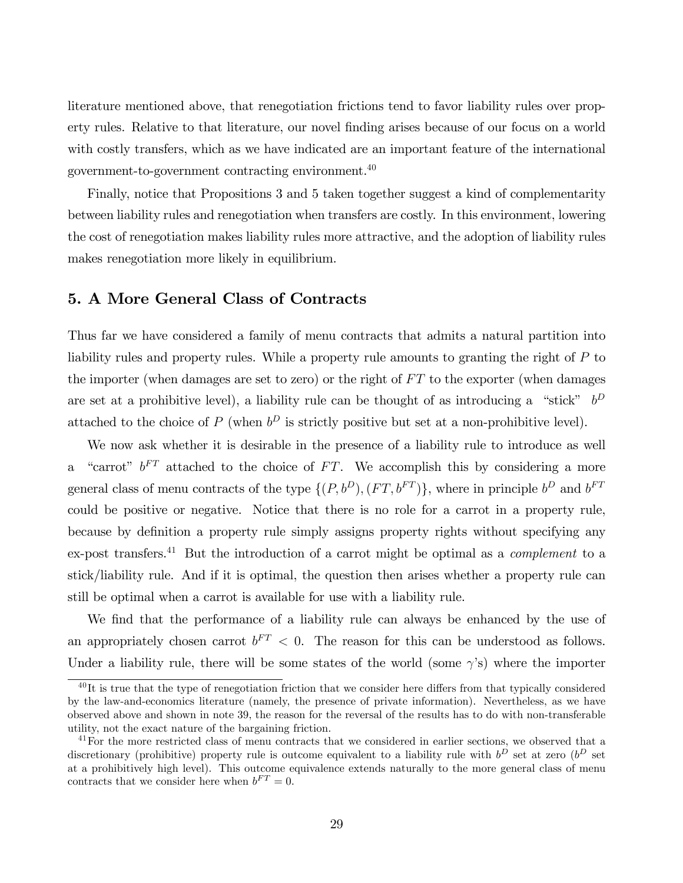literature mentioned above, that renegotiation frictions tend to favor liability rules over property rules. Relative to that literature, our novel finding arises because of our focus on a world with costly transfers, which as we have indicated are an important feature of the international government-to-government contracting environment.[40]

Finally, notice that Propositions 3 and 5 taken together suggest a kind of complementarity between liability rules and renegotiation when transfers are costly. In this environment, lowering the cost of renegotiation makes liability rules more attractive, and the adoption of liability rules makes renegotiation more likely in equilibrium.

## 5. A More General Class of Contracts

Thus far we have considered a family of menu contracts that admits a natural partition into liability rules and property rules. While a property rule amounts to granting the right of $P$ to the importer (when damages are set to zero) or the right of $FT$ to the exporter (when damages are set at a prohibitive level), a liability rule can be thought of as introducing a "stick" $b^D$ attached to the choice of $P$ (when $b^D$ is strictly positive but set at a non-prohibitive level).

We now ask whether it is desirable in the presence of a liability rule to introduce as well a "carrot" $b^{FT}$ attached to the choice of $FT$. We accomplish this by considering a more general class of menu contracts of the type $\{(P, b^D), (FT, b^{FT})\}$, where in principle $b^D$ and $b^{FT}$ could be positive or negative. Notice that there is no role for a carrot in a property rule, because by definition a property rule simply assigns property rights without specifying any ex-post transfers.[41] But the introduction of a carrot might be optimal as a *complement* to a stick/liability rule. And if it is optimal, the question then arises whether a property rule can still be optimal when a carrot is available for use with a liability rule.

We find that the performance of a liability rule can always be enhanced by the use of an appropriately chosen carrot $b^{FT} < 0$. The reason for this can be understood as follows. Under a liability rule, there will be some states of the world (some $\gamma$'s) where the importer

[40] It is true that the type of renegotiation friction that we consider here differs from that typically considered by the law-and-economics literature (namely, the presence of private information). Nevertheless, as we have observed above and shown in note 39, the reason for the reversal of the results has to do with non-transferable utility, not the exact nature of the bargaining friction.

[41] For the more restricted class of menu contracts that we considered in earlier sections, we observed that a discretionary (prohibitive) property rule is outcome equivalent to a liability rule with $b^D$ set at zero ($b^D$ set at a prohibitively high level). This outcome equivalence extends naturally to the more general class of menu contracts that we consider here when $b^{FT} = 0$.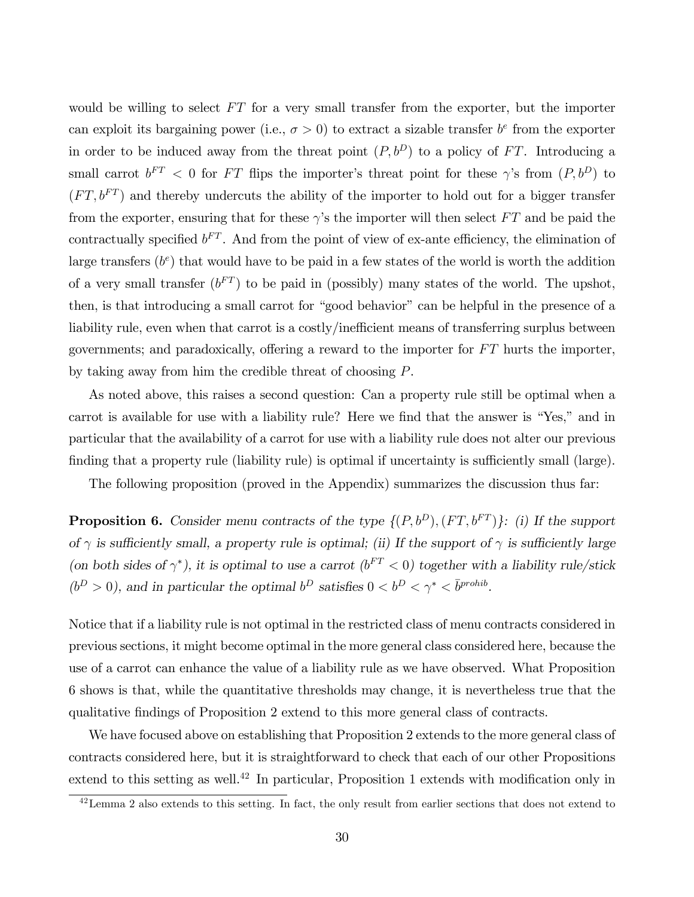would be willing to select $FT$ for a very small transfer from the exporter, but the importer can exploit its bargaining power (i.e., $\sigma > 0$) to extract a sizable transfer $b^e$ from the exporter in order to be induced away from the threat point $(P, b^D)$ to a policy of $FT$. Introducing a small carrot $b^{FT} < 0$ for $FT$ flips the importer's threat point for these $\gamma$'s from $(P, b^D)$ to $(FT, b^{FT})$ and thereby undercuts the ability of the importer to hold out for a bigger transfer from the exporter, ensuring that for these $\gamma$'s the importer will then select $FT$ and be paid the contractually specified $b^{FT}$. And from the point of view of ex-ante efficiency, the elimination of large transfers ($b^e$) that would have to be paid in a few states of the world is worth the addition of a very small transfer ($b^{FT}$) to be paid in (possibly) many states of the world. The upshot, then, is that introducing a small carrot for "good behavior" can be helpful in the presence of a liability rule, even when that carrot is a costly/inefficient means of transferring surplus between governments; and paradoxically, offering a reward to the importer for $FT$ hurts the importer, by taking away from him the credible threat of choosing $P$.

As noted above, this raises a second question: Can a property rule still be optimal when a carrot is available for use with a liability rule? Here we find that the answer is "Yes," and in particular that the availability of a carrot for use with a liability rule does not alter our previous finding that a property rule (liability rule) is optimal if uncertainty is sufficiently small (large).

The following proposition (proved in the Appendix) summarizes the discussion thus far:

**Proposition 6.** *Consider menu contracts of the type* $\{(P, b^D), (FT, b^{FT})\}$*: (i) If the support of* $\gamma$ *is sufficiently small, a property rule is optimal; (ii) If the support of* $\gamma$ *is sufficiently large (on both sides of* $\gamma^*$*), it is optimal to use a carrot (*$b^{FT} < 0$*) together with a liability rule/stick (*$b^D > 0$*), and in particular the optimal* $b^D$ *satisfies* $0 < b^D < \gamma^* < \bar{b}^{prohib}$*.*

Notice that if a liability rule is not optimal in the restricted class of menu contracts considered in previous sections, it might become optimal in the more general class considered here, because the use of a carrot can enhance the value of a liability rule as we have observed. What Proposition 6 shows is that, while the quantitative thresholds may change, it is nevertheless true that the qualitative findings of Proposition 2 extend to this more general class of contracts.

We have focused above on establishing that Proposition 2 extends to the more general class of contracts considered here, but it is straightforward to check that each of our other Propositions extend to this setting as well.[42] In particular, Proposition 1 extends with modification only in

[42] Lemma 2 also extends to this setting. In fact, the only result from earlier sections that does not extend to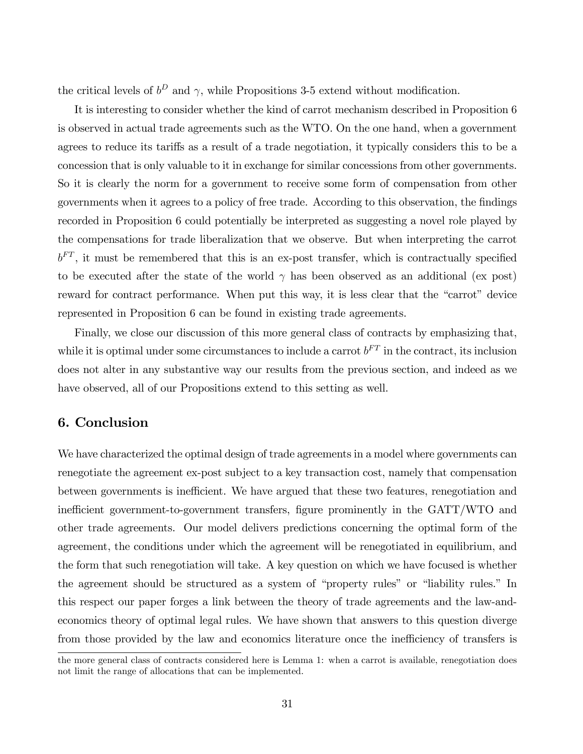the critical levels of $b^D$ and $\gamma$, while Propositions 3-5 extend without modification.

It is interesting to consider whether the kind of carrot mechanism described in Proposition 6 is observed in actual trade agreements such as the WTO. On the one hand, when a government agrees to reduce its tariffs as a result of a trade negotiation, it typically considers this to be a concession that is only valuable to it in exchange for similar concessions from other governments. So it is clearly the norm for a government to receive some form of compensation from other governments when it agrees to a policy of free trade. According to this observation, the findings recorded in Proposition 6 could potentially be interpreted as suggesting a novel role played by the compensations for trade liberalization that we observe. But when interpreting the carrot $b^{FT}$, it must be remembered that this is an ex-post transfer, which is contractually specified to be executed after the state of the world $\gamma$ has been observed as an additional (ex post) reward for contract performance. When put this way, it is less clear that the "carrot" device represented in Proposition 6 can be found in existing trade agreements.

Finally, we close our discussion of this more general class of contracts by emphasizing that, while it is optimal under some circumstances to include a carrot $b^{FT}$ in the contract, its inclusion does not alter in any substantive way our results from the previous section, and indeed as we have observed, all of our Propositions extend to this setting as well.

## 6. Conclusion

We have characterized the optimal design of trade agreements in a model where governments can renegotiate the agreement ex-post subject to a key transaction cost, namely that compensation between governments is inefficient. We have argued that these two features, renegotiation and inefficient government-to-government transfers, figure prominently in the GATT/WTO and other trade agreements. Our model delivers predictions concerning the optimal form of the agreement, the conditions under which the agreement will be renegotiated in equilibrium, and the form that such renegotiation will take. A key question on which we have focused is whether the agreement should be structured as a system of "property rules" or "liability rules." In this respect our paper forges a link between the theory of trade agreements and the law-and-economics theory of optimal legal rules. We have shown that answers to this question diverge from those provided by the law and economics literature once the inefficiency of transfers is

the more general class of contracts considered here is Lemma 1: when a carrot is available, renegotiation does not limit the range of allocations that can be implemented.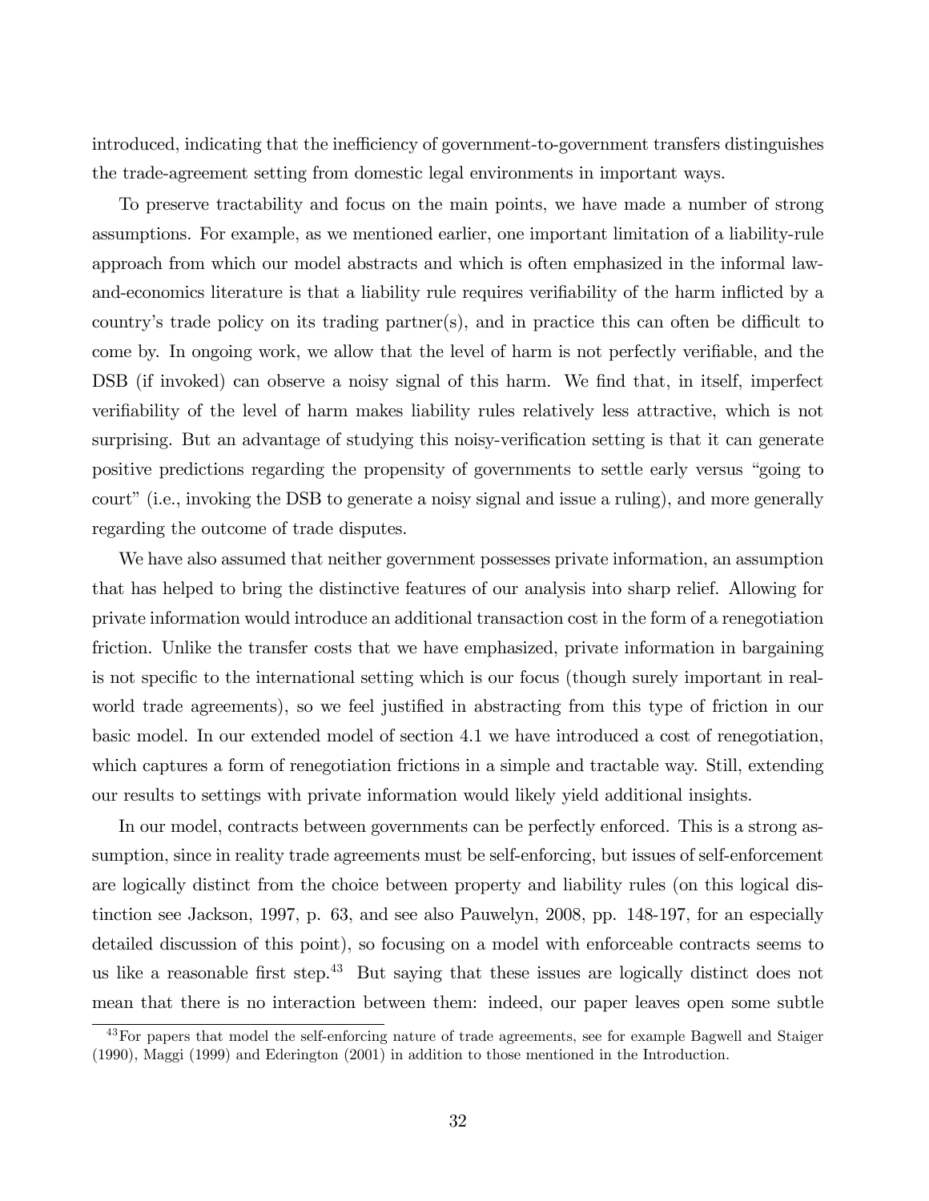introduced, indicating that the inefficiency of government-to-government transfers distinguishes the trade-agreement setting from domestic legal environments in important ways.

To preserve tractability and focus on the main points, we have made a number of strong assumptions. For example, as we mentioned earlier, one important limitation of a liability-rule approach from which our model abstracts and which is often emphasized in the informal law-and-economics literature is that a liability rule requires verifiability of the harm inflicted by a country's trade policy on its trading partner(s), and in practice this can often be difficult to come by. In ongoing work, we allow that the level of harm is not perfectly verifiable, and the DSB (if invoked) can observe a noisy signal of this harm. We find that, in itself, imperfect verifiability of the level of harm makes liability rules relatively less attractive, which is not surprising. But an advantage of studying this noisy-verification setting is that it can generate positive predictions regarding the propensity of governments to settle early versus "going to court" (i.e., invoking the DSB to generate a noisy signal and issue a ruling), and more generally regarding the outcome of trade disputes.

We have also assumed that neither government possesses private information, an assumption that has helped to bring the distinctive features of our analysis into sharp relief. Allowing for private information would introduce an additional transaction cost in the form of a renegotiation friction. Unlike the transfer costs that we have emphasized, private information in bargaining is not specific to the international setting which is our focus (though surely important in real-world trade agreements), so we feel justified in abstracting from this type of friction in our basic model. In our extended model of section 4.1 we have introduced a cost of renegotiation, which captures a form of renegotiation frictions in a simple and tractable way. Still, extending our results to settings with private information would likely yield additional insights.

In our model, contracts between governments can be perfectly enforced. This is a strong assumption, since in reality trade agreements must be self-enforcing, but issues of self-enforcement are logically distinct from the choice between property and liability rules (on this logical distinction see Jackson, 1997, p. 63, and see also Pauwelyn, 2008, pp. 148-197, for an especially detailed discussion of this point), so focusing on a model with enforceable contracts seems to us like a reasonable first step.[43] But saying that these issues are logically distinct does not mean that there is no interaction between them: indeed, our paper leaves open some subtle

[43] For papers that model the self-enforcing nature of trade agreements, see for example Bagwell and Staiger (1990), Maggi (1999) and Ederington (2001) in addition to those mentioned in the Introduction.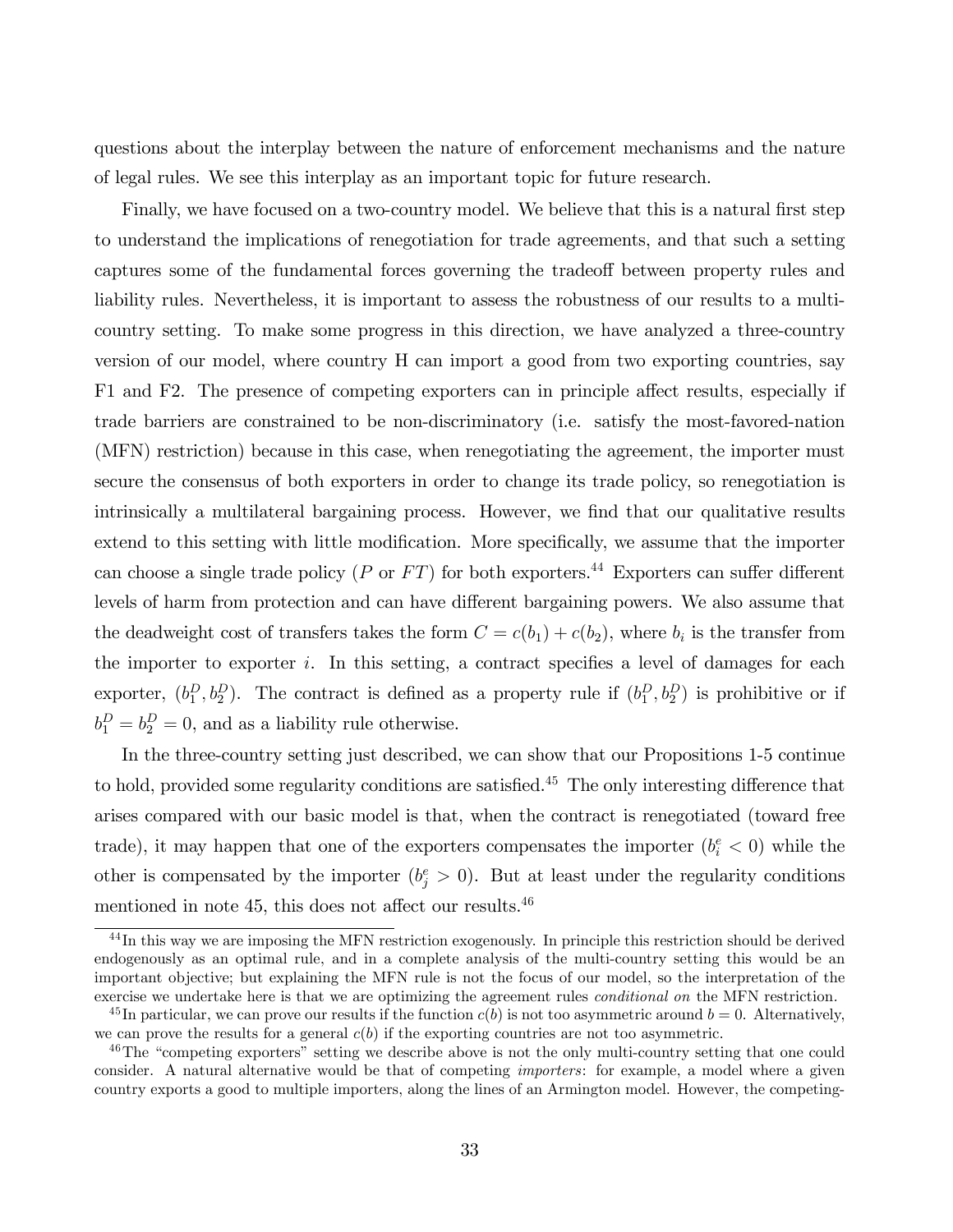questions about the interplay between the nature of enforcement mechanisms and the nature of legal rules. We see this interplay as an important topic for future research.

Finally, we have focused on a two-country model. We believe that this is a natural first step to understand the implications of renegotiation for trade agreements, and that such a setting captures some of the fundamental forces governing the tradeoff between property rules and liability rules. Nevertheless, it is important to assess the robustness of our results to a multi-country setting. To make some progress in this direction, we have analyzed a three-country version of our model, where country H can import a good from two exporting countries, say F1 and F2. The presence of competing exporters can in principle affect results, especially if trade barriers are constrained to be non-discriminatory (i.e. satisfy the most-favored-nation (MFN) restriction) because in this case, when renegotiating the agreement, the importer must secure the consensus of both exporters in order to change its trade policy, so renegotiation is intrinsically a multilateral bargaining process. However, we find that our qualitative results extend to this setting with little modification. More specifically, we assume that the importer can choose a single trade policy ($P$ or $FT$) for both exporters.[44] Exporters can suffer different levels of harm from protection and can have different bargaining powers. We also assume that the deadweight cost of transfers takes the form $C = c(b_1) + c(b_2)$, where $b_i$ is the transfer from the importer to exporter $i$. In this setting, a contract specifies a level of damages for each exporter, $(b_1^D, b_2^D)$. The contract is defined as a property rule if $(b_1^D, b_2^D)$ is prohibitive or if $b_1^D = b_2^D = 0$, and as a liability rule otherwise.

In the three-country setting just described, we can show that our Propositions 1-5 continue to hold, provided some regularity conditions are satisfied.[45] The only interesting difference that arises compared with our basic model is that, when the contract is renegotiated (toward free trade), it may happen that one of the exporters compensates the importer ($b_i^e < 0$) while the other is compensated by the importer ($b_j^e > 0$). But at least under the regularity conditions mentioned in note 45, this does not affect our results.[46]

[44] In this way we are imposing the MFN restriction exogenously. In principle this restriction should be derived endogenously as an optimal rule, and in a complete analysis of the multi-country setting this would be an important objective; but explaining the MFN rule is not the focus of our model, so the interpretation of the exercise we undertake here is that we are optimizing the agreement rules *conditional on* the MFN restriction.

[45] In particular, we can prove our results if the function $c(b)$ is not too asymmetric around $b = 0$. Alternatively, we can prove the results for a general $c(b)$ if the exporting countries are not too asymmetric.

[46] The "competing exporters" setting we describe above is not the only multi-country setting that one could consider. A natural alternative would be that of competing *importers*: for example, a model where a given country exports a good to multiple importers, along the lines of an Armington model. However, the competing-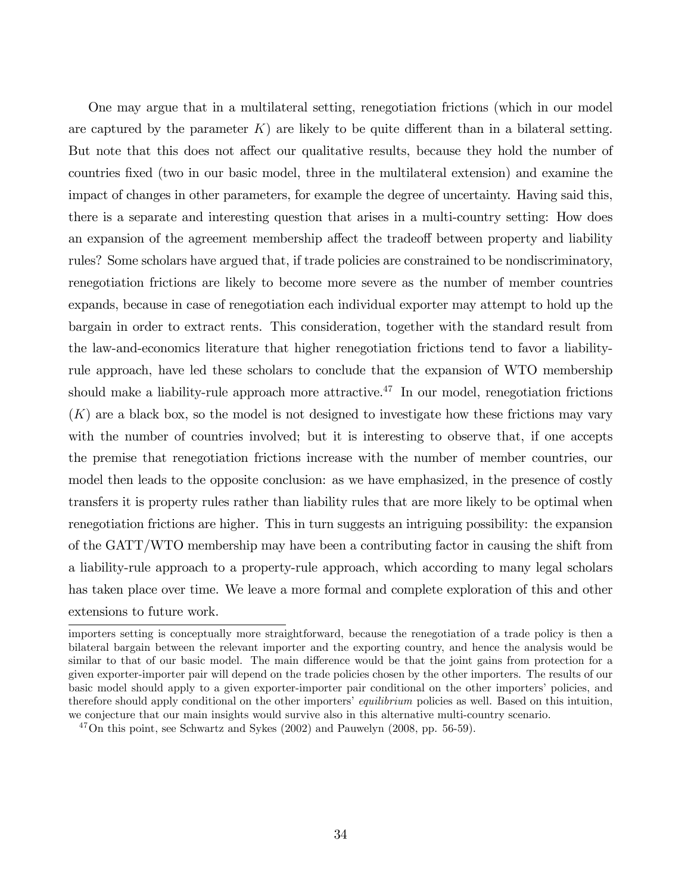One may argue that in a multilateral setting, renegotiation frictions (which in our model are captured by the parameter $K$) are likely to be quite different than in a bilateral setting. But note that this does not affect our qualitative results, because they hold the number of countries fixed (two in our basic model, three in the multilateral extension) and examine the impact of changes in other parameters, for example the degree of uncertainty. Having said this, there is a separate and interesting question that arises in a multi-country setting: How does an expansion of the agreement membership affect the tradeoff between property and liability rules? Some scholars have argued that, if trade policies are constrained to be nondiscriminatory, renegotiation frictions are likely to become more severe as the number of member countries expands, because in case of renegotiation each individual exporter may attempt to hold up the bargain in order to extract rents. This consideration, together with the standard result from the law-and-economics literature that higher renegotiation frictions tend to favor a liability-rule approach, have led these scholars to conclude that the expansion of WTO membership should make a liability-rule approach more attractive.[47] In our model, renegotiation frictions ($K$) are a black box, so the model is not designed to investigate how these frictions may vary with the number of countries involved; but it is interesting to observe that, if one accepts the premise that renegotiation frictions increase with the number of member countries, our model then leads to the opposite conclusion: as we have emphasized, in the presence of costly transfers it is property rules rather than liability rules that are more likely to be optimal when renegotiation frictions are higher. This in turn suggests an intriguing possibility: the expansion of the GATT/WTO membership may have been a contributing factor in causing the shift from a liability-rule approach to a property-rule approach, which according to many legal scholars has taken place over time. We leave a more formal and complete exploration of this and other extensions to future work.

importers setting is conceptually more straightforward, because the renegotiation of a trade policy is then a bilateral bargain between the relevant importer and the exporting country, and hence the analysis would be similar to that of our basic model. The main difference would be that the joint gains from protection for a given exporter-importer pair will depend on the trade policies chosen by the other importers. The results of our basic model should apply to a given exporter-importer pair conditional on the other importers' policies, and therefore should apply conditional on the other importers' *equilibrium* policies as well. Based on this intuition, we conjecture that our main insights would survive also in this alternative multi-country scenario.

[47] On this point, see Schwartz and Sykes (2002) and Pauwelyn (2008, pp. 56-59).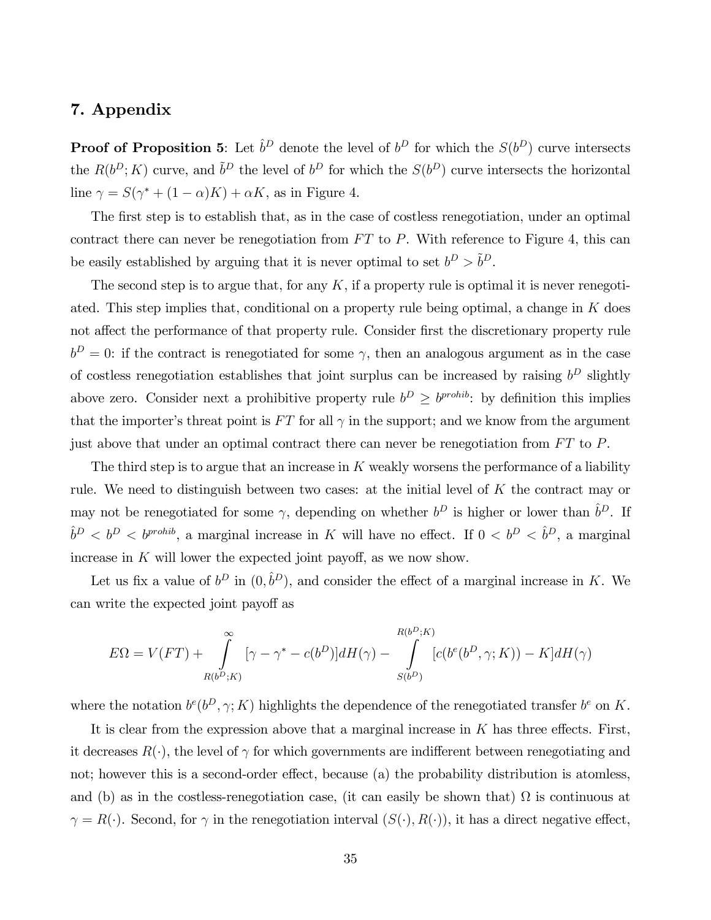## 7. Appendix

**Proof of Proposition 5**: Let $\hat{b}^D$ denote the level of $b^D$ for which the $S(b^D)$ curve intersects the $R(b^D; K)$ curve, and $\tilde{b}^D$ the level of $b^D$ for which the $S(b^D)$ curve intersects the horizontal line $\gamma = S(\gamma^* + (1-\alpha)K) + \alpha K$, as in Figure 4.

The first step is to establish that, as in the case of costless renegotiation, under an optimal contract there can never be renegotiation from $FT$ to $P$. With reference to Figure 4, this can be easily established by arguing that it is never optimal to set $b^D > \tilde{b}^D$.

The second step is to argue that, for any $K$, if a property rule is optimal it is never renegotiated. This step implies that, conditional on a property rule being optimal, a change in $K$ does not affect the performance of that property rule. Consider first the discretionary property rule $b^D = 0$: if the contract is renegotiated for some $\gamma$, then an analogous argument as in the case of costless renegotiation establishes that joint surplus can be increased by raising $b^D$ slightly above zero. Consider next a prohibitive property rule $b^D \geq b^{prohib}$: by definition this implies that the importer's threat point is $FT$ for all $\gamma$ in the support; and we know from the argument just above that under an optimal contract there can never be renegotiation from $FT$ to $P$.

The third step is to argue that an increase in $K$ weakly worsens the performance of a liability rule. We need to distinguish between two cases: at the initial level of $K$ the contract may or may not be renegotiated for some $\gamma$, depending on whether $b^D$ is higher or lower than $\hat{b}^D$. If $\hat{b}^D < b^D < b^{prohib}$, a marginal increase in $K$ will have no effect. If $0 < b^D < \hat{b}^D$, a marginal increase in $K$ will lower the expected joint payoff, as we now show.

Let us fix a value of $b^D$ in $(0, \hat{b}^D)$, and consider the effect of a marginal increase in $K$. We can write the expected joint payoff as

$$E\Omega = V(FT) + \int_{R(b^D;K)}^{\infty} [\gamma - \gamma^* - c(b^D)] dH(\gamma) - \int_{S(b^D)}^{R(b^D;K)} [c(b^e(b^D, \gamma; K)) - K] dH(\gamma)$$

where the notation $b^e(b^D, \gamma; K)$ highlights the dependence of the renegotiated transfer $b^e$ on $K$.

It is clear from the expression above that a marginal increase in $K$ has three effects. First, it decreases $R(\cdot)$, the level of $\gamma$ for which governments are indifferent between renegotiating and not; however this is a second-order effect, because (a) the probability distribution is atomless, and (b) as in the costless-renegotiation case, (it can easily be shown that) $\Omega$ is continuous at $\gamma = R(\cdot)$. Second, for $\gamma$ in the renegotiation interval $(S(\cdot), R(\cdot))$, it has a direct negative effect,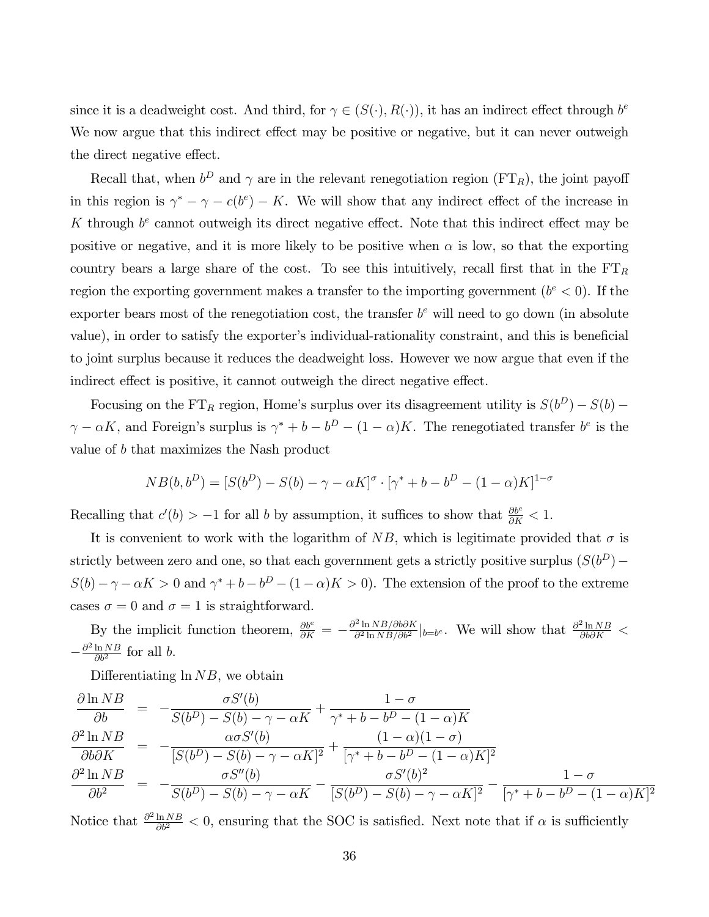since it is a deadweight cost. And third, for $\gamma \in (S(\cdot), R(\cdot))$, it has an indirect effect through $b^e$ We now argue that this indirect effect may be positive or negative, but it can never outweigh the direct negative effect.

Recall that, when $b^D$ and $\gamma$ are in the relevant renegotiation region ($\text{FT}_R$), the joint payoff in this region is $\gamma^* - \gamma - c(b^e) - K$. We will show that any indirect effect of the increase in $K$ through $b^e$ cannot outweigh its direct negative effect. Note that this indirect effect may be positive or negative, and it is more likely to be positive when $\alpha$ is low, so that the exporting country bears a large share of the cost. To see this intuitively, recall first that in the $\text{FT}_R$ region the exporting government makes a transfer to the importing government ($b^e < 0$). If the exporter bears most of the renegotiation cost, the transfer $b^e$ will need to go down (in absolute value), in order to satisfy the exporter's individual-rationality constraint, and this is beneficial to joint surplus because it reduces the deadweight loss. However we now argue that even if the indirect effect is positive, it cannot outweigh the direct negative effect.

Focusing on the $\text{FT}_R$ region, Home's surplus over its disagreement utility is $S(b^D) - S(b) - \gamma - \alpha K$, and Foreign's surplus is $\gamma^* + b - b^D - (1-\alpha)K$. The renegotiated transfer $b^e$ is the value of $b$ that maximizes the Nash product

$$NB(b, b^D) = [S(b^D) - S(b) - \gamma - \alpha K]^{\sigma} \cdot [\gamma^* + b - b^D - (1-\alpha)K]^{1-\sigma}$$

Recalling that $c'(b) > -1$ for all $b$ by assumption, it suffices to show that $\frac{\partial b^e}{\partial K} < 1$.

It is convenient to work with the logarithm of $NB$, which is legitimate provided that $\sigma$ is strictly between zero and one, so that each government gets a strictly positive surplus ($S(b^D) - S(b) - \gamma - \alpha K > 0$ and $\gamma^* + b - b^D - (1-\alpha)K > 0$). The extension of the proof to the extreme cases $\sigma = 0$ and $\sigma = 1$ is straightforward.

By the implicit function theorem, $\frac{\partial b^e}{\partial K} = -\frac{\partial^2 \ln NB/\partial b \partial K}{\partial^2 \ln NB/\partial b^2}|_{b=b^e}$. We will show that $\frac{\partial^2 \ln NB}{\partial b \partial K} < -\frac{\partial^2 \ln NB}{\partial b^2}$ for all $b$.

Differentiating $\ln NB$, we obtain

$$\begin{aligned}
\frac{\partial \ln NB}{\partial b} &= -\frac{\sigma S'(b)}{S(b^D) - S(b) - \gamma - \alpha K} + \frac{1-\sigma}{\gamma^* + b - b^D - (1-\alpha)K} \\
\frac{\partial^2 \ln NB}{\partial b \partial K} &= -\frac{\alpha \sigma S'(b)}{[S(b^D) - S(b) - \gamma - \alpha K]^2} + \frac{(1-\alpha)(1-\sigma)}{[\gamma^* + b - b^D - (1-\alpha)K]^2} \\
\frac{\partial^2 \ln NB}{\partial b^2} &= -\frac{\sigma S''(b)}{S(b^D) - S(b) - \gamma - \alpha K} - \frac{\sigma S'(b)^2}{[S(b^D) - S(b) - \gamma - \alpha K]^2} - \frac{1-\sigma}{[\gamma^* + b - b^D - (1-\alpha)K]^2}
\end{aligned}$$

Notice that $\frac{\partial^2 \ln NB}{\partial b^2} < 0$, ensuring that the SOC is satisfied. Next note that if $\alpha$ is sufficiently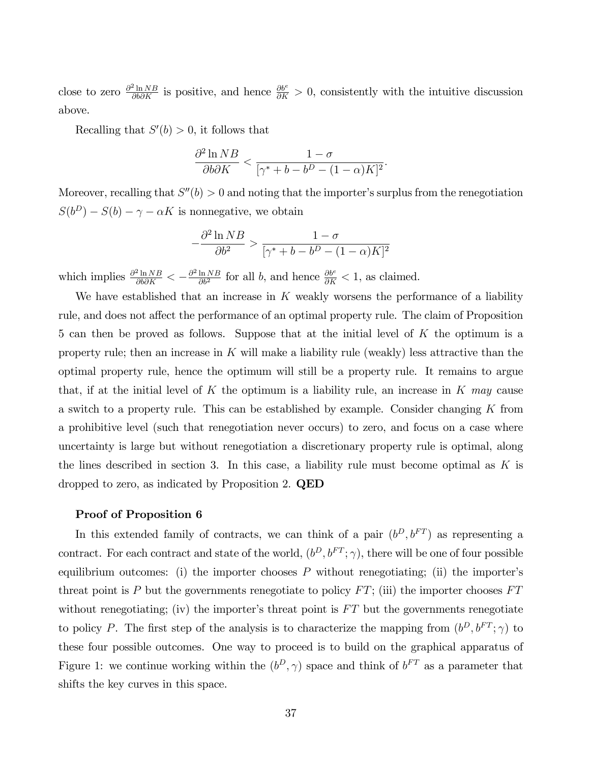close to zero $\frac{\partial^2 \ln NB}{\partial b \partial K}$ is positive, and hence $\frac{\partial b^e}{\partial K} > 0$, consistently with the intuitive discussion above.

Recalling that $S'(b) > 0$, it follows that

$$\frac{\partial^2 \ln NB}{\partial b \partial K} < \frac{1-\sigma}{[\gamma^* + b - b^D - (1-\alpha)K]^2}.$$

Moreover, recalling that $S''(b) > 0$ and noting that the importer's surplus from the renegotiation $S(b^D) - S(b) - \gamma - \alpha K$ is nonnegative, we obtain

$$-\frac{\partial^2 \ln NB}{\partial b^2} > \frac{1-\sigma}{[\gamma^* + b - b^D - (1-\alpha)K]^2}$$

which implies $\frac{\partial^2 \ln NB}{\partial b \partial K} < -\frac{\partial^2 \ln NB}{\partial b^2}$ for all $b$, and hence $\frac{\partial b^e}{\partial K} < 1$, as claimed.

We have established that an increase in $K$ weakly worsens the performance of a liability rule, and does not affect the performance of an optimal property rule. The claim of Proposition 5 can then be proved as follows. Suppose that at the initial level of $K$ the optimum is a property rule; then an increase in $K$ will make a liability rule (weakly) less attractive than the optimal property rule, hence the optimum will still be a property rule. It remains to argue that, if at the initial level of $K$ the optimum is a liability rule, an increase in $K$ *may* cause a switch to a property rule. This can be established by example. Consider changing $K$ from a prohibitive level (such that renegotiation never occurs) to zero, and focus on a case where uncertainty is large but without renegotiation a discretionary property rule is optimal, along the lines described in section 3. In this case, a liability rule must become optimal as $K$ is dropped to zero, as indicated by Proposition 2. **QED**

**Proof of Proposition 6**

In this extended family of contracts, we can think of a pair $(b^D, b^{FT})$ as representing a contract. For each contract and state of the world, $(b^D, b^{FT}; \gamma)$, there will be one of four possible equilibrium outcomes: (i) the importer chooses $P$ without renegotiating; (ii) the importer's threat point is $P$ but the governments renegotiate to policy $FT$; (iii) the importer chooses $FT$ without renegotiating; (iv) the importer's threat point is $FT$ but the governments renegotiate to policy $P$. The first step of the analysis is to characterize the mapping from $(b^D, b^{FT}; \gamma)$ to these four possible outcomes. One way to proceed is to build on the graphical apparatus of Figure 1: we continue working within the $(b^D, \gamma)$ space and think of $b^{FT}$ as a parameter that shifts the key curves in this space.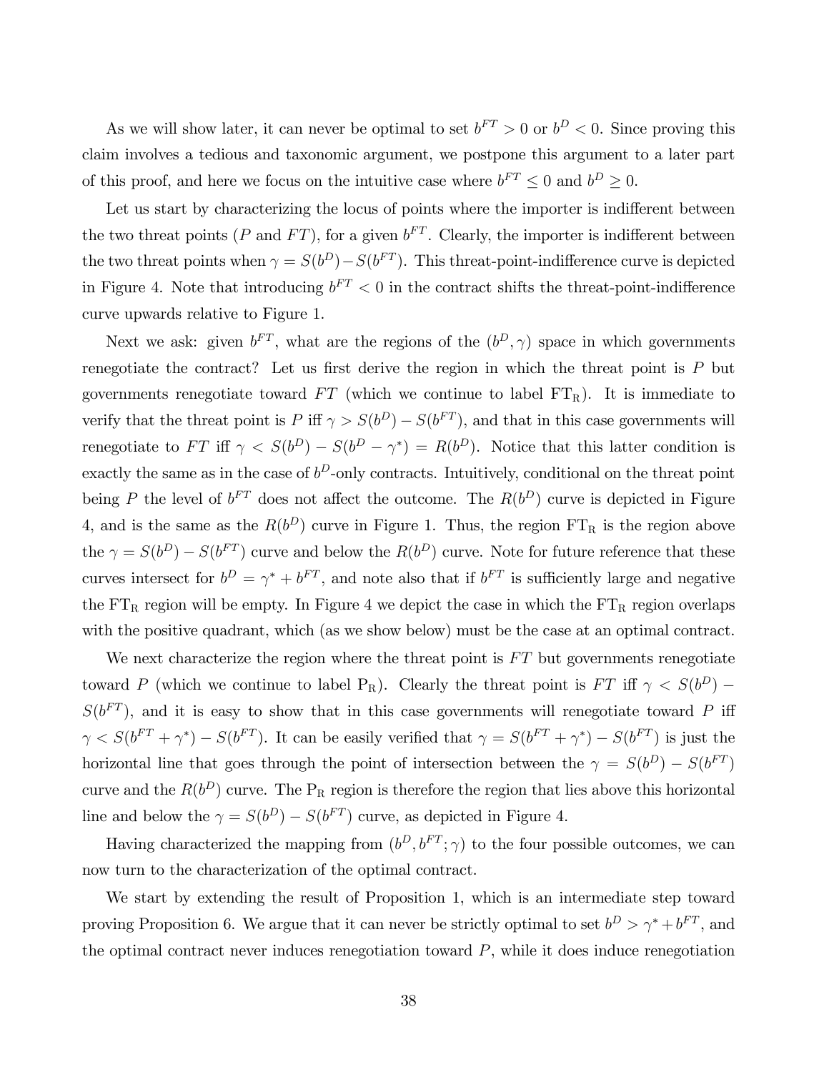As we will show later, it can never be optimal to set $b^{FT} > 0$ or $b^D < 0$. Since proving this claim involves a tedious and taxonomic argument, we postpone this argument to a later part of this proof, and here we focus on the intuitive case where $b^{FT} \leq 0$ and $b^D \geq 0$.

Let us start by characterizing the locus of points where the importer is indifferent between the two threat points ($P$ and $FT$), for a given $b^{FT}$. Clearly, the importer is indifferent between the two threat points when $\gamma = S(b^D) - S(b^{FT})$. This threat-point-indifference curve is depicted in Figure 4. Note that introducing $b^{FT} < 0$ in the contract shifts the threat-point-indifference curve upwards relative to Figure 1.

Next we ask: given $b^{FT}$, what are the regions of the $(b^D, \gamma)$ space in which governments renegotiate the contract? Let us first derive the region in which the threat point is $P$ but governments renegotiate toward $FT$ (which we continue to label $\text{FT}_\text{R}$). It is immediate to verify that the threat point is $P$ iff $\gamma > S(b^D) - S(b^{FT})$, and that in this case governments will renegotiate to $FT$ iff $\gamma < S(b^D) - S(b^D - \gamma^*) = R(b^D)$. Notice that this latter condition is exactly the same as in the case of $b^D$-only contracts. Intuitively, conditional on the threat point being $P$ the level of $b^{FT}$ does not affect the outcome. The $R(b^D)$ curve is depicted in Figure 4, and is the same as the $R(b^D)$ curve in Figure 1. Thus, the region $\text{FT}_\text{R}$ is the region above the $\gamma = S(b^D) - S(b^{FT})$ curve and below the $R(b^D)$ curve. Note for future reference that these curves intersect for $b^D = \gamma^* + b^{FT}$, and note also that if $b^{FT}$ is sufficiently large and negative the $\text{FT}_\text{R}$ region will be empty. In Figure 4 we depict the case in which the $\text{FT}_\text{R}$ region overlaps with the positive quadrant, which (as we show below) must be the case at an optimal contract.

We next characterize the region where the threat point is $FT$ but governments renegotiate toward $P$ (which we continue to label $\text{P}_\text{R}$). Clearly the threat point is $FT$ iff $\gamma < S(b^D) - S(b^{FT})$, and it is easy to show that in this case governments will renegotiate toward $P$ iff $\gamma < S(b^{FT} + \gamma^*) - S(b^{FT})$. It can be easily verified that $\gamma = S(b^{FT} + \gamma^*) - S(b^{FT})$ is just the horizontal line that goes through the point of intersection between the $\gamma = S(b^D) - S(b^{FT})$ curve and the $R(b^D)$ curve. The $\text{P}_\text{R}$ region is therefore the region that lies above this horizontal line and below the $\gamma = S(b^D) - S(b^{FT})$ curve, as depicted in Figure 4.

Having characterized the mapping from $(b^D, b^{FT}; \gamma)$ to the four possible outcomes, we can now turn to the characterization of the optimal contract.

We start by extending the result of Proposition 1, which is an intermediate step toward proving Proposition 6. We argue that it can never be strictly optimal to set $b^D > \gamma^* + b^{FT}$, and the optimal contract never induces renegotiation toward $P$, while it does induce renegotiation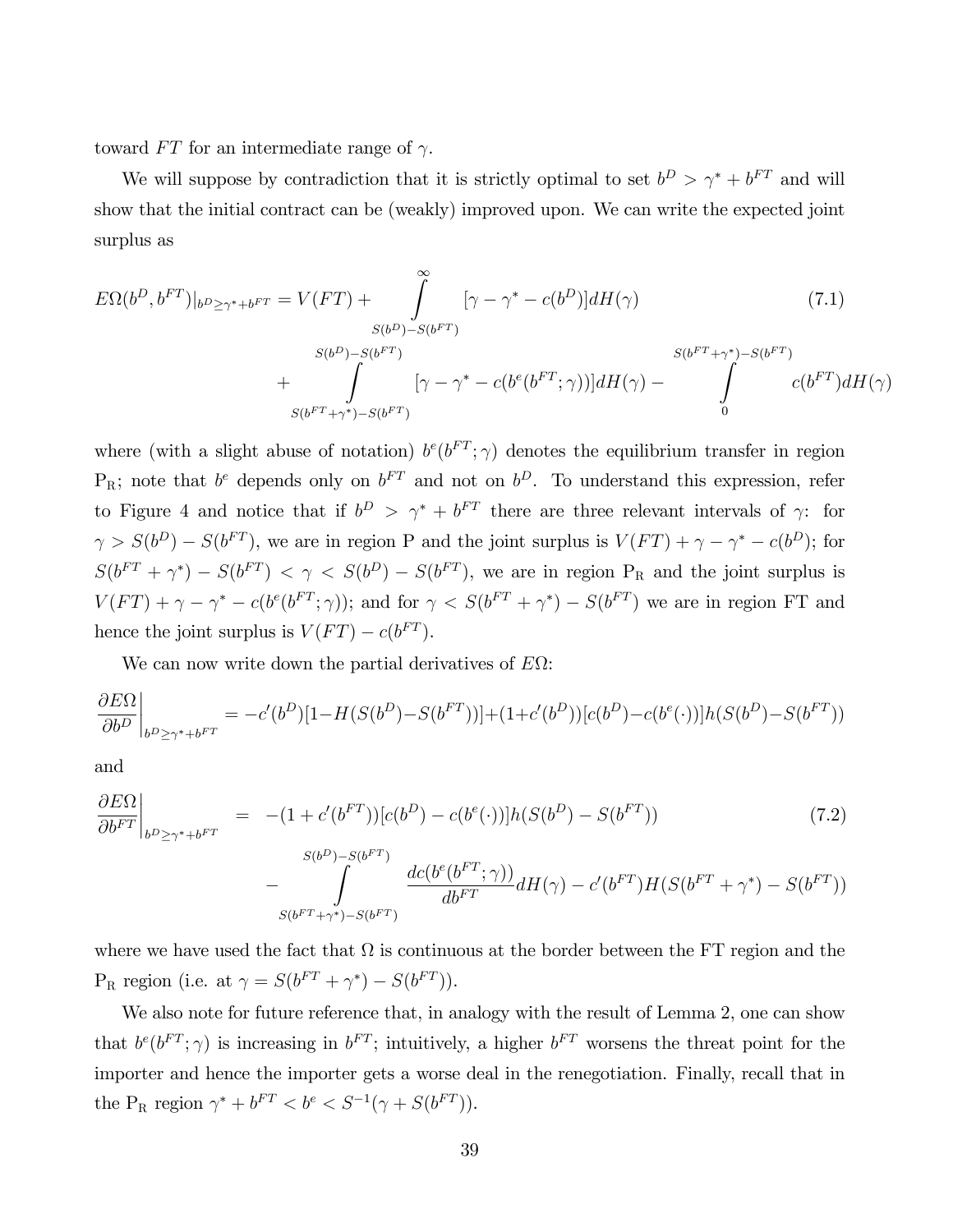toward $FT$ for an intermediate range of $\gamma$.

We will suppose by contradiction that it is strictly optimal to set $b^D > \gamma^* + b^{FT}$ and will show that the initial contract can be (weakly) improved upon. We can write the expected joint surplus as

$$E\Omega(b^D, b^{FT})|_{b^D \geq \gamma^* + b^{FT}} = V(FT) + \int_{S(b^D)-S(b^{FT})}^{\infty} [\gamma - \gamma^* - c(b^D)]dH(\gamma) + \int_{S(b^{FT}+\gamma^*)-S(b^{FT})}^{S(b^D)-S(b^{FT})} [\gamma - \gamma^* - c(b^e(b^{FT};\gamma))]dH(\gamma) - \int_{0}^{S(b^{FT}+\gamma^*)-S(b^{FT})} c(b^{FT})dH(\gamma) \tag{7.1}$$

where (with a slight abuse of notation) $b^e(b^{FT};\gamma)$ denotes the equilibrium transfer in region $\mathrm{P_R}$; note that $b^e$ depends only on $b^{FT}$ and not on $b^D$. To understand this expression, refer to Figure 4 and notice that if $b^D > \gamma^* + b^{FT}$ there are three relevant intervals of $\gamma$: for $\gamma > S(b^D) - S(b^{FT})$, we are in region P and the joint surplus is $V(FT) + \gamma - \gamma^* - c(b^D)$; for $S(b^{FT} + \gamma^*) - S(b^{FT}) < \gamma < S(b^D) - S(b^{FT})$, we are in region $\mathrm{P_R}$ and the joint surplus is $V(FT) + \gamma - \gamma^* - c(b^e(b^{FT};\gamma))$; and for $\gamma < S(b^{FT} + \gamma^*) - S(b^{FT})$ we are in region FT and hence the joint surplus is $V(FT) - c(b^{FT})$.

We can now write down the partial derivatives of $E\Omega$:

$$\left.\frac{\partial E\Omega}{\partial b^D}\right|_{b^D \geq \gamma^* + b^{FT}} = -c'(b^D)[1 - H(S(b^D) - S(b^{FT}))] + (1 + c'(b^D))[c(b^D) - c(b^e(\cdot))]h(S(b^D) - S(b^{FT}))$$

and

$$\left.\frac{\partial E\Omega}{\partial b^{FT}}\right|_{b^D \geq \gamma^* + b^{FT}} = -(1 + c'(b^{FT}))[c(b^D) - c(b^e(\cdot))]h(S(b^D) - S(b^{FT})) - \int_{S(b^{FT}+\gamma^*)-S(b^{FT})}^{S(b^D)-S(b^{FT})} \frac{dc(b^e(b^{FT};\gamma))}{db^{FT}} dH(\gamma) - c'(b^{FT})H(S(b^{FT} + \gamma^*) - S(b^{FT})) \tag{7.2}$$

where we have used the fact that $\Omega$ is continuous at the border between the FT region and the $\mathrm{P_R}$ region (i.e. at $\gamma = S(b^{FT} + \gamma^*) - S(b^{FT})$).

We also note for future reference that, in analogy with the result of Lemma 2, one can show that $b^e(b^{FT};\gamma)$ is increasing in $b^{FT}$; intuitively, a higher $b^{FT}$ worsens the threat point for the importer and hence the importer gets a worse deal in the renegotiation. Finally, recall that in the $\mathrm{P_R}$ region $\gamma^* + b^{FT} < b^e < S^{-1}(\gamma + S(b^{FT}))$.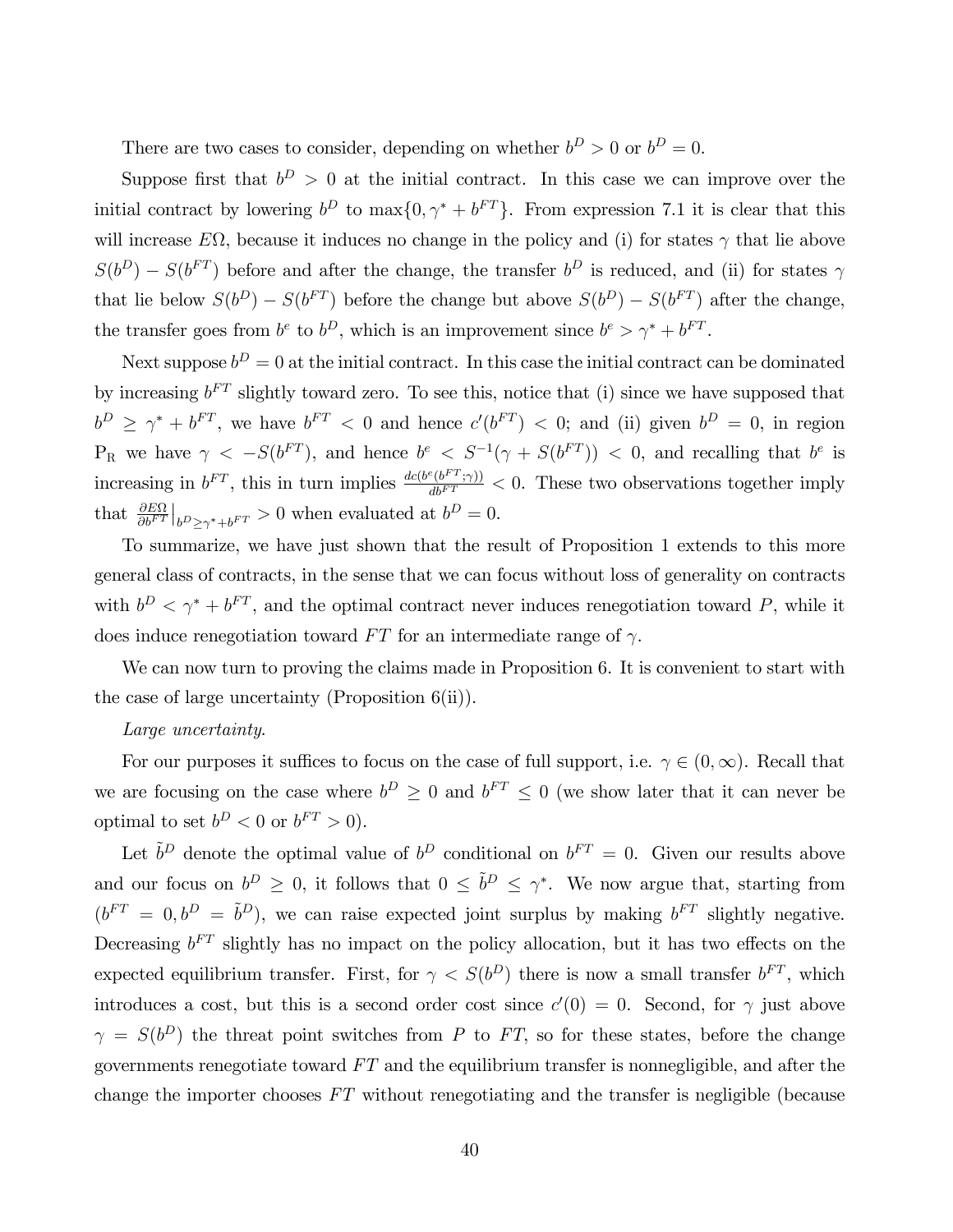There are two cases to consider, depending on whether $b^D > 0$ or $b^D = 0$.

Suppose first that $b^D > 0$ at the initial contract. In this case we can improve over the initial contract by lowering $b^D$ to $\max\{0, \gamma^* + b^{FT}\}$. From expression 7.1 it is clear that this will increase $E\Omega$, because it induces no change in the policy and (i) for states $\gamma$ that lie above $S(b^D) - S(b^{FT})$ before and after the change, the transfer $b^D$ is reduced, and (ii) for states $\gamma$ that lie below $S(b^D) - S(b^{FT})$ before the change but above $S(b^D) - S(b^{FT})$ after the change, the transfer goes from $b^e$ to $b^D$, which is an improvement since $b^e > \gamma^* + b^{FT}$.

Next suppose $b^D = 0$ at the initial contract. In this case the initial contract can be dominated by increasing $b^{FT}$ slightly toward zero. To see this, notice that (i) since we have supposed that $b^D \geq \gamma^* + b^{FT}$, we have $b^{FT} < 0$ and hence $c'(b^{FT}) < 0$; and (ii) given $b^D = 0$, in region $\mathrm{P_R}$ we have $\gamma < -S(b^{FT})$, and hence $b^e < S^{-1}(\gamma + S(b^{FT})) < 0$, and recalling that $b^e$ is increasing in $b^{FT}$, this in turn implies $\frac{dc(b^e(b^{FT};\gamma))}{db^{FT}} < 0$. These two observations together imply that $\frac{\partial E\Omega}{\partial b^{FT}}\big|_{b^D \geq \gamma^* + b^{FT}} > 0$ when evaluated at $b^D = 0$.

To summarize, we have just shown that the result of Proposition 1 extends to this more general class of contracts, in the sense that we can focus without loss of generality on contracts with $b^D < \gamma^* + b^{FT}$, and the optimal contract never induces renegotiation toward $P$, while it does induce renegotiation toward $FT$ for an intermediate range of $\gamma$.

We can now turn to proving the claims made in Proposition 6. It is convenient to start with the case of large uncertainty (Proposition 6(ii)).

*Large uncertainty.*

For our purposes it suffices to focus on the case of full support, i.e. $\gamma \in (0, \infty)$. Recall that we are focusing on the case where $b^D \geq 0$ and $b^{FT} \leq 0$ (we show later that it can never be optimal to set $b^D < 0$ or $b^{FT} > 0$).

Let $\tilde{b}^D$ denote the optimal value of $b^D$ conditional on $b^{FT} = 0$. Given our results above and our focus on $b^D \geq 0$, it follows that $0 \leq \tilde{b}^D \leq \gamma^*$. We now argue that, starting from $(b^{FT} = 0, b^D = \tilde{b}^D)$, we can raise expected joint surplus by making $b^{FT}$ slightly negative. Decreasing $b^{FT}$ slightly has no impact on the policy allocation, but it has two effects on the expected equilibrium transfer. First, for $\gamma < S(b^D)$ there is now a small transfer $b^{FT}$, which introduces a cost, but this is a second order cost since $c'(0) = 0$. Second, for $\gamma$ just above $\gamma = S(b^D)$ the threat point switches from $P$ to $FT$, so for these states, before the change governments renegotiate toward $FT$ and the equilibrium transfer is nonnegligible, and after the change the importer chooses $FT$ without renegotiating and the transfer is negligible (because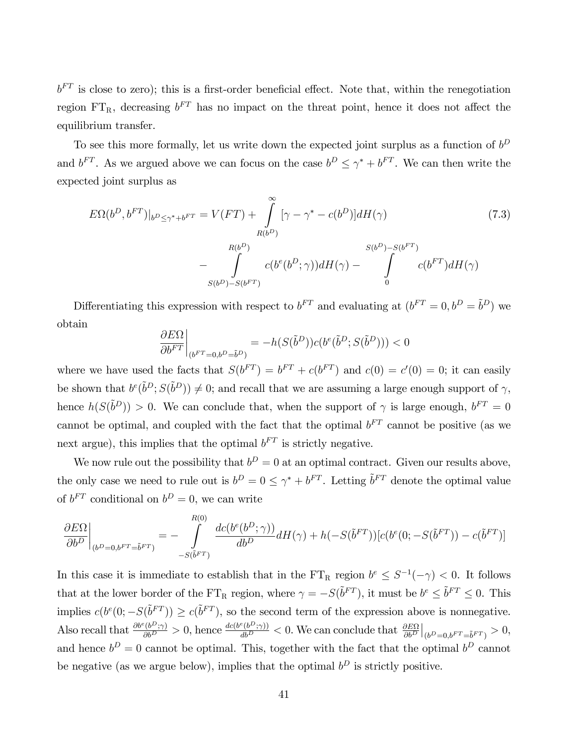$b^{FT}$ is close to zero); this is a first-order beneficial effect. Note that, within the renegotiation region $\mathrm{FT_R}$, decreasing $b^{FT}$ has no impact on the threat point, hence it does not affect the equilibrium transfer.

To see this more formally, let us write down the expected joint surplus as a function of $b^D$ and $b^{FT}$. As we argued above we can focus on the case $b^D \leq \gamma^* + b^{FT}$. We can then write the expected joint surplus as

$$
\begin{aligned}
E\Omega(b^D, b^{FT})|_{b^D \leq \gamma^* + b^{FT}} = V(FT) &+ \int_{R(b^D)}^{\infty} [\gamma - \gamma^* - c(b^D)] dH(\gamma) \\
&- \int_{S(b^D)-S(b^{FT})}^{R(b^D)} c(b^e(b^D;\gamma)) dH(\gamma) - \int_{0}^{S(b^D)-S(b^{FT})} c(b^{FT}) dH(\gamma)
\end{aligned}
\tag{7.3}
$$

Differentiating this expression with respect to $b^{FT}$ and evaluating at $(b^{FT} = 0, b^D = \tilde{b}^D)$ we obtain

$$
\left.\frac{\partial E\Omega}{\partial b^{FT}}\right|_{(b^{FT}=0, b^D=\tilde{b}^D)} = -h(S(\tilde{b}^D)) c(b^e(\tilde{b}^D; S(\tilde{b}^D))) < 0
$$

where we have used the facts that $S(b^{FT}) = b^{FT} + c(b^{FT})$ and $c(0) = c'(0) = 0$; it can easily be shown that $b^e(\tilde{b}^D; S(\tilde{b}^D)) \neq 0$; and recall that we are assuming a large enough support of $\gamma$, hence $h(S(\tilde{b}^D)) > 0$. We can conclude that, when the support of $\gamma$ is large enough, $b^{FT} = 0$ cannot be optimal, and coupled with the fact that the optimal $b^{FT}$ cannot be positive (as we next argue), this implies that the optimal $b^{FT}$ is strictly negative.

We now rule out the possibility that $b^D = 0$ at an optimal contract. Given our results above, the only case we need to rule out is $b^D = 0 \leq \gamma^* + b^{FT}$. Letting $\tilde{b}^{FT}$ denote the optimal value of $b^{FT}$ conditional on $b^D = 0$, we can write

$$
\left.\frac{\partial E\Omega}{\partial b^D}\right|_{(b^D=0, b^{FT}=\tilde{b}^{FT})} = -\int_{-S(\tilde{b}^{FT})}^{R(0)} \frac{dc(b^e(b^D;\gamma))}{db^D} dH(\gamma) + h(-S(\tilde{b}^{FT}))[c(b^e(0; -S(\tilde{b}^{FT})) - c(\tilde{b}^{FT})]
$$

In this case it is immediate to establish that in the $\mathrm{FT_R}$ region $b^e \leq S^{-1}(-\gamma) < 0$. It follows that at the lower border of the $\mathrm{FT_R}$ region, where $\gamma = -S(\tilde{b}^{FT})$, it must be $b^e \leq \tilde{b}^{FT} \leq 0$. This implies $c(b^e(0; -S(\tilde{b}^{FT})) \geq c(\tilde{b}^{FT})$, so the second term of the expression above is nonnegative. Also recall that $\frac{\partial b^e(b^D;\gamma)}{\partial b^D} > 0$, hence $\frac{dc(b^e(b^D;\gamma))}{db^D} < 0$. We can conclude that $\left.\frac{\partial E\Omega}{\partial b^D}\right|_{(b^D=0, b^{FT}=\tilde{b}^{FT})} > 0$, and hence $b^D = 0$ cannot be optimal. This, together with the fact that the optimal $b^D$ cannot be negative (as we argue below), implies that the optimal $b^D$ is strictly positive.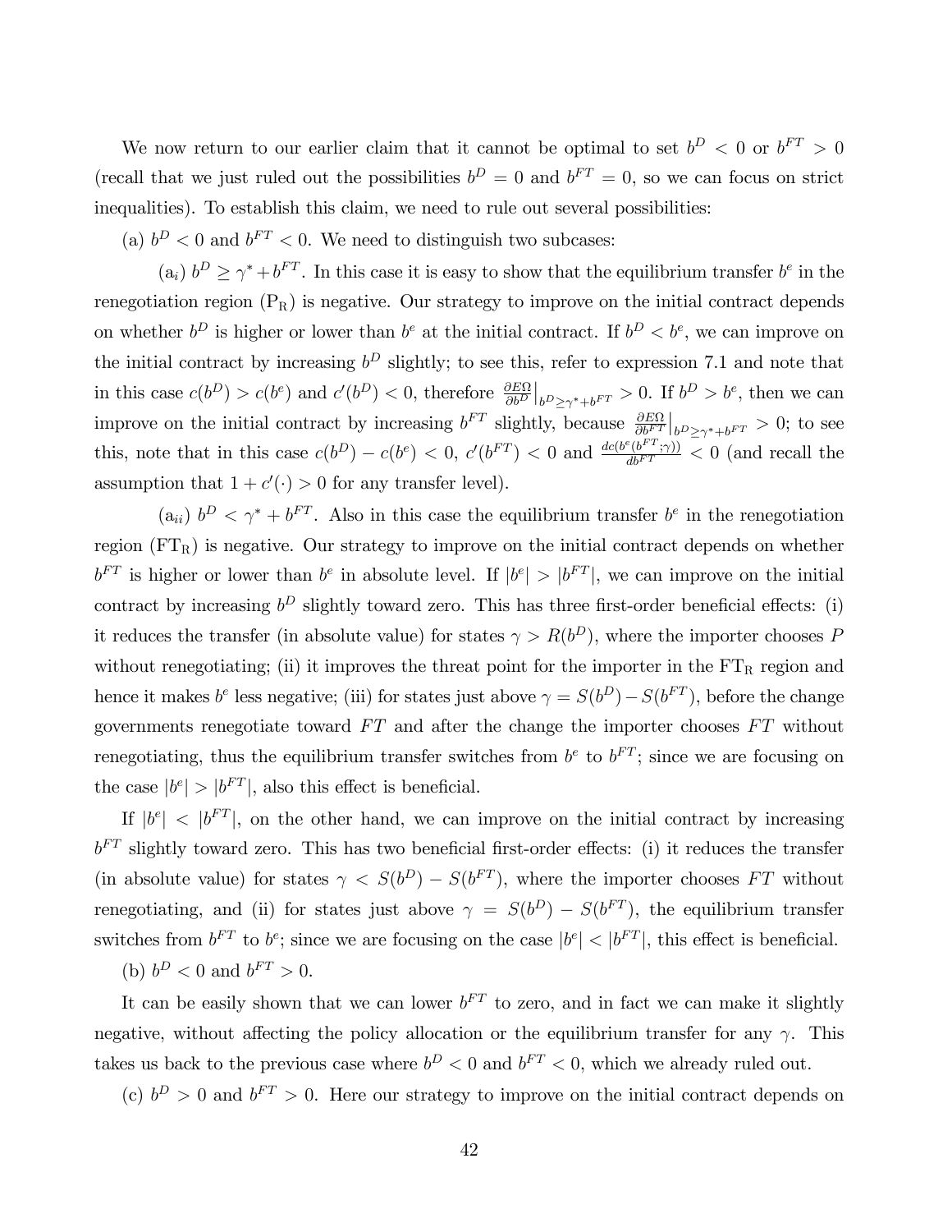We now return to our earlier claim that it cannot be optimal to set $b^D < 0$ or $b^{FT} > 0$ (recall that we just ruled out the possibilities $b^D = 0$ and $b^{FT} = 0$, so we can focus on strict inequalities). To establish this claim, we need to rule out several possibilities:

(a) $b^D < 0$ and $b^{FT} < 0$. We need to distinguish two subcases:

($a_i$) $b^D \geq \gamma^* + b^{FT}$. In this case it is easy to show that the equilibrium transfer $b^e$ in the renegotiation region ($P_R$) is negative. Our strategy to improve on the initial contract depends on whether $b^D$ is higher or lower than $b^e$ at the initial contract. If $b^D < b^e$, we can improve on the initial contract by increasing $b^D$ slightly; to see this, refer to expression 7.1 and note that in this case $c(b^D) > c(b^e)$ and $c'(b^D) < 0$, therefore $\frac{\partial E\Omega}{\partial b^D}\big|_{b^D \geq \gamma^* + b^{FT}} > 0$. If $b^D > b^e$, then we can improve on the initial contract by increasing $b^{FT}$ slightly, because $\frac{\partial E\Omega}{\partial b^{FT}}\big|_{b^D \geq \gamma^* + b^{FT}} > 0$; to see this, note that in this case $c(b^D) - c(b^e) < 0$, $c'(b^{FT}) < 0$ and $\frac{dc(b^e(b^{FT};\gamma))}{db^{FT}} < 0$ (and recall the assumption that $1 + c'(\cdot) > 0$ for any transfer level).

($a_{ii}$) $b^D < \gamma^* + b^{FT}$. Also in this case the equilibrium transfer $b^e$ in the renegotiation region ($FT_R$) is negative. Our strategy to improve on the initial contract depends on whether $b^{FT}$ is higher or lower than $b^e$ in absolute level. If $|b^e| > |b^{FT}|$, we can improve on the initial contract by increasing $b^D$ slightly toward zero. This has three first-order beneficial effects: (i) it reduces the transfer (in absolute value) for states $\gamma > R(b^D)$, where the importer chooses $P$ without renegotiating; (ii) it improves the threat point for the importer in the $FT_R$ region and hence it makes $b^e$ less negative; (iii) for states just above $\gamma = S(b^D) - S(b^{FT})$, before the change governments renegotiate toward $FT$ and after the change the importer chooses $FT$ without renegotiating, thus the equilibrium transfer switches from $b^e$ to $b^{FT}$; since we are focusing on the case $|b^e| > |b^{FT}|$, also this effect is beneficial.

If $|b^e| < |b^{FT}|$, on the other hand, we can improve on the initial contract by increasing $b^{FT}$ slightly toward zero. This has two beneficial first-order effects: (i) it reduces the transfer (in absolute value) for states $\gamma < S(b^D) - S(b^{FT})$, where the importer chooses $FT$ without renegotiating, and (ii) for states just above $\gamma = S(b^D) - S(b^{FT})$, the equilibrium transfer switches from $b^{FT}$ to $b^e$; since we are focusing on the case $|b^e| < |b^{FT}|$, this effect is beneficial.

(b) $b^D < 0$ and $b^{FT} > 0$.

It can be easily shown that we can lower $b^{FT}$ to zero, and in fact we can make it slightly negative, without affecting the policy allocation or the equilibrium transfer for any $\gamma$. This takes us back to the previous case where $b^D < 0$ and $b^{FT} < 0$, which we already ruled out.

(c) $b^D > 0$ and $b^{FT} > 0$. Here our strategy to improve on the initial contract depends on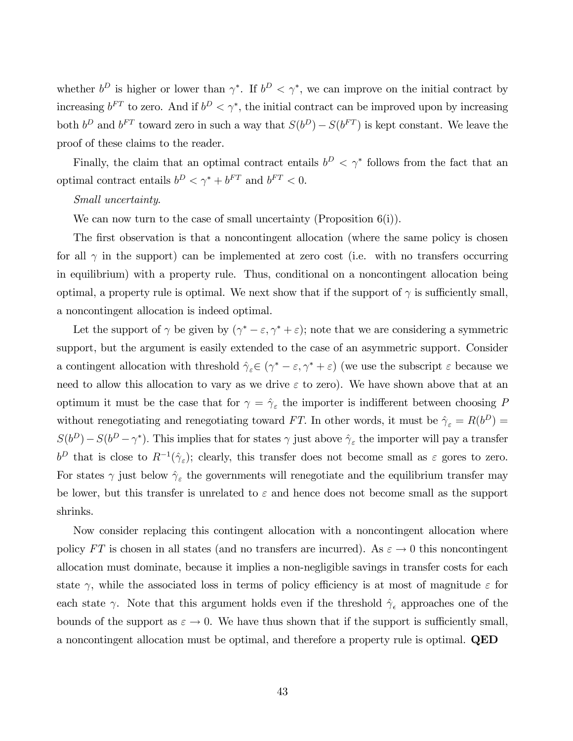whether $b^D$ is higher or lower than $\gamma^*$. If $b^D < \gamma^*$, we can improve on the initial contract by increasing $b^{FT}$ to zero. And if $b^D < \gamma^*$, the initial contract can be improved upon by increasing both $b^D$ and $b^{FT}$ toward zero in such a way that $S(b^D) - S(b^{FT})$ is kept constant. We leave the proof of these claims to the reader.

Finally, the claim that an optimal contract entails $b^D < \gamma^*$ follows from the fact that an optimal contract entails $b^D < \gamma^* + b^{FT}$ and $b^{FT} < 0$.

*Small uncertainty.*

We can now turn to the case of small uncertainty (Proposition 6(i)).

The first observation is that a noncontingent allocation (where the same policy is chosen for all $\gamma$ in the support) can be implemented at zero cost (i.e. with no transfers occurring in equilibrium) with a property rule. Thus, conditional on a noncontingent allocation being optimal, a property rule is optimal. We next show that if the support of $\gamma$ is sufficiently small, a noncontingent allocation is indeed optimal.

Let the support of $\gamma$ be given by $(\gamma^* - \varepsilon, \gamma^* + \varepsilon)$; note that we are considering a symmetric support, but the argument is easily extended to the case of an asymmetric support. Consider a contingent allocation with threshold $\hat{\gamma}_\varepsilon \in (\gamma^* - \varepsilon, \gamma^* + \varepsilon)$ (we use the subscript $\varepsilon$ because we need to allow this allocation to vary as we drive $\varepsilon$ to zero). We have shown above that at an optimum it must be the case that for $\gamma = \hat{\gamma}_\varepsilon$ the importer is indifferent between choosing $P$ without renegotiating and renegotiating toward $FT$. In other words, it must be $\hat{\gamma}_\varepsilon = R(b^D) = S(b^D) - S(b^D - \gamma^*)$. This implies that for states $\gamma$ just above $\hat{\gamma}_\varepsilon$ the importer will pay a transfer $b^D$ that is close to $R^{-1}(\hat{\gamma}_\varepsilon)$; clearly, this transfer does not become small as $\varepsilon$ gores to zero. For states $\gamma$ just below $\hat{\gamma}_\varepsilon$ the governments will renegotiate and the equilibrium transfer may be lower, but this transfer is unrelated to $\varepsilon$ and hence does not become small as the support shrinks.

Now consider replacing this contingent allocation with a noncontingent allocation where policy $FT$ is chosen in all states (and no transfers are incurred). As $\varepsilon \to 0$ this noncontingent allocation must dominate, because it implies a non-negligible savings in transfer costs for each state $\gamma$, while the associated loss in terms of policy efficiency is at most of magnitude $\varepsilon$ for each state $\gamma$. Note that this argument holds even if the threshold $\hat{\gamma}_\epsilon$ approaches one of the bounds of the support as $\varepsilon \to 0$. We have thus shown that if the support is sufficiently small, a noncontingent allocation must be optimal, and therefore a property rule is optimal. **QED**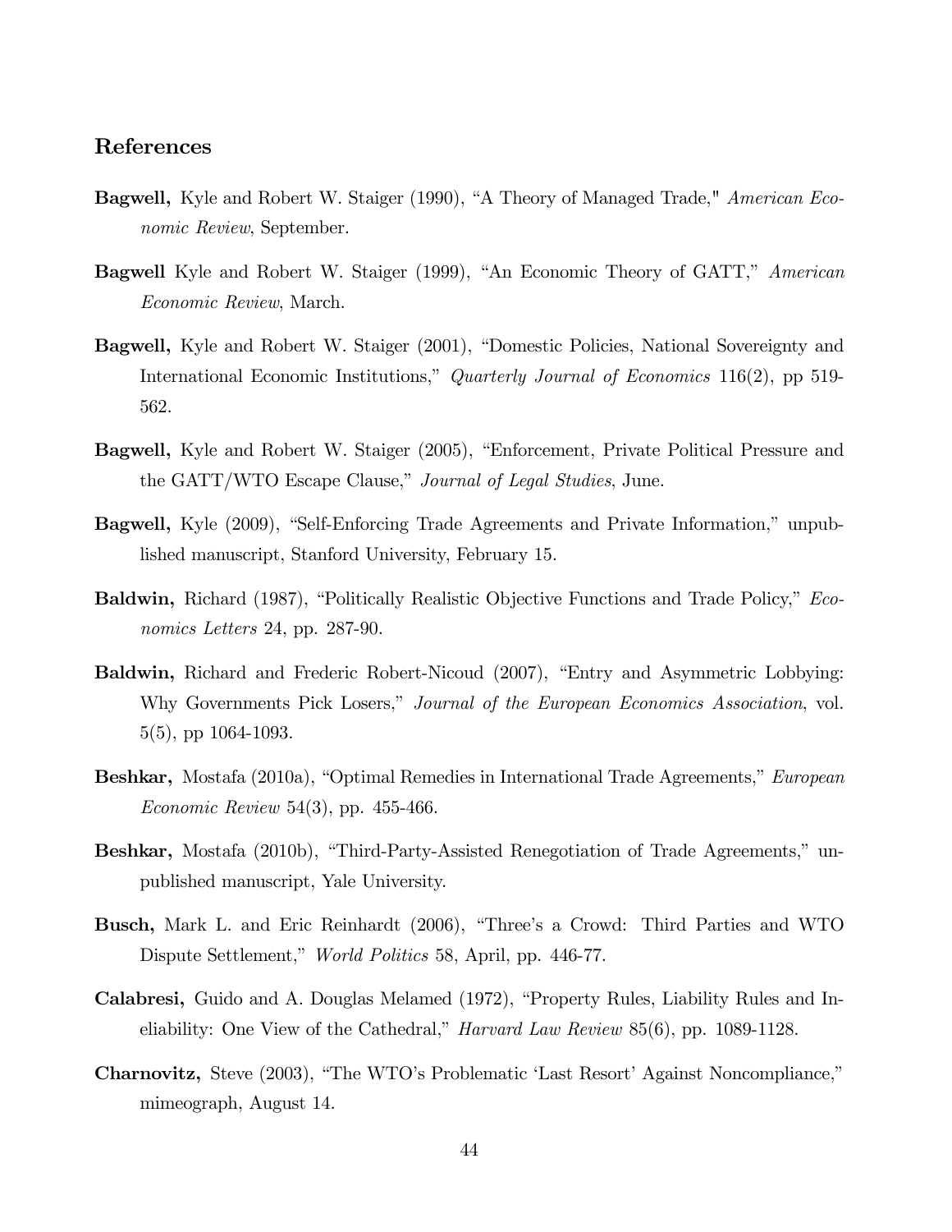## References

**Bagwell,** Kyle and Robert W. Staiger (1990), "A Theory of Managed Trade," *American Economic Review*, September.

**Bagwell** Kyle and Robert W. Staiger (1999), "An Economic Theory of GATT," *American Economic Review*, March.

**Bagwell,** Kyle and Robert W. Staiger (2001), "Domestic Policies, National Sovereignty and International Economic Institutions," *Quarterly Journal of Economics* 116(2), pp 519-562.

**Bagwell,** Kyle and Robert W. Staiger (2005), "Enforcement, Private Political Pressure and the GATT/WTO Escape Clause," *Journal of Legal Studies*, June.

**Bagwell,** Kyle (2009), "Self-Enforcing Trade Agreements and Private Information," unpublished manuscript, Stanford University, February 15.

**Baldwin,** Richard (1987), "Politically Realistic Objective Functions and Trade Policy," *Economics Letters* 24, pp. 287-90.

**Baldwin,** Richard and Frederic Robert-Nicoud (2007), "Entry and Asymmetric Lobbying: Why Governments Pick Losers," *Journal of the European Economics Association*, vol. 5(5), pp 1064-1093.

**Beshkar,** Mostafa (2010a), "Optimal Remedies in International Trade Agreements," *European Economic Review* 54(3), pp. 455-466.

**Beshkar,** Mostafa (2010b), "Third-Party-Assisted Renegotiation of Trade Agreements," unpublished manuscript, Yale University.

**Busch,** Mark L. and Eric Reinhardt (2006), "Three's a Crowd: Third Parties and WTO Dispute Settlement," *World Politics* 58, April, pp. 446-77.

**Calabresi,** Guido and A. Douglas Melamed (1972), "Property Rules, Liability Rules and Ineliability: One View of the Cathedral," *Harvard Law Review* 85(6), pp. 1089-1128.

**Charnovitz,** Steve (2003), "The WTO's Problematic 'Last Resort' Against Noncompliance," mimeograph, August 14.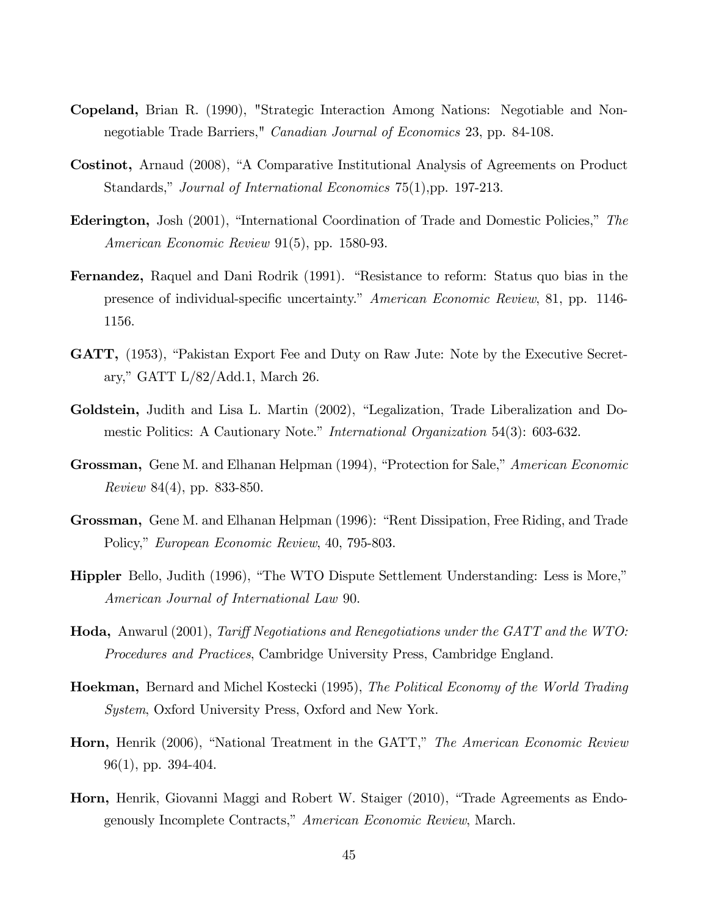**Copeland,** Brian R. (1990), "Strategic Interaction Among Nations: Negotiable and Non-negotiable Trade Barriers," *Canadian Journal of Economics* 23, pp. 84-108.

**Costinot,** Arnaud (2008), "A Comparative Institutional Analysis of Agreements on Product Standards," *Journal of International Economics* 75(1),pp. 197-213.

**Ederington,** Josh (2001), "International Coordination of Trade and Domestic Policies," *The American Economic Review* 91(5), pp. 1580-93.

**Fernandez,** Raquel and Dani Rodrik (1991). "Resistance to reform: Status quo bias in the presence of individual-specific uncertainty." *American Economic Review*, 81, pp. 1146-1156.

**GATT,** (1953), "Pakistan Export Fee and Duty on Raw Jute: Note by the Executive Secretary," GATT L/82/Add.1, March 26.

**Goldstein,** Judith and Lisa L. Martin (2002), "Legalization, Trade Liberalization and Domestic Politics: A Cautionary Note." *International Organization* 54(3): 603-632.

**Grossman,** Gene M. and Elhanan Helpman (1994), "Protection for Sale," *American Economic Review* 84(4), pp. 833-850.

**Grossman,** Gene M. and Elhanan Helpman (1996): "Rent Dissipation, Free Riding, and Trade Policy," *European Economic Review*, 40, 795-803.

**Hippler** Bello, Judith (1996), "The WTO Dispute Settlement Understanding: Less is More," *American Journal of International Law* 90.

**Hoda,** Anwarul (2001), *Tariff Negotiations and Renegotiations under the GATT and the WTO: Procedures and Practices*, Cambridge University Press, Cambridge England.

**Hoekman,** Bernard and Michel Kostecki (1995), *The Political Economy of the World Trading System*, Oxford University Press, Oxford and New York.

**Horn,** Henrik (2006), "National Treatment in the GATT," *The American Economic Review* 96(1), pp. 394-404.

**Horn,** Henrik, Giovanni Maggi and Robert W. Staiger (2010), "Trade Agreements as Endogenously Incomplete Contracts," *American Economic Review*, March.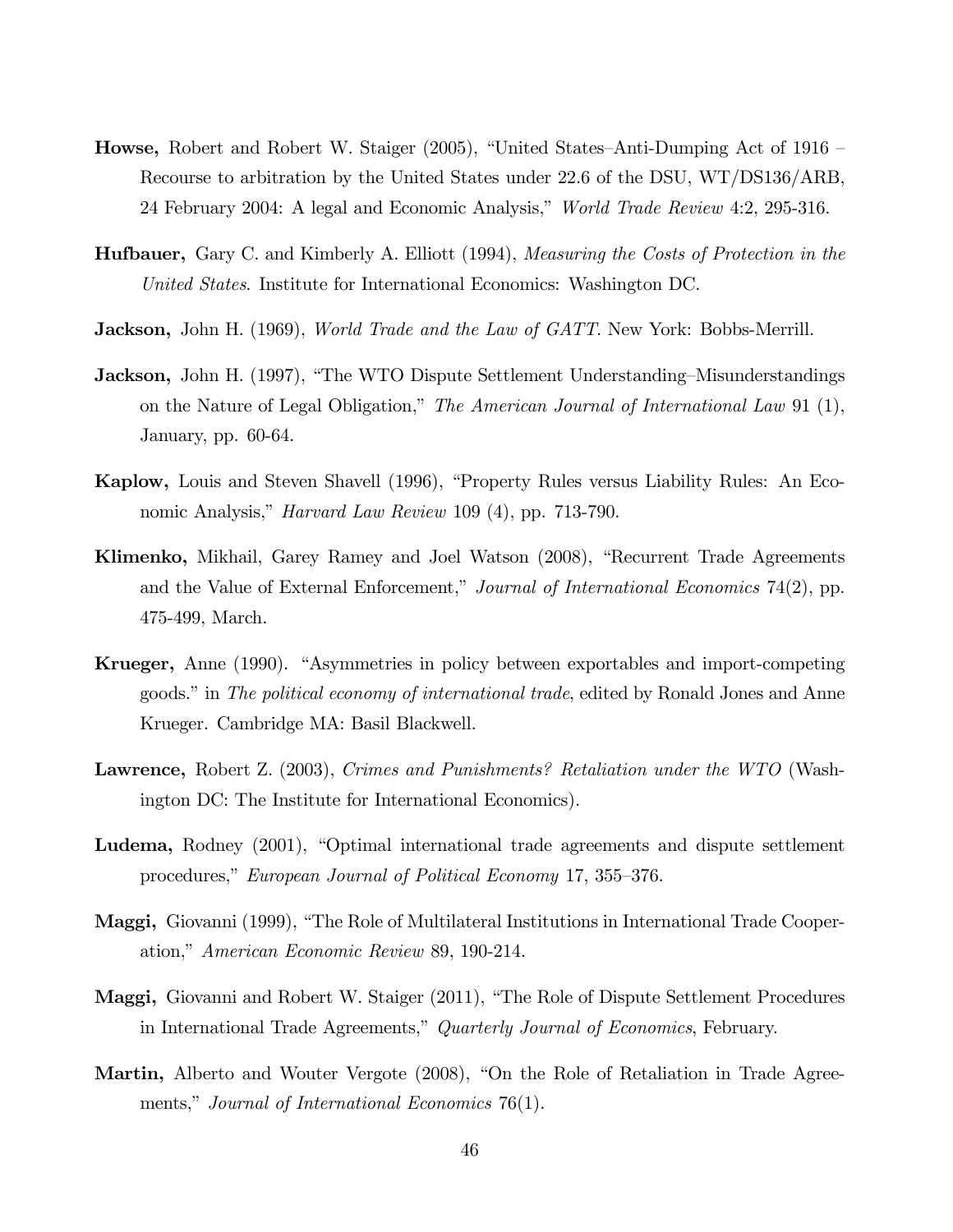**Howse,** Robert and Robert W. Staiger (2005), "United States–Anti-Dumping Act of 1916 – Recourse to arbitration by the United States under 22.6 of the DSU, WT/DS136/ARB, 24 February 2004: A legal and Economic Analysis," *World Trade Review* 4:2, 295-316.

**Hufbauer,** Gary C. and Kimberly A. Elliott (1994), *Measuring the Costs of Protection in the United States*. Institute for International Economics: Washington DC.

**Jackson,** John H. (1969), *World Trade and the Law of GATT*. New York: Bobbs-Merrill.

**Jackson,** John H. (1997), "The WTO Dispute Settlement Understanding–Misunderstandings on the Nature of Legal Obligation," *The American Journal of International Law* 91 (1), January, pp. 60-64.

**Kaplow,** Louis and Steven Shavell (1996), "Property Rules versus Liability Rules: An Economic Analysis," *Harvard Law Review* 109 (4), pp. 713-790.

**Klimenko,** Mikhail, Garey Ramey and Joel Watson (2008), "Recurrent Trade Agreements and the Value of External Enforcement," *Journal of International Economics* 74(2), pp. 475-499, March.

**Krueger,** Anne (1990). "Asymmetries in policy between exportables and import-competing goods." in *The political economy of international trade*, edited by Ronald Jones and Anne Krueger. Cambridge MA: Basil Blackwell.

**Lawrence,** Robert Z. (2003), *Crimes and Punishments? Retaliation under the WTO* (Washington DC: The Institute for International Economics).

**Ludema,** Rodney (2001), "Optimal international trade agreements and dispute settlement procedures," *European Journal of Political Economy* 17, 355–376.

**Maggi,** Giovanni (1999), "The Role of Multilateral Institutions in International Trade Cooperation," *American Economic Review* 89, 190-214.

**Maggi,** Giovanni and Robert W. Staiger (2011), "The Role of Dispute Settlement Procedures in International Trade Agreements," *Quarterly Journal of Economics*, February.

**Martin,** Alberto and Wouter Vergote (2008), "On the Role of Retaliation in Trade Agreements," *Journal of International Economics* 76(1).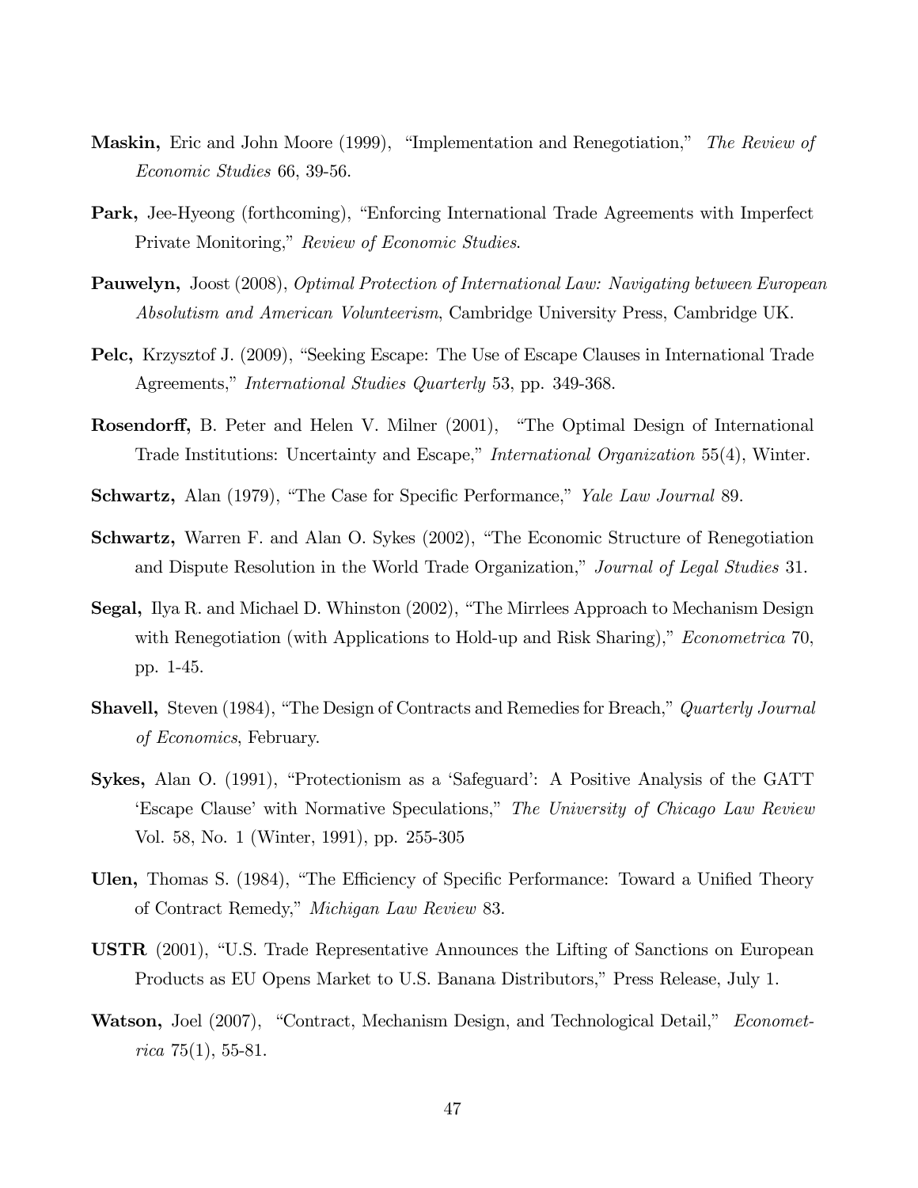**Maskin,** Eric and John Moore (1999), "Implementation and Renegotiation," *The Review of Economic Studies* 66, 39-56.

**Park,** Jee-Hyeong (forthcoming), "Enforcing International Trade Agreements with Imperfect Private Monitoring," *Review of Economic Studies*.

**Pauwelyn,** Joost (2008), *Optimal Protection of International Law: Navigating between European Absolutism and American Volunteerism*, Cambridge University Press, Cambridge UK.

**Pelc,** Krzysztof J. (2009), "Seeking Escape: The Use of Escape Clauses in International Trade Agreements," *International Studies Quarterly* 53, pp. 349-368.

**Rosendorff,** B. Peter and Helen V. Milner (2001), "The Optimal Design of International Trade Institutions: Uncertainty and Escape," *International Organization* 55(4), Winter.

**Schwartz,** Alan (1979), "The Case for Specific Performance," *Yale Law Journal* 89.

**Schwartz,** Warren F. and Alan O. Sykes (2002), "The Economic Structure of Renegotiation and Dispute Resolution in the World Trade Organization," *Journal of Legal Studies* 31.

**Segal,** Ilya R. and Michael D. Whinston (2002), "The Mirrlees Approach to Mechanism Design with Renegotiation (with Applications to Hold-up and Risk Sharing)," *Econometrica* 70, pp. 1-45.

**Shavell,** Steven (1984), "The Design of Contracts and Remedies for Breach," *Quarterly Journal of Economics*, February.

**Sykes,** Alan O. (1991), "Protectionism as a 'Safeguard': A Positive Analysis of the GATT 'Escape Clause' with Normative Speculations," *The University of Chicago Law Review* Vol. 58, No. 1 (Winter, 1991), pp. 255-305

**Ulen,** Thomas S. (1984), "The Efficiency of Specific Performance: Toward a Unified Theory of Contract Remedy," *Michigan Law Review* 83.

**USTR** (2001), "U.S. Trade Representative Announces the Lifting of Sanctions on European Products as EU Opens Market to U.S. Banana Distributors," Press Release, July 1.

**Watson,** Joel (2007), "Contract, Mechanism Design, and Technological Detail," *Econometrica* 75(1), 55-81.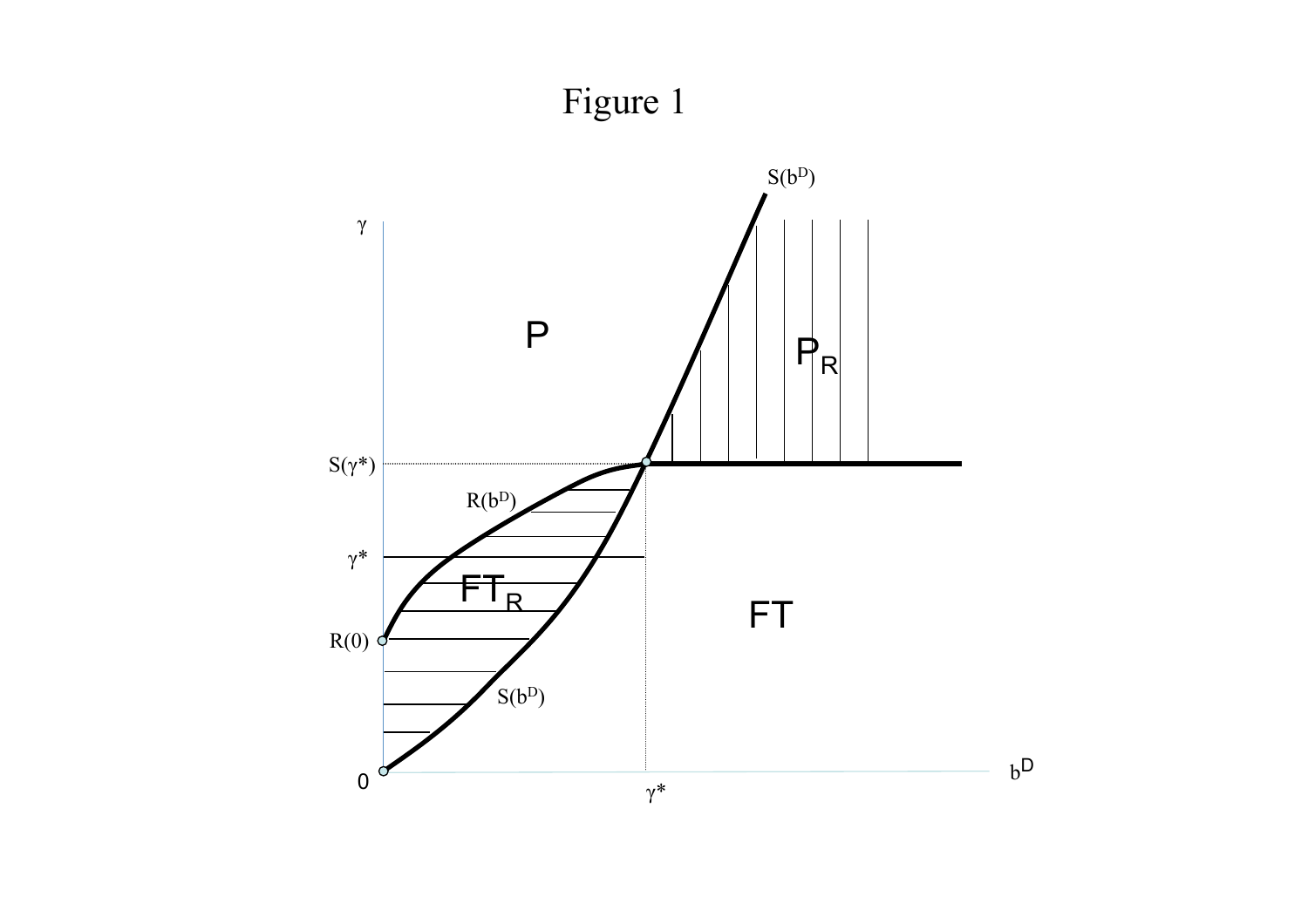# Figure 1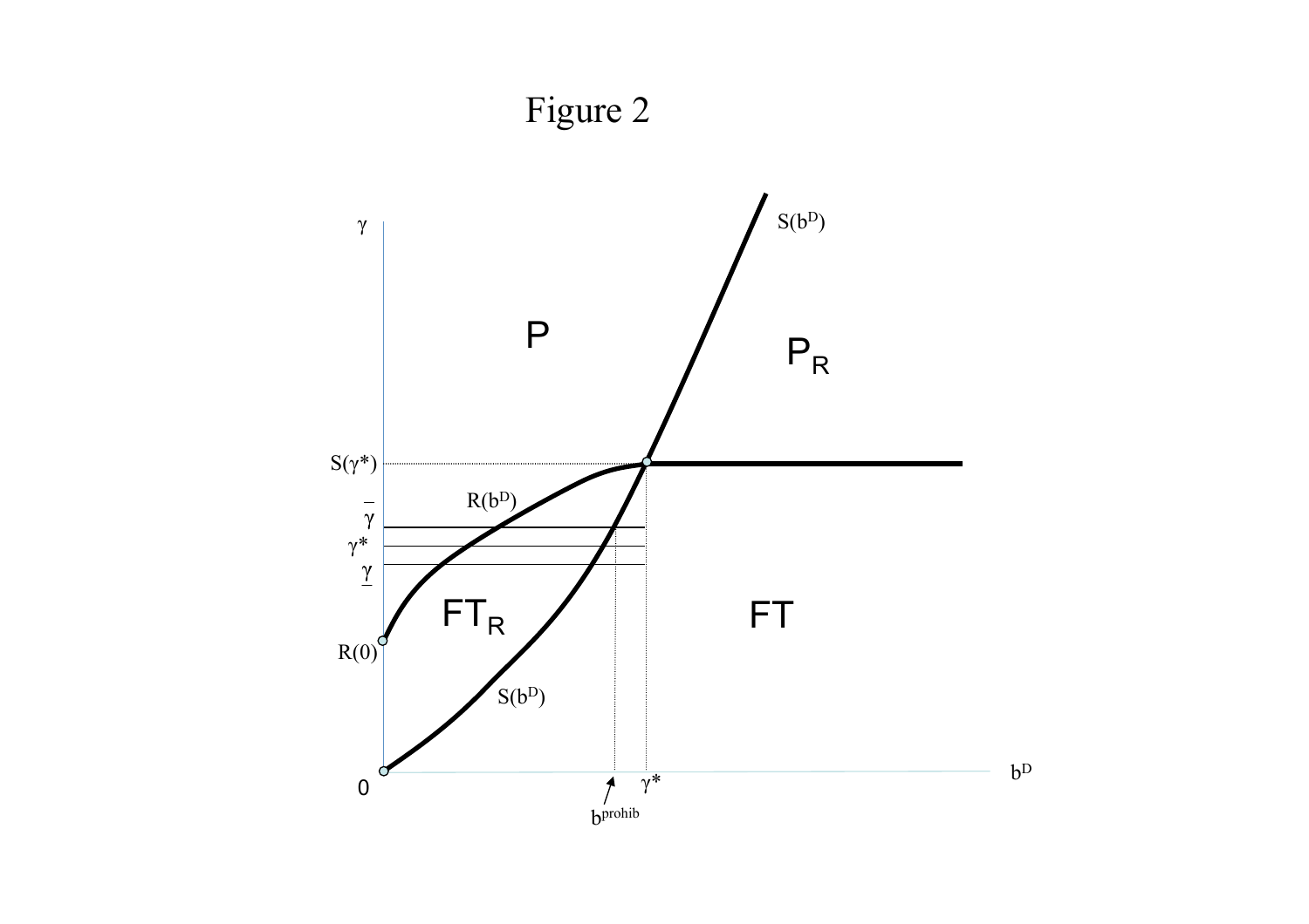# Figure 2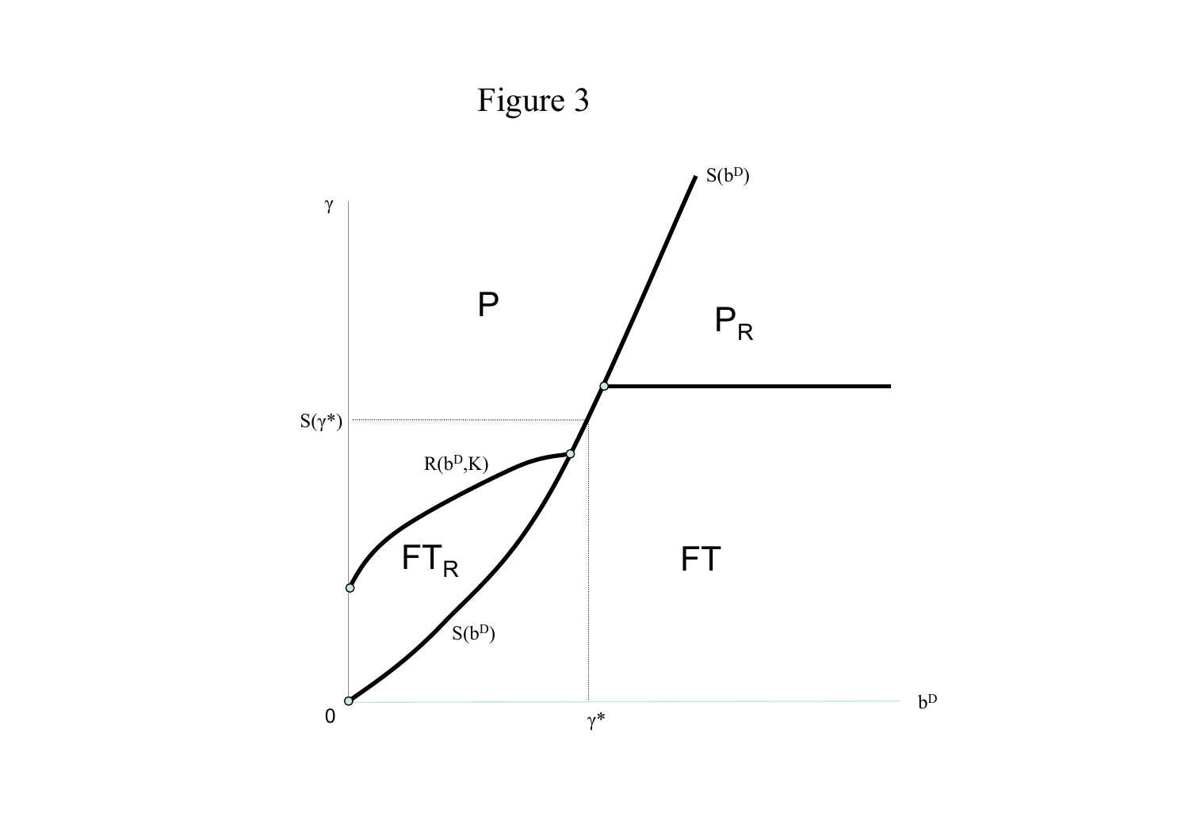Figure 3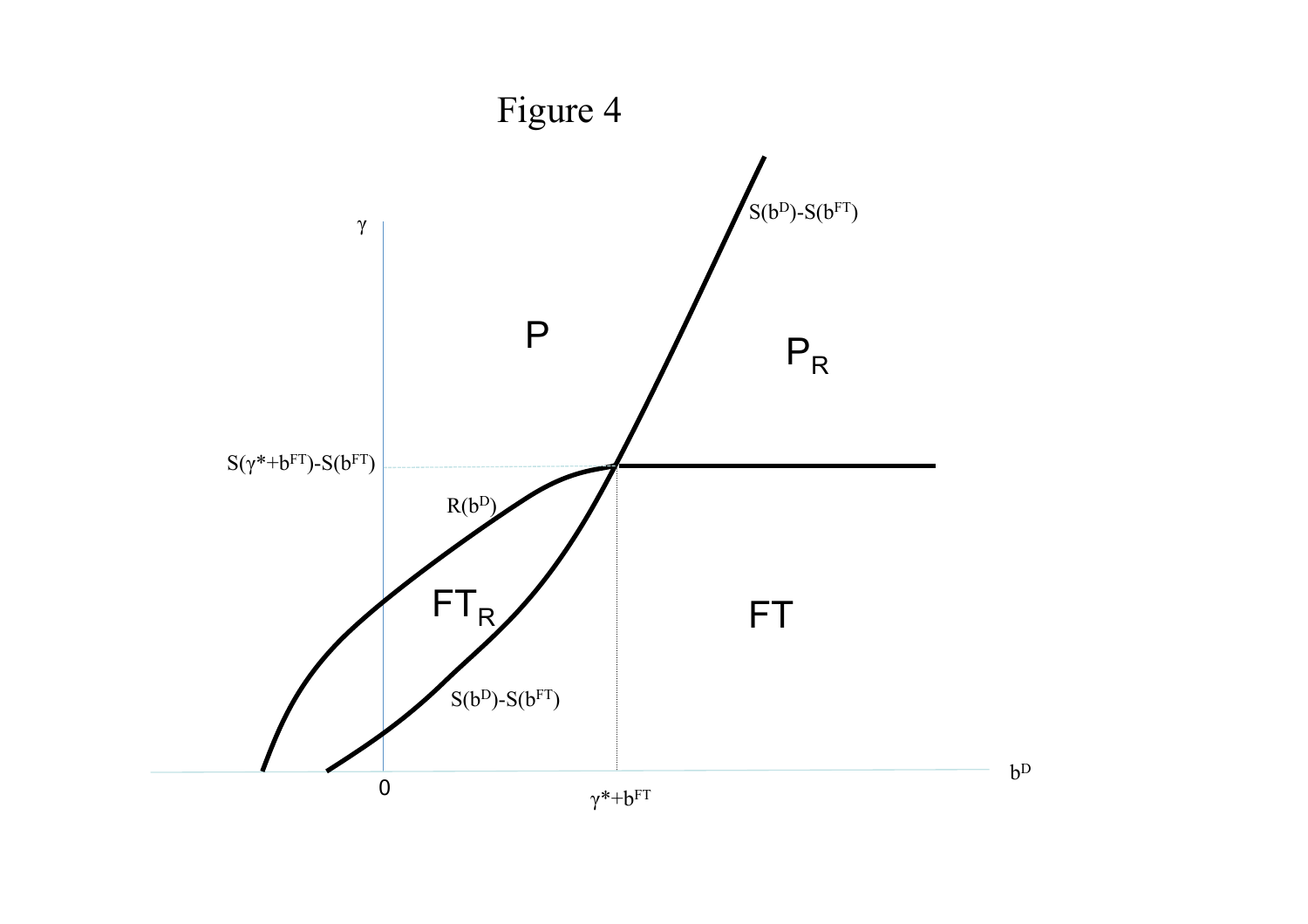# Figure 4

$\gamma$

$S(b^D)-S(b^{FT})$

P

$P_R$

$S(\gamma^*+b^{FT})-S(b^{FT})$

$R(b^D)$

$FT_R$

FT

$S(b^D)-S(b^{FT})$

0

$\gamma^*+b^{FT}$

$b^D$